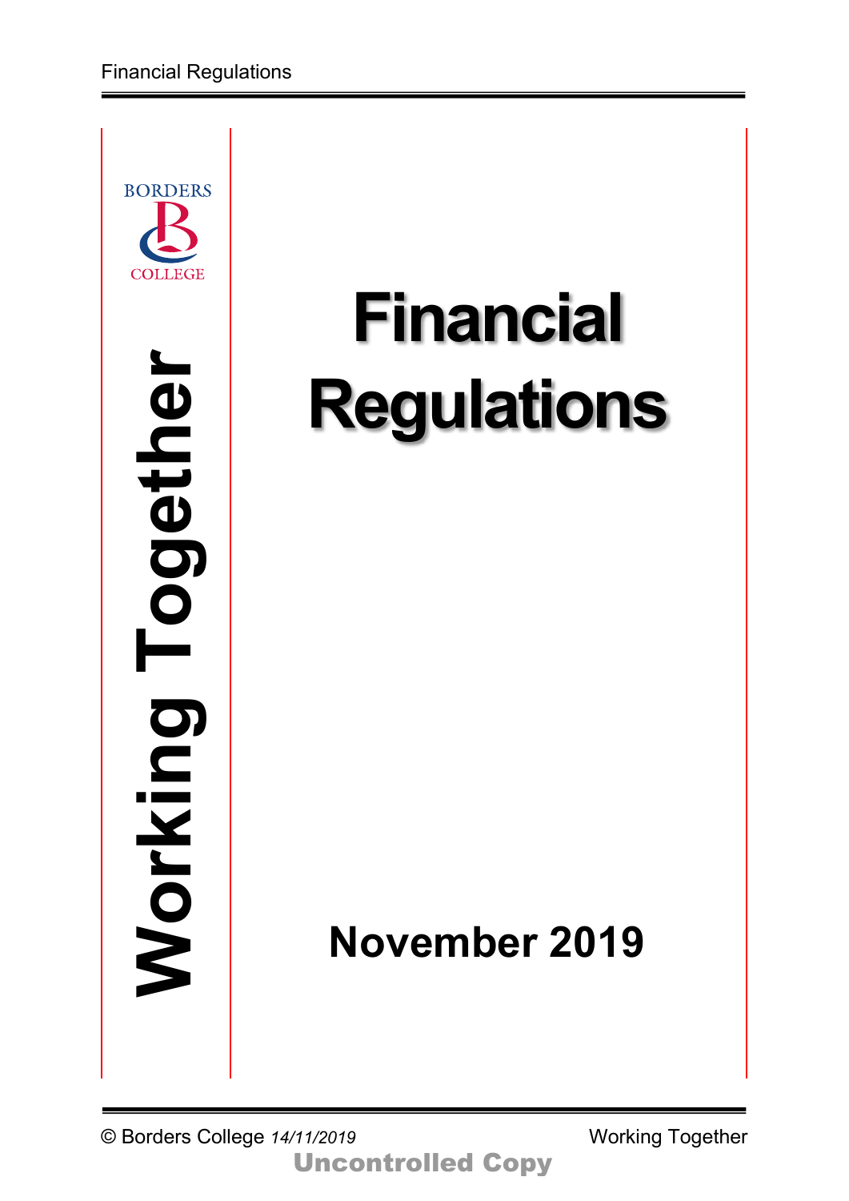BORDERS COLLEGE

**Working Together**

# Financial Regulations

**November 2019**

Uncontrolled Copy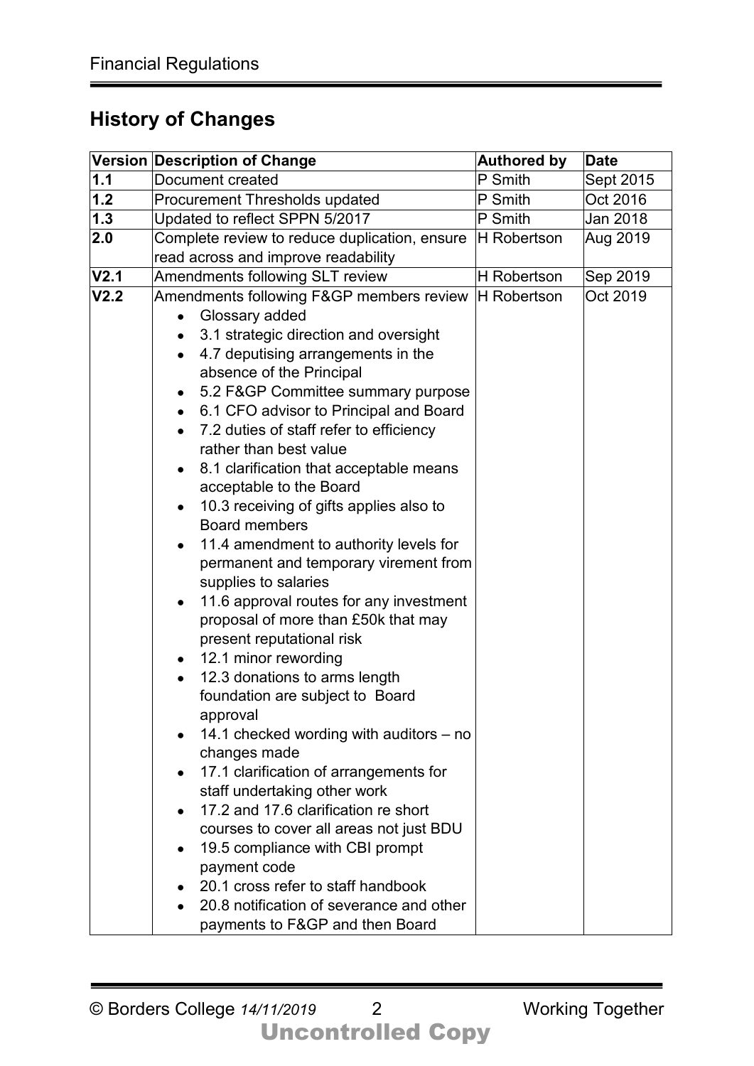## History of Changes

| Version | Description of Change | Authored by | Date |
|---|---|---|---|
| **1.1** | Document created | P Smith | Sept 2015 |
| **1.2** | Procurement Thresholds updated | P Smith | Oct 2016 |
| **1.3** | Updated to reflect SPPN 5/2017 | P Smith | Jan 2018 |
| **2.0** | Complete review to reduce duplication, ensure read across and improve readability | H Robertson | Aug 2019 |
| **V2.1** | Amendments following SLT review | H Robertson | Sep 2019 |
| **V2.2** | Amendments following F&GP members review<br>• Glossary added<br>• 3.1 strategic direction and oversight<br>• 4.7 deputising arrangements in the absence of the Principal<br>• 5.2 F&GP Committee summary purpose<br>• 6.1 CFO advisor to Principal and Board<br>• 7.2 duties of staff refer to efficiency rather than best value<br>• 8.1 clarification that acceptable means acceptable to the Board<br>• 10.3 receiving of gifts applies also to Board members<br>• 11.4 amendment to authority levels for permanent and temporary virement from supplies to salaries<br>• 11.6 approval routes for any investment proposal of more than £50k that may present reputational risk<br>• 12.1 minor rewording<br>• 12.3 donations to arms length foundation are subject to Board approval<br>• 14.1 checked wording with auditors – no changes made<br>• 17.1 clarification of arrangements for staff undertaking other work<br>• 17.2 and 17.6 clarification re short courses to cover all areas not just BDU<br>• 19.5 compliance with CBI prompt payment code<br>• 20.1 cross refer to staff handbook<br>• 20.8 notification of severance and other payments to F&GP and then Board | H Robertson | Oct 2019 |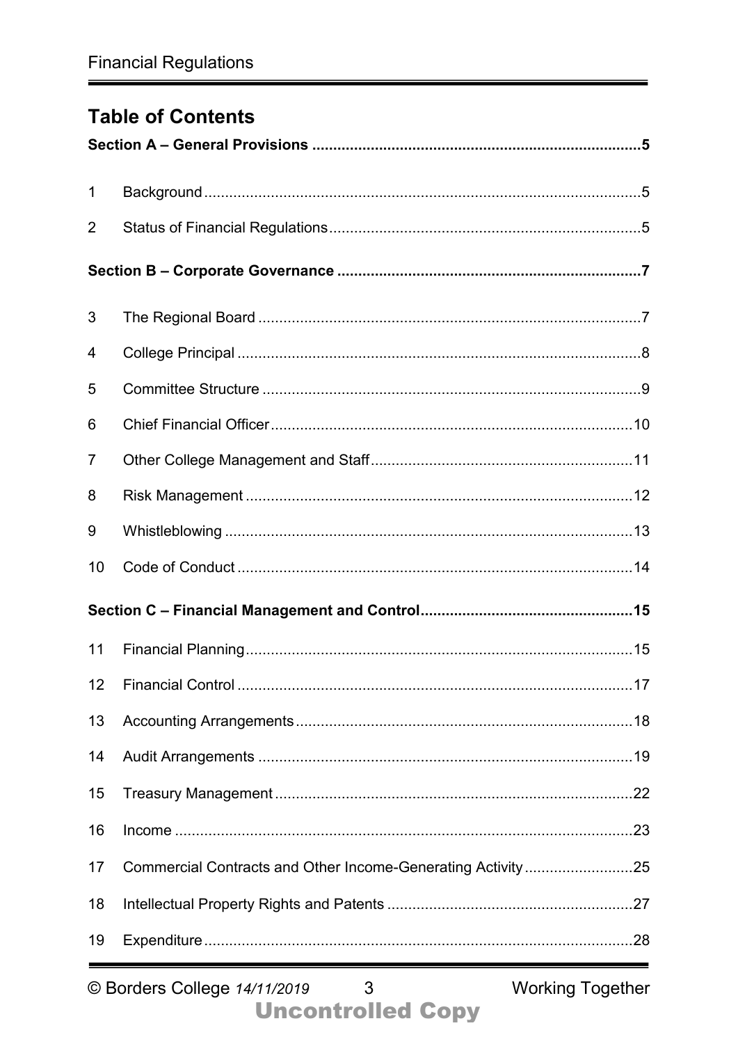## Table of Contents

**Section A – General Provisions ..... 5**

1 Background ..... 5

2 Status of Financial Regulations ..... 5

**Section B – Corporate Governance ..... 7**

3 The Regional Board ..... 7

4 College Principal ..... 8

5 Committee Structure ..... 9

6 Chief Financial Officer ..... 10

7 Other College Management and Staff ..... 11

8 Risk Management ..... 12

9 Whistleblowing ..... 13

10 Code of Conduct ..... 14

**Section C – Financial Management and Control ..... 15**

11 Financial Planning ..... 15

12 Financial Control ..... 17

13 Accounting Arrangements ..... 18

14 Audit Arrangements ..... 19

15 Treasury Management ..... 22

16 Income ..... 23

17 Commercial Contracts and Other Income-Generating Activity ..... 25

18 Intellectual Property Rights and Patents ..... 27

19 Expenditure ..... 28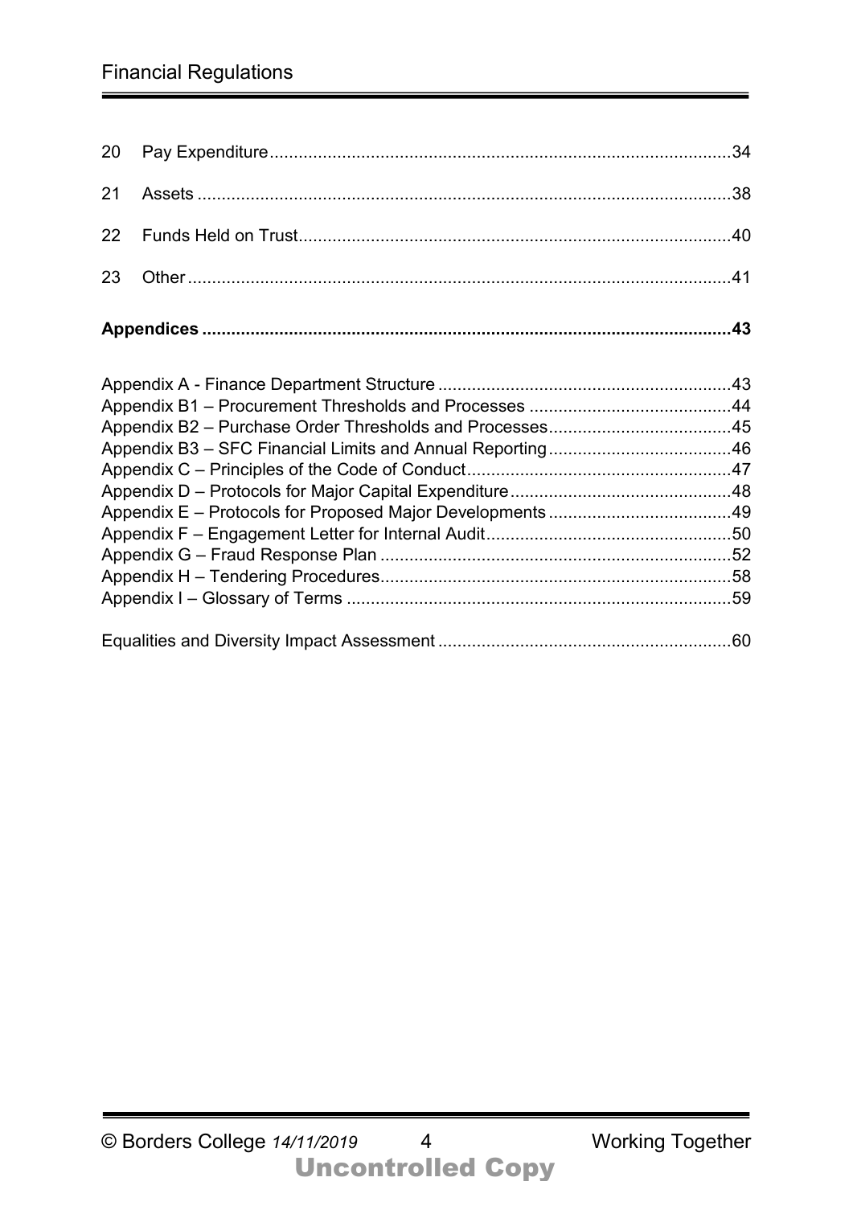20 Pay Expenditure ........ 34

21 Assets ........ 38

22 Funds Held on Trust ........ 40

23 Other ........ 41

**Appendices ........ 43**

Appendix A - Finance Department Structure ........ 43
Appendix B1 – Procurement Thresholds and Processes ........ 44
Appendix B2 – Purchase Order Thresholds and Processes ........ 45
Appendix B3 – SFC Financial Limits and Annual Reporting ........ 46
Appendix C – Principles of the Code of Conduct ........ 47
Appendix D – Protocols for Major Capital Expenditure ........ 48
Appendix E – Protocols for Proposed Major Developments ........ 49
Appendix F – Engagement Letter for Internal Audit ........ 50
Appendix G – Fraud Response Plan ........ 52
Appendix H – Tendering Procedures ........ 58
Appendix I – Glossary of Terms ........ 59

Equalities and Diversity Impact Assessment ........ 60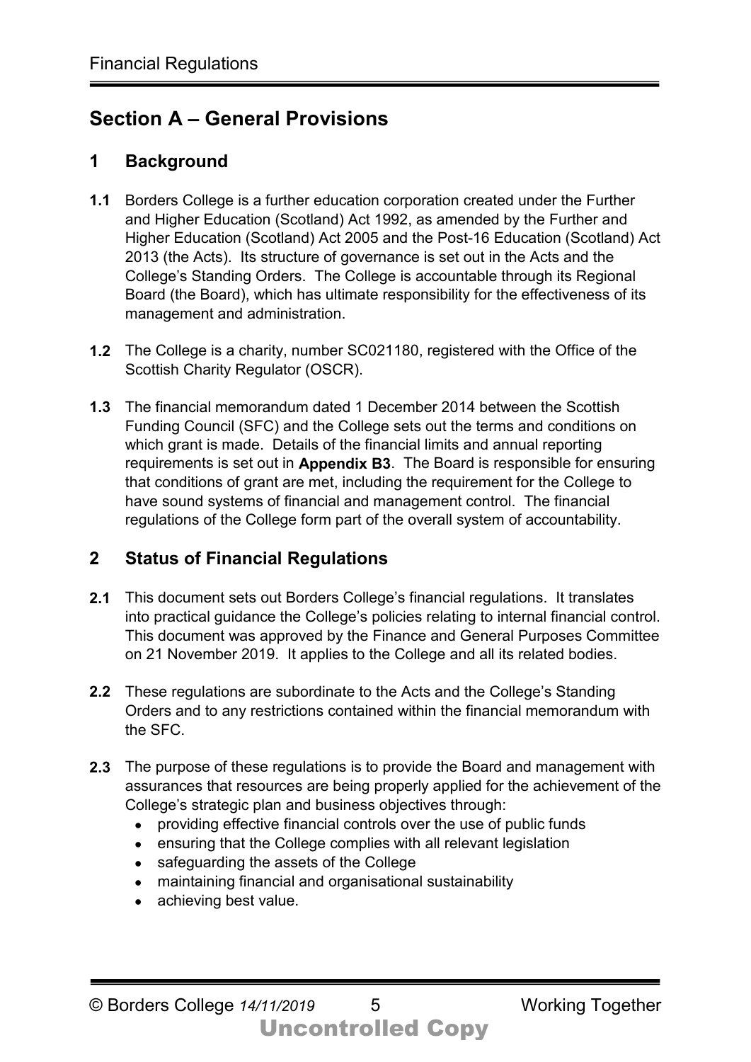# Section A – General Provisions

## 1 Background

**1.1** Borders College is a further education corporation created under the Further and Higher Education (Scotland) Act 1992, as amended by the Further and Higher Education (Scotland) Act 2005 and the Post-16 Education (Scotland) Act 2013 (the Acts). Its structure of governance is set out in the Acts and the College's Standing Orders. The College is accountable through its Regional Board (the Board), which has ultimate responsibility for the effectiveness of its management and administration.

**1.2** The College is a charity, number SC021180, registered with the Office of the Scottish Charity Regulator (OSCR).

**1.3** The financial memorandum dated 1 December 2014 between the Scottish Funding Council (SFC) and the College sets out the terms and conditions on which grant is made. Details of the financial limits and annual reporting requirements is set out in **Appendix B3**. The Board is responsible for ensuring that conditions of grant are met, including the requirement for the College to have sound systems of financial and management control. The financial regulations of the College form part of the overall system of accountability.

## 2 Status of Financial Regulations

**2.1** This document sets out Borders College's financial regulations. It translates into practical guidance the College's policies relating to internal financial control. This document was approved by the Finance and General Purposes Committee on 21 November 2019. It applies to the College and all its related bodies.

**2.2** These regulations are subordinate to the Acts and the College's Standing Orders and to any restrictions contained within the financial memorandum with the SFC.

**2.3** The purpose of these regulations is to provide the Board and management with assurances that resources are being properly applied for the achievement of the College's strategic plan and business objectives through:

- providing effective financial controls over the use of public funds
- ensuring that the College complies with all relevant legislation
- safeguarding the assets of the College
- maintaining financial and organisational sustainability
- achieving best value.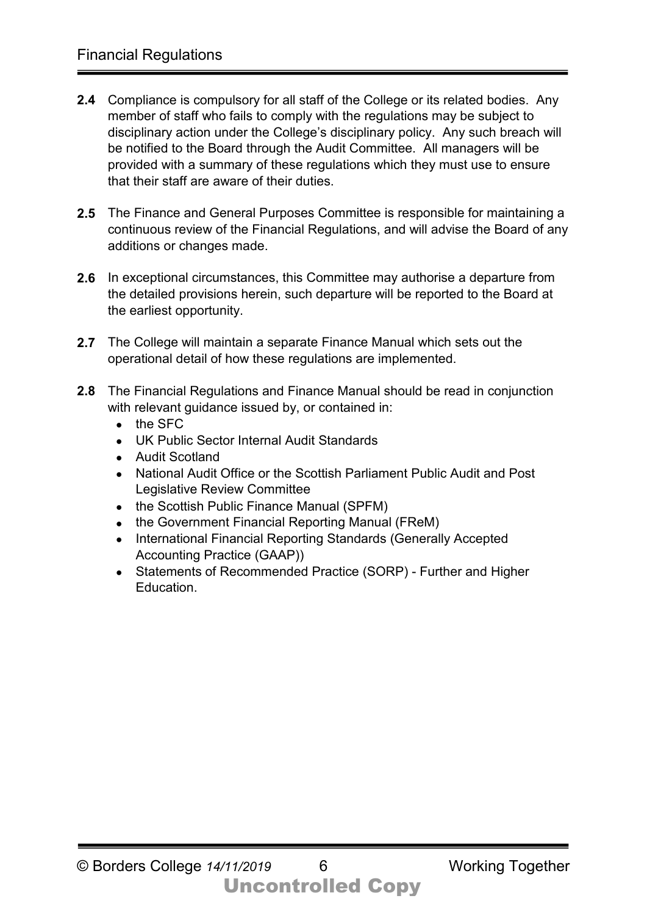**2.4** Compliance is compulsory for all staff of the College or its related bodies. Any member of staff who fails to comply with the regulations may be subject to disciplinary action under the College's disciplinary policy. Any such breach will be notified to the Board through the Audit Committee. All managers will be provided with a summary of these regulations which they must use to ensure that their staff are aware of their duties.

**2.5** The Finance and General Purposes Committee is responsible for maintaining a continuous review of the Financial Regulations, and will advise the Board of any additions or changes made.

**2.6** In exceptional circumstances, this Committee may authorise a departure from the detailed provisions herein, such departure will be reported to the Board at the earliest opportunity.

**2.7** The College will maintain a separate Finance Manual which sets out the operational detail of how these regulations are implemented.

**2.8** The Financial Regulations and Finance Manual should be read in conjunction with relevant guidance issued by, or contained in:

- the SFC
- UK Public Sector Internal Audit Standards
- Audit Scotland
- National Audit Office or the Scottish Parliament Public Audit and Post Legislative Review Committee
- the Scottish Public Finance Manual (SPFM)
- the Government Financial Reporting Manual (FReM)
- International Financial Reporting Standards (Generally Accepted Accounting Practice (GAAP))
- Statements of Recommended Practice (SORP) - Further and Higher Education.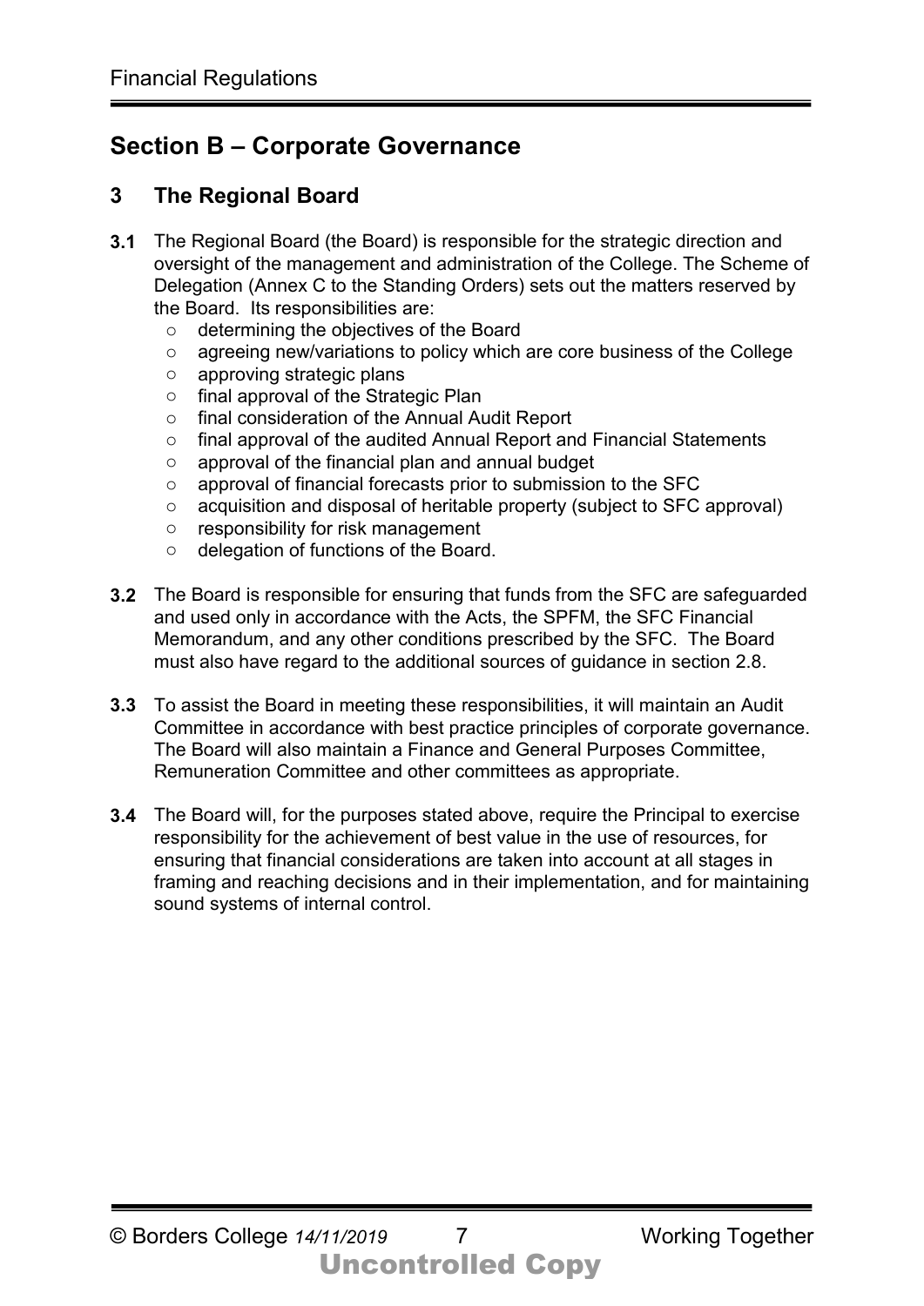# Section B – Corporate Governance

## 3 The Regional Board

**3.1** The Regional Board (the Board) is responsible for the strategic direction and oversight of the management and administration of the College. The Scheme of Delegation (Annex C to the Standing Orders) sets out the matters reserved by the Board. Its responsibilities are:

- determining the objectives of the Board
- agreeing new/variations to policy which are core business of the College
- approving strategic plans
- final approval of the Strategic Plan
- final consideration of the Annual Audit Report
- final approval of the audited Annual Report and Financial Statements
- approval of the financial plan and annual budget
- approval of financial forecasts prior to submission to the SFC
- acquisition and disposal of heritable property (subject to SFC approval)
- responsibility for risk management
- delegation of functions of the Board.

**3.2** The Board is responsible for ensuring that funds from the SFC are safeguarded and used only in accordance with the Acts, the SPFM, the SFC Financial Memorandum, and any other conditions prescribed by the SFC. The Board must also have regard to the additional sources of guidance in section 2.8.

**3.3** To assist the Board in meeting these responsibilities, it will maintain an Audit Committee in accordance with best practice principles of corporate governance. The Board will also maintain a Finance and General Purposes Committee, Remuneration Committee and other committees as appropriate.

**3.4** The Board will, for the purposes stated above, require the Principal to exercise responsibility for the achievement of best value in the use of resources, for ensuring that financial considerations are taken into account at all stages in framing and reaching decisions and in their implementation, and for maintaining sound systems of internal control.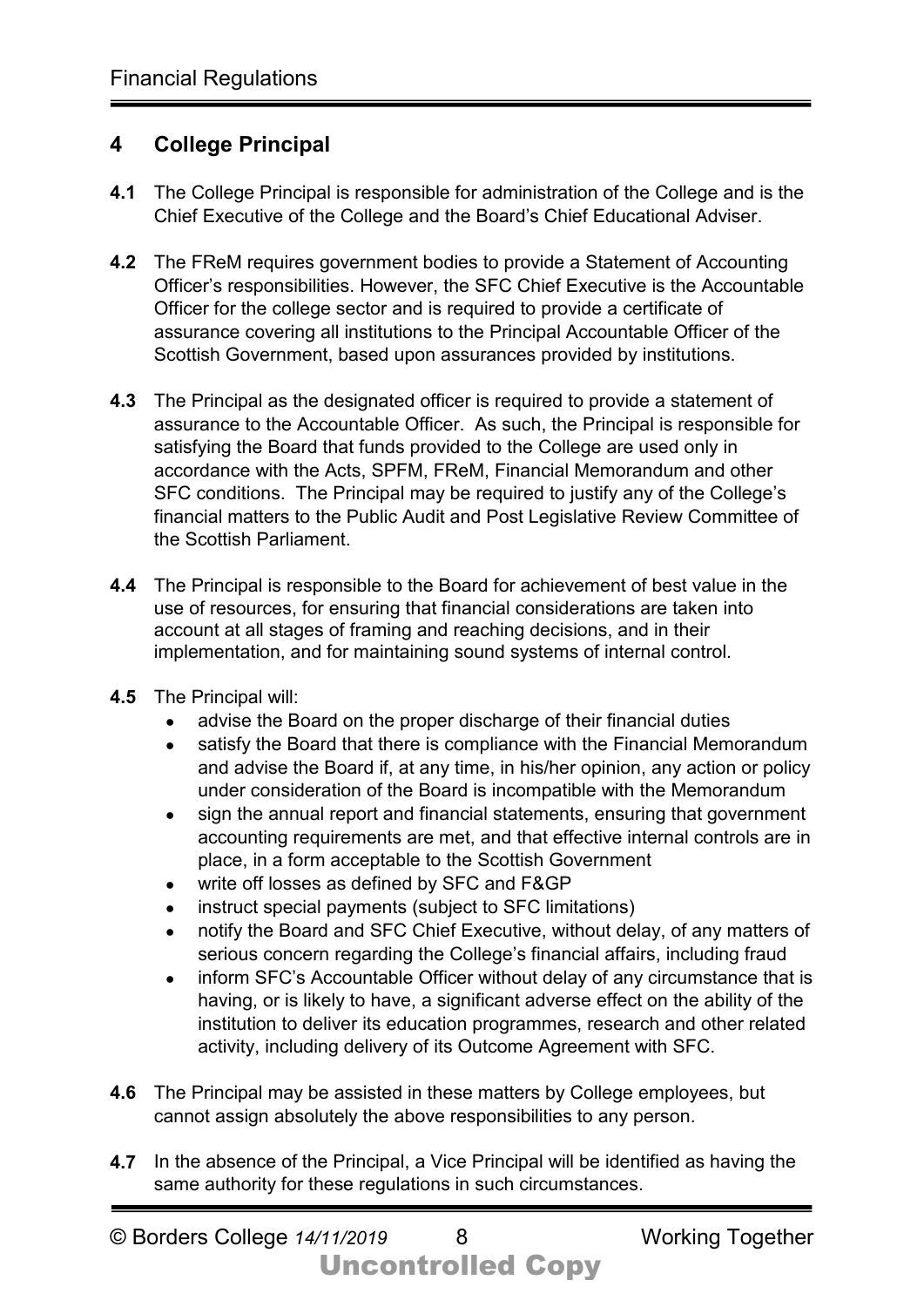## 4 College Principal

**4.1** The College Principal is responsible for administration of the College and is the Chief Executive of the College and the Board's Chief Educational Adviser.

**4.2** The FReM requires government bodies to provide a Statement of Accounting Officer's responsibilities. However, the SFC Chief Executive is the Accountable Officer for the college sector and is required to provide a certificate of assurance covering all institutions to the Principal Accountable Officer of the Scottish Government, based upon assurances provided by institutions.

**4.3** The Principal as the designated officer is required to provide a statement of assurance to the Accountable Officer. As such, the Principal is responsible for satisfying the Board that funds provided to the College are used only in accordance with the Acts, SPFM, FReM, Financial Memorandum and other SFC conditions. The Principal may be required to justify any of the College's financial matters to the Public Audit and Post Legislative Review Committee of the Scottish Parliament.

**4.4** The Principal is responsible to the Board for achievement of best value in the use of resources, for ensuring that financial considerations are taken into account at all stages of framing and reaching decisions, and in their implementation, and for maintaining sound systems of internal control.

**4.5** The Principal will:

- advise the Board on the proper discharge of their financial duties
- satisfy the Board that there is compliance with the Financial Memorandum and advise the Board if, at any time, in his/her opinion, any action or policy under consideration of the Board is incompatible with the Memorandum
- sign the annual report and financial statements, ensuring that government accounting requirements are met, and that effective internal controls are in place, in a form acceptable to the Scottish Government
- write off losses as defined by SFC and F&GP
- instruct special payments (subject to SFC limitations)
- notify the Board and SFC Chief Executive, without delay, of any matters of serious concern regarding the College's financial affairs, including fraud
- inform SFC's Accountable Officer without delay of any circumstance that is having, or is likely to have, a significant adverse effect on the ability of the institution to deliver its education programmes, research and other related activity, including delivery of its Outcome Agreement with SFC.

**4.6** The Principal may be assisted in these matters by College employees, but cannot assign absolutely the above responsibilities to any person.

**4.7** In the absence of the Principal, a Vice Principal will be identified as having the same authority for these regulations in such circumstances.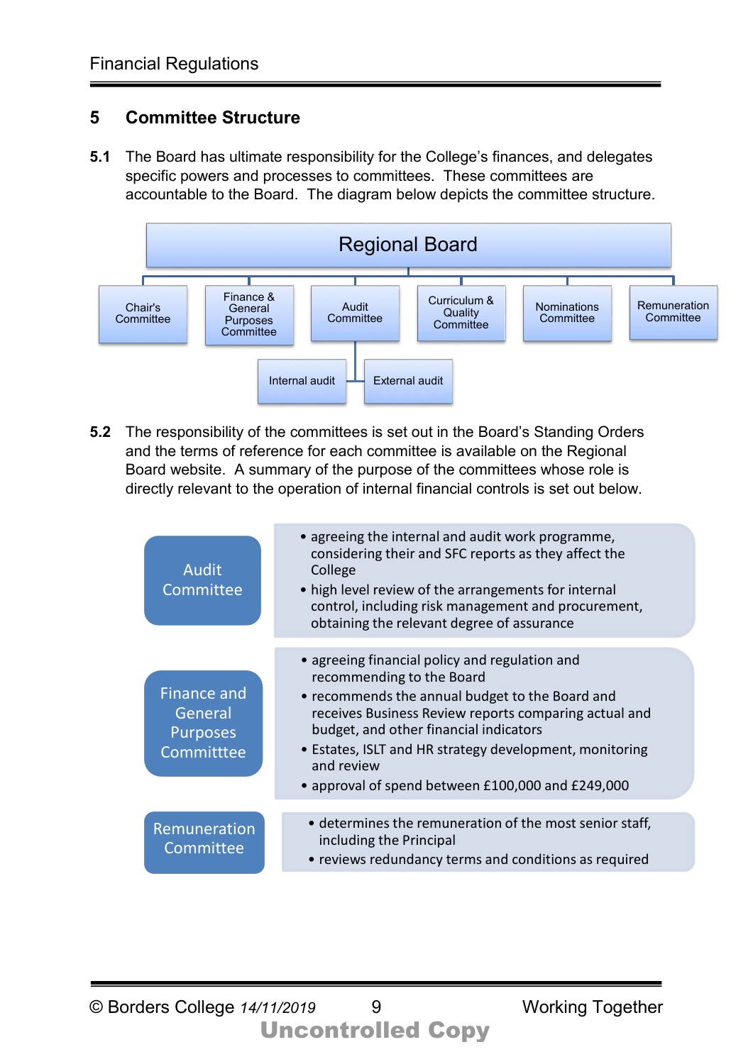## 5 Committee Structure

**5.1** The Board has ultimate responsibility for the College's finances, and delegates specific powers and processes to committees. These committees are accountable to the Board. The diagram below depicts the committee structure.

Regional Board

- Chair's Committee
- Finance & General Purposes Committee
- Audit Committee
  - Internal audit
  - External audit
- Curriculum & Quality Committee
- Nominations Committee
- Remuneration Committee

**5.2** The responsibility of the committees is set out in the Board's Standing Orders and the terms of reference for each committee is available on the Regional Board website. A summary of the purpose of the committees whose role is directly relevant to the operation of internal financial controls is set out below.

| Committee | Purpose |
| --- | --- |
| Audit Committee | • agreeing the internal and audit work programme, considering their and SFC reports as they affect the College<br>• high level review of the arrangements for internal control, including risk management and procurement, obtaining the relevant degree of assurance |
| Finance and General Purposes Committtee | • agreeing financial policy and regulation and recommending to the Board<br>• recommends the annual budget to the Board and receives Business Review reports comparing actual and budget, and other financial indicators<br>• Estates, ISLT and HR strategy development, monitoring and review<br>• approval of spend between £100,000 and £249,000 |
| Remuneration Committee | • determines the remuneration of the most senior staff, including the Principal<br>• reviews redundancy terms and conditions as required |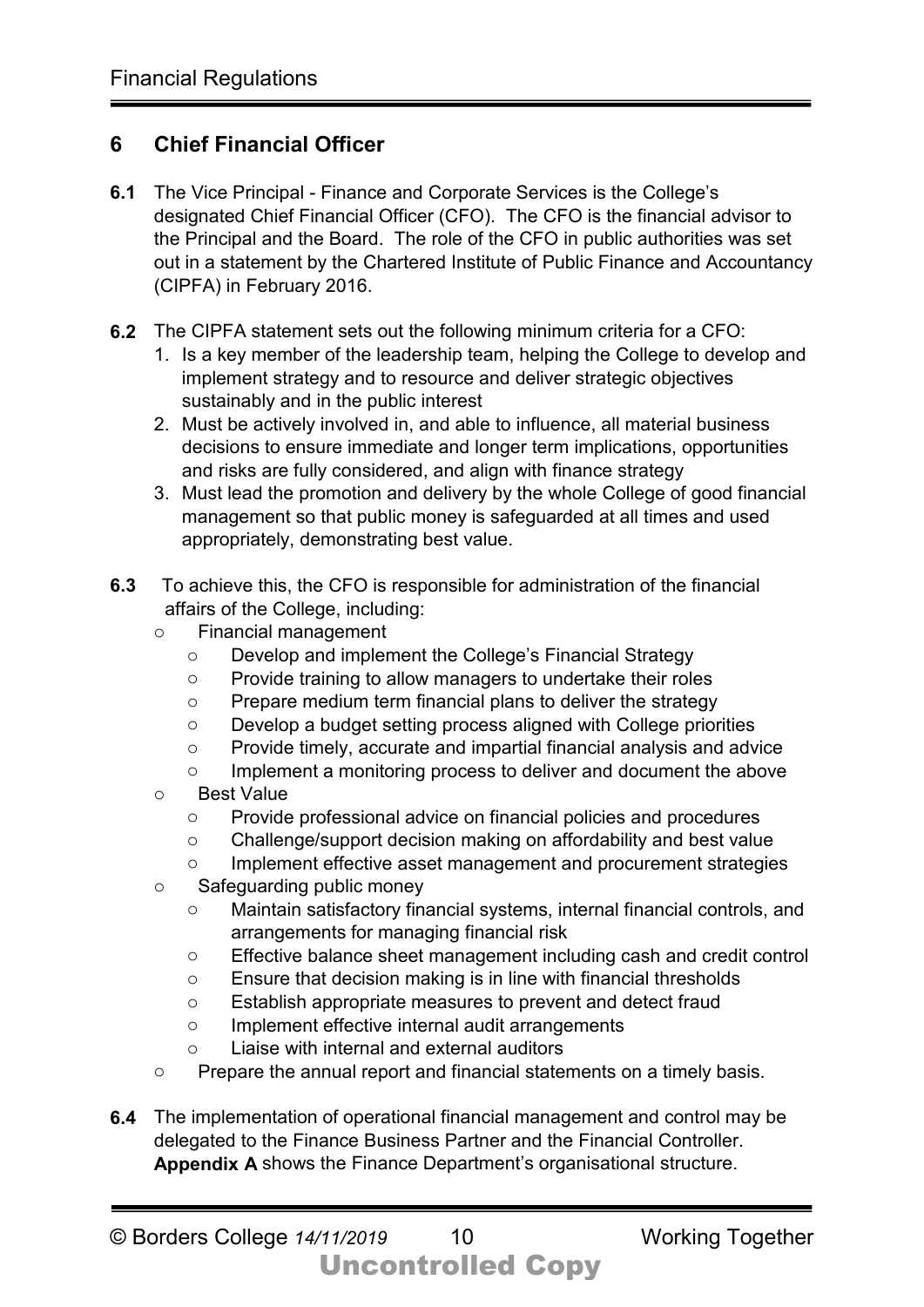## 6 Chief Financial Officer

**6.1** The Vice Principal - Finance and Corporate Services is the College's designated Chief Financial Officer (CFO). The CFO is the financial advisor to the Principal and the Board. The role of the CFO in public authorities was set out in a statement by the Chartered Institute of Public Finance and Accountancy (CIPFA) in February 2016.

**6.2** The CIPFA statement sets out the following minimum criteria for a CFO:

1. Is a key member of the leadership team, helping the College to develop and implement strategy and to resource and deliver strategic objectives sustainably and in the public interest
2. Must be actively involved in, and able to influence, all material business decisions to ensure immediate and longer term implications, opportunities and risks are fully considered, and align with finance strategy
3. Must lead the promotion and delivery by the whole College of good financial management so that public money is safeguarded at all times and used appropriately, demonstrating best value.

**6.3** To achieve this, the CFO is responsible for administration of the financial affairs of the College, including:

- Financial management
    - Develop and implement the College's Financial Strategy
    - Provide training to allow managers to undertake their roles
    - Prepare medium term financial plans to deliver the strategy
    - Develop a budget setting process aligned with College priorities
    - Provide timely, accurate and impartial financial analysis and advice
    - Implement a monitoring process to deliver and document the above
- Best Value
    - Provide professional advice on financial policies and procedures
    - Challenge/support decision making on affordability and best value
    - Implement effective asset management and procurement strategies
- Safeguarding public money
    - Maintain satisfactory financial systems, internal financial controls, and arrangements for managing financial risk
    - Effective balance sheet management including cash and credit control
    - Ensure that decision making is in line with financial thresholds
    - Establish appropriate measures to prevent and detect fraud
    - Implement effective internal audit arrangements
    - Liaise with internal and external auditors
- Prepare the annual report and financial statements on a timely basis.

**6.4** The implementation of operational financial management and control may be delegated to the Finance Business Partner and the Financial Controller. **Appendix A** shows the Finance Department's organisational structure.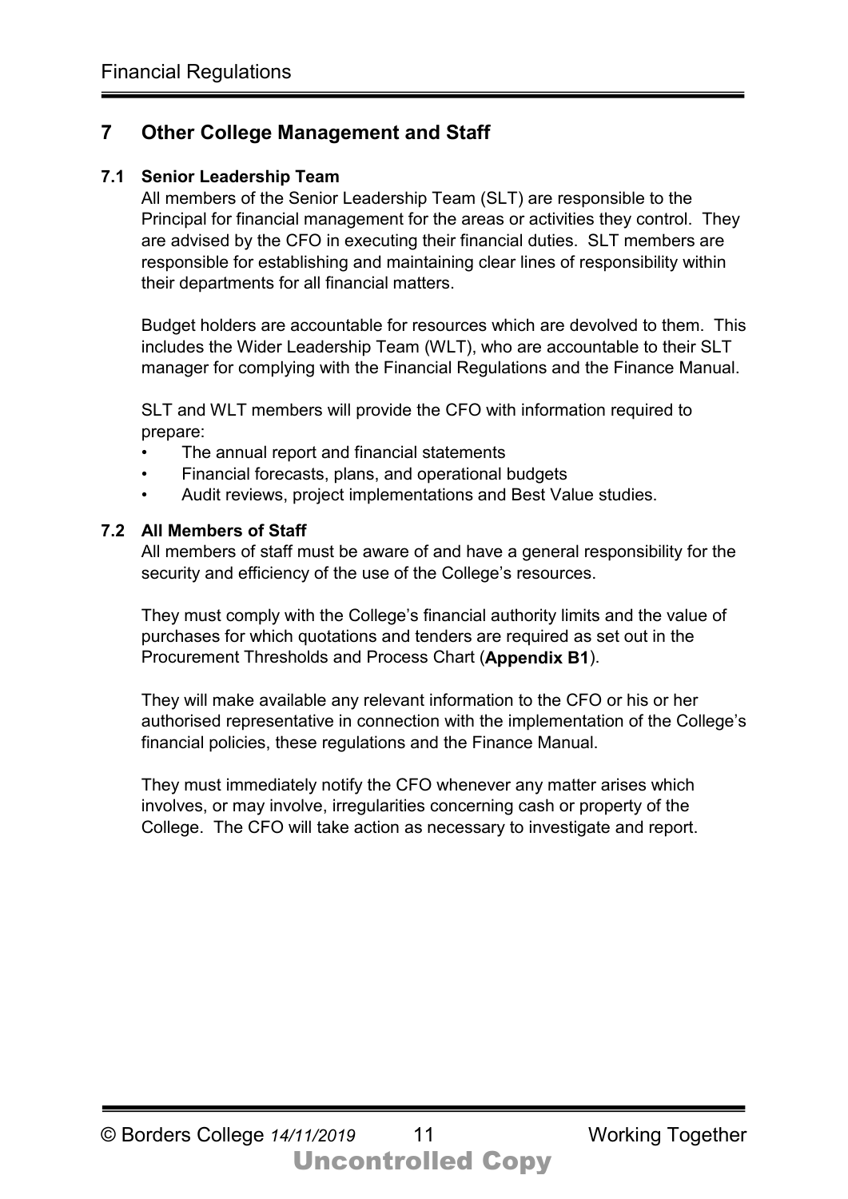## 7 Other College Management and Staff

### 7.1 Senior Leadership Team

All members of the Senior Leadership Team (SLT) are responsible to the Principal for financial management for the areas or activities they control. They are advised by the CFO in executing their financial duties. SLT members are responsible for establishing and maintaining clear lines of responsibility within their departments for all financial matters.

Budget holders are accountable for resources which are devolved to them. This includes the Wider Leadership Team (WLT), who are accountable to their SLT manager for complying with the Financial Regulations and the Finance Manual.

SLT and WLT members will provide the CFO with information required to prepare:

- The annual report and financial statements
- Financial forecasts, plans, and operational budgets
- Audit reviews, project implementations and Best Value studies.

### 7.2 All Members of Staff

All members of staff must be aware of and have a general responsibility for the security and efficiency of the use of the College's resources.

They must comply with the College's financial authority limits and the value of purchases for which quotations and tenders are required as set out in the Procurement Thresholds and Process Chart (**Appendix B1**).

They will make available any relevant information to the CFO or his or her authorised representative in connection with the implementation of the College's financial policies, these regulations and the Finance Manual.

They must immediately notify the CFO whenever any matter arises which involves, or may involve, irregularities concerning cash or property of the College. The CFO will take action as necessary to investigate and report.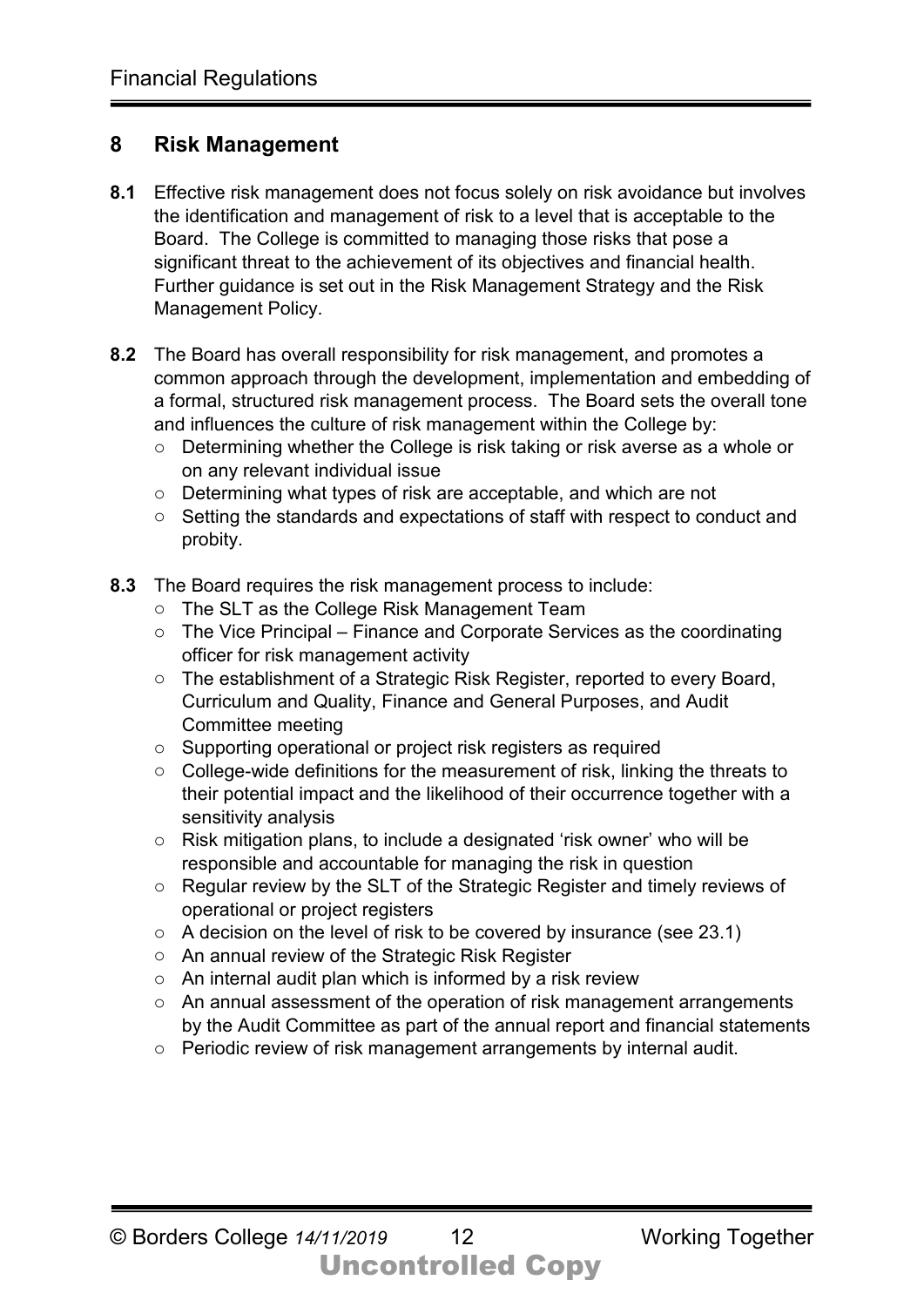## 8 Risk Management

**8.1** Effective risk management does not focus solely on risk avoidance but involves the identification and management of risk to a level that is acceptable to the Board. The College is committed to managing those risks that pose a significant threat to the achievement of its objectives and financial health. Further guidance is set out in the Risk Management Strategy and the Risk Management Policy.

**8.2** The Board has overall responsibility for risk management, and promotes a common approach through the development, implementation and embedding of a formal, structured risk management process. The Board sets the overall tone and influences the culture of risk management within the College by:

- Determining whether the College is risk taking or risk averse as a whole or on any relevant individual issue
- Determining what types of risk are acceptable, and which are not
- Setting the standards and expectations of staff with respect to conduct and probity.

**8.3** The Board requires the risk management process to include:

- The SLT as the College Risk Management Team
- The Vice Principal – Finance and Corporate Services as the coordinating officer for risk management activity
- The establishment of a Strategic Risk Register, reported to every Board, Curriculum and Quality, Finance and General Purposes, and Audit Committee meeting
- Supporting operational or project risk registers as required
- College-wide definitions for the measurement of risk, linking the threats to their potential impact and the likelihood of their occurrence together with a sensitivity analysis
- Risk mitigation plans, to include a designated 'risk owner' who will be responsible and accountable for managing the risk in question
- Regular review by the SLT of the Strategic Register and timely reviews of operational or project registers
- A decision on the level of risk to be covered by insurance (see 23.1)
- An annual review of the Strategic Risk Register
- An internal audit plan which is informed by a risk review
- An annual assessment of the operation of risk management arrangements by the Audit Committee as part of the annual report and financial statements
- Periodic review of risk management arrangements by internal audit.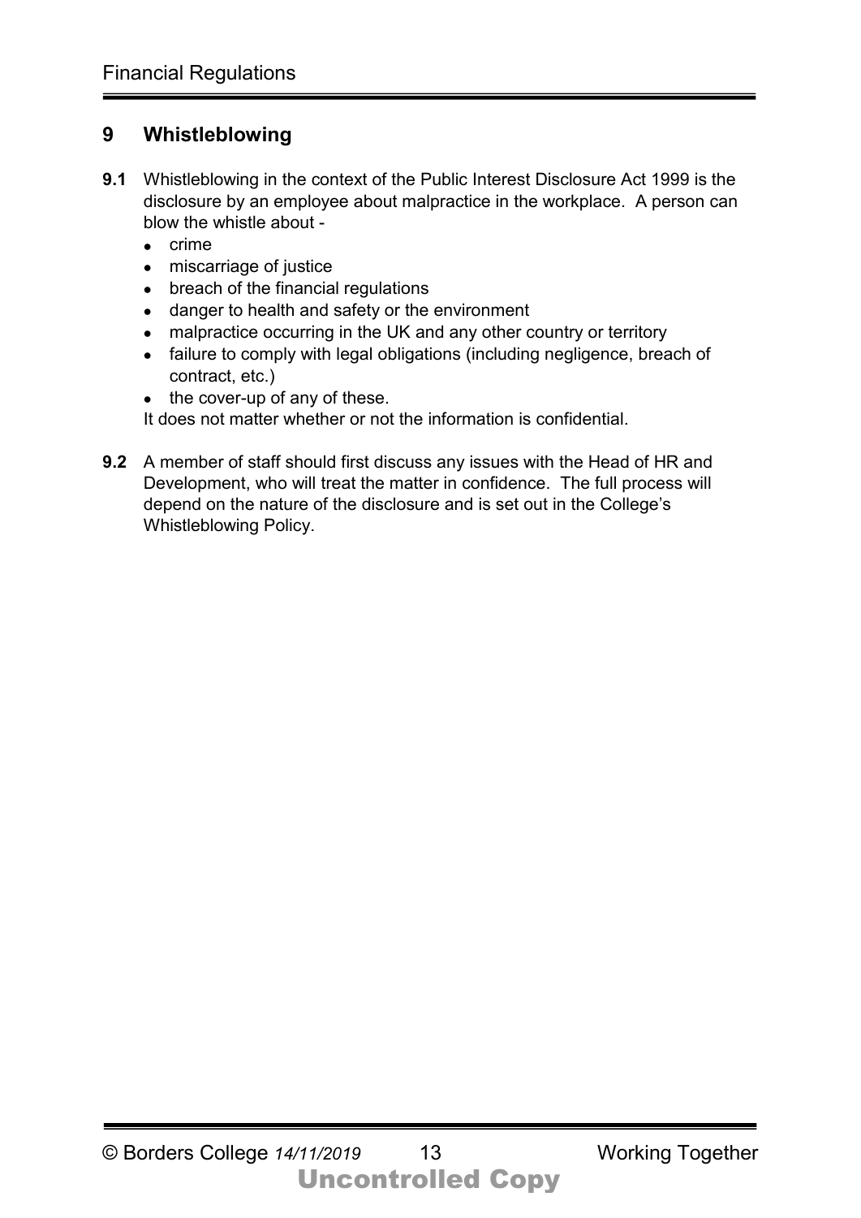## 9 Whistleblowing

**9.1** Whistleblowing in the context of the Public Interest Disclosure Act 1999 is the disclosure by an employee about malpractice in the workplace. A person can blow the whistle about -

- crime
- miscarriage of justice
- breach of the financial regulations
- danger to health and safety or the environment
- malpractice occurring in the UK and any other country or territory
- failure to comply with legal obligations (including negligence, breach of contract, etc.)
- the cover-up of any of these.

It does not matter whether or not the information is confidential.

**9.2** A member of staff should first discuss any issues with the Head of HR and Development, who will treat the matter in confidence. The full process will depend on the nature of the disclosure and is set out in the College's Whistleblowing Policy.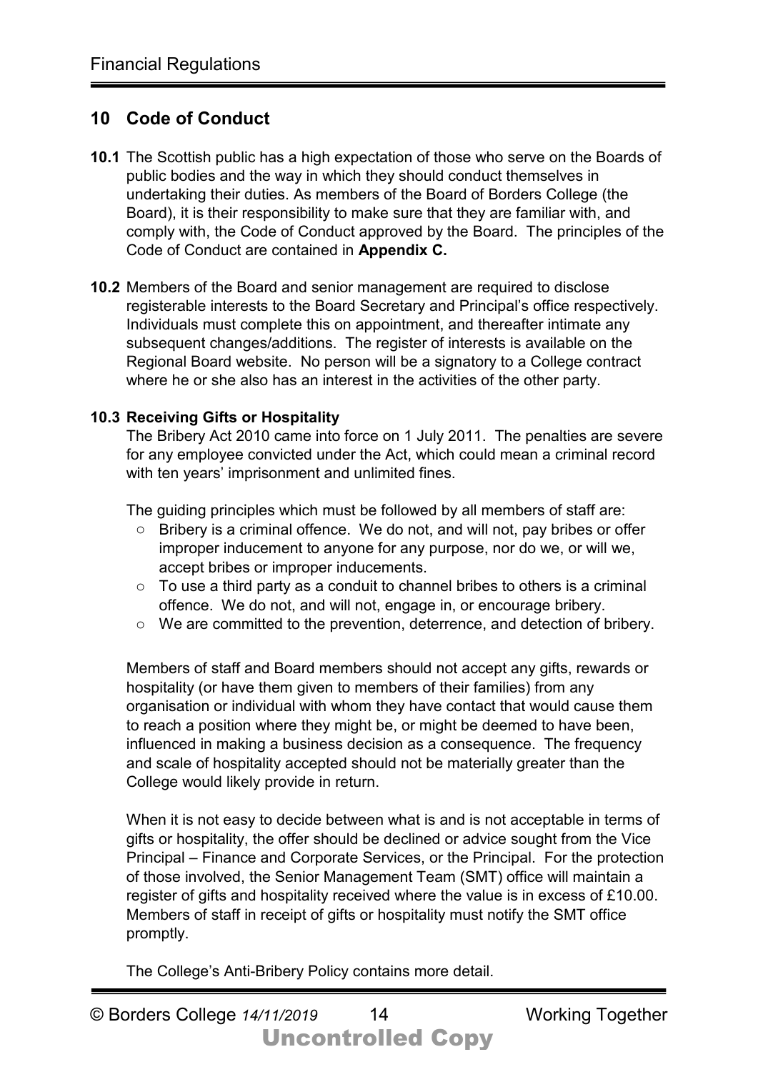## 10 Code of Conduct

**10.1** The Scottish public has a high expectation of those who serve on the Boards of public bodies and the way in which they should conduct themselves in undertaking their duties. As members of the Board of Borders College (the Board), it is their responsibility to make sure that they are familiar with, and comply with, the Code of Conduct approved by the Board. The principles of the Code of Conduct are contained in **Appendix C.**

**10.2** Members of the Board and senior management are required to disclose registerable interests to the Board Secretary and Principal's office respectively. Individuals must complete this on appointment, and thereafter intimate any subsequent changes/additions. The register of interests is available on the Regional Board website. No person will be a signatory to a College contract where he or she also has an interest in the activities of the other party.

**10.3 Receiving Gifts or Hospitality**

The Bribery Act 2010 came into force on 1 July 2011. The penalties are severe for any employee convicted under the Act, which could mean a criminal record with ten years' imprisonment and unlimited fines.

The guiding principles which must be followed by all members of staff are:

- Bribery is a criminal offence. We do not, and will not, pay bribes or offer improper inducement to anyone for any purpose, nor do we, or will we, accept bribes or improper inducements.
- To use a third party as a conduit to channel bribes to others is a criminal offence. We do not, and will not, engage in, or encourage bribery.
- We are committed to the prevention, deterrence, and detection of bribery.

Members of staff and Board members should not accept any gifts, rewards or hospitality (or have them given to members of their families) from any organisation or individual with whom they have contact that would cause them to reach a position where they might be, or might be deemed to have been, influenced in making a business decision as a consequence. The frequency and scale of hospitality accepted should not be materially greater than the College would likely provide in return.

When it is not easy to decide between what is and is not acceptable in terms of gifts or hospitality, the offer should be declined or advice sought from the Vice Principal – Finance and Corporate Services, or the Principal. For the protection of those involved, the Senior Management Team (SMT) office will maintain a register of gifts and hospitality received where the value is in excess of £10.00. Members of staff in receipt of gifts or hospitality must notify the SMT office promptly.

The College's Anti-Bribery Policy contains more detail.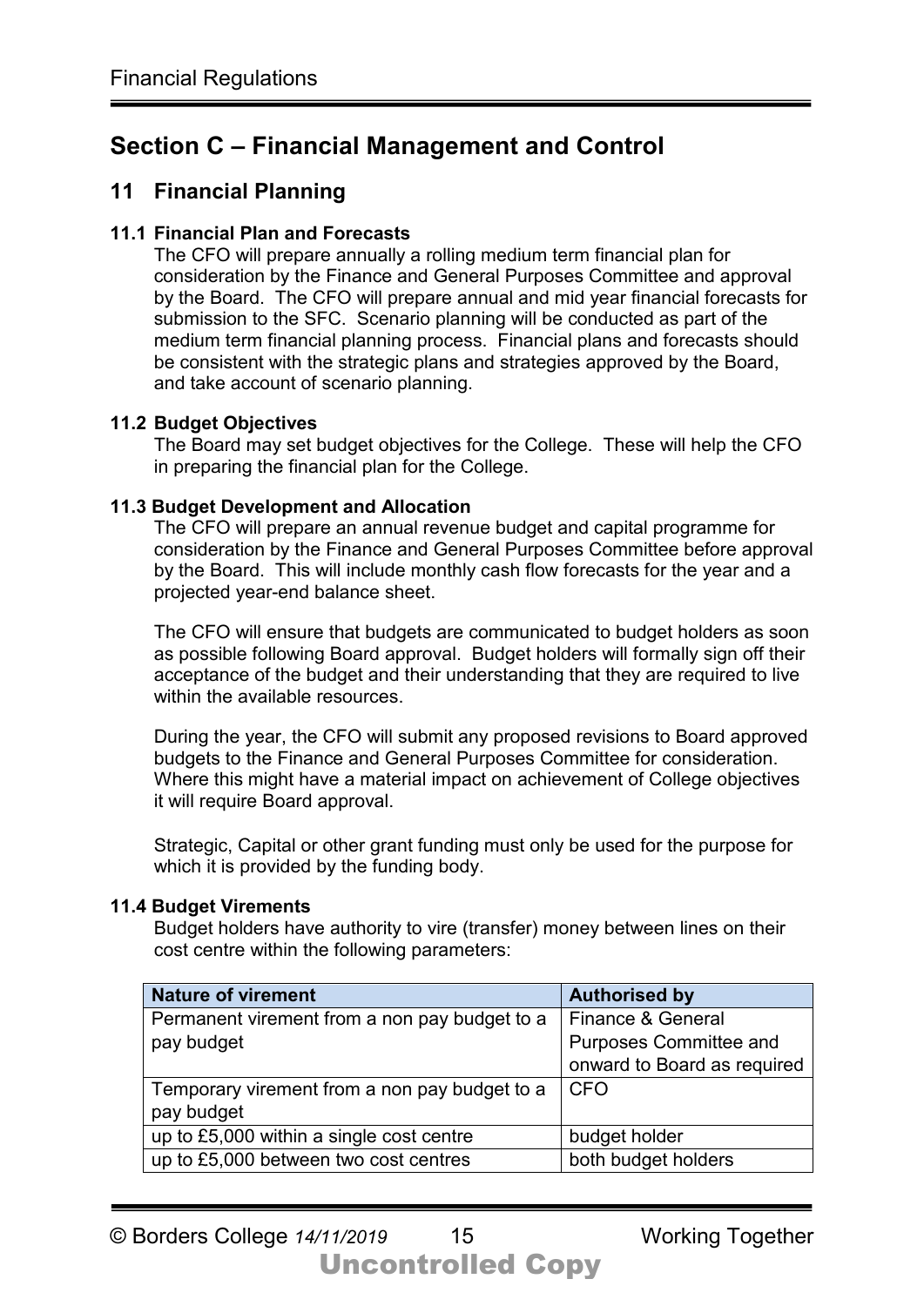# Section C – Financial Management and Control

## 11 Financial Planning

### 11.1 Financial Plan and Forecasts

The CFO will prepare annually a rolling medium term financial plan for consideration by the Finance and General Purposes Committee and approval by the Board. The CFO will prepare annual and mid year financial forecasts for submission to the SFC. Scenario planning will be conducted as part of the medium term financial planning process. Financial plans and forecasts should be consistent with the strategic plans and strategies approved by the Board, and take account of scenario planning.

### 11.2 Budget Objectives

The Board may set budget objectives for the College. These will help the CFO in preparing the financial plan for the College.

### 11.3 Budget Development and Allocation

The CFO will prepare an annual revenue budget and capital programme for consideration by the Finance and General Purposes Committee before approval by the Board. This will include monthly cash flow forecasts for the year and a projected year-end balance sheet.

The CFO will ensure that budgets are communicated to budget holders as soon as possible following Board approval. Budget holders will formally sign off their acceptance of the budget and their understanding that they are required to live within the available resources.

During the year, the CFO will submit any proposed revisions to Board approved budgets to the Finance and General Purposes Committee for consideration. Where this might have a material impact on achievement of College objectives it will require Board approval.

Strategic, Capital or other grant funding must only be used for the purpose for which it is provided by the funding body.

### 11.4 Budget Virements

Budget holders have authority to vire (transfer) money between lines on their cost centre within the following parameters:

| Nature of virement | Authorised by |
|---|---|
| Permanent virement from a non pay budget to a pay budget | Finance & General Purposes Committee and onward to Board as required |
| Temporary virement from a non pay budget to a pay budget | CFO |
| up to £5,000 within a single cost centre | budget holder |
| up to £5,000 between two cost centres | both budget holders |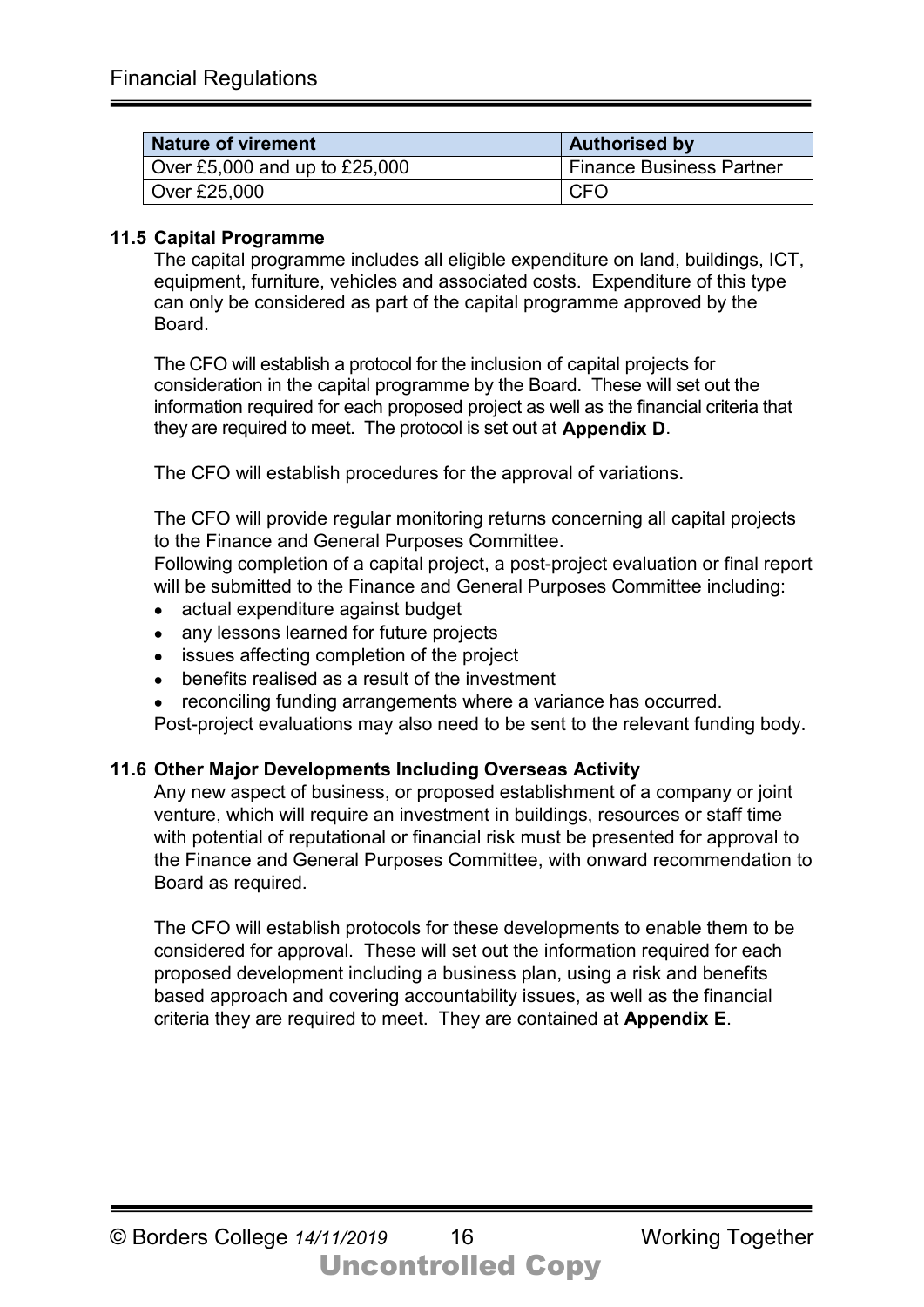| Nature of virement | Authorised by |
|---|---|
| Over £5,000 and up to £25,000 | Finance Business Partner |
| Over £25,000 | CFO |

### 11.5 Capital Programme

The capital programme includes all eligible expenditure on land, buildings, ICT, equipment, furniture, vehicles and associated costs. Expenditure of this type can only be considered as part of the capital programme approved by the Board.

The CFO will establish a protocol for the inclusion of capital projects for consideration in the capital programme by the Board. These will set out the information required for each proposed project as well as the financial criteria that they are required to meet. The protocol is set out at **Appendix D**.

The CFO will establish procedures for the approval of variations.

The CFO will provide regular monitoring returns concerning all capital projects to the Finance and General Purposes Committee.

Following completion of a capital project, a post-project evaluation or final report will be submitted to the Finance and General Purposes Committee including:

- actual expenditure against budget
- any lessons learned for future projects
- issues affecting completion of the project
- benefits realised as a result of the investment
- reconciling funding arrangements where a variance has occurred.

Post-project evaluations may also need to be sent to the relevant funding body.

### 11.6 Other Major Developments Including Overseas Activity

Any new aspect of business, or proposed establishment of a company or joint venture, which will require an investment in buildings, resources or staff time with potential of reputational or financial risk must be presented for approval to the Finance and General Purposes Committee, with onward recommendation to Board as required.

The CFO will establish protocols for these developments to enable them to be considered for approval. These will set out the information required for each proposed development including a business plan, using a risk and benefits based approach and covering accountability issues, as well as the financial criteria they are required to meet. They are contained at **Appendix E**.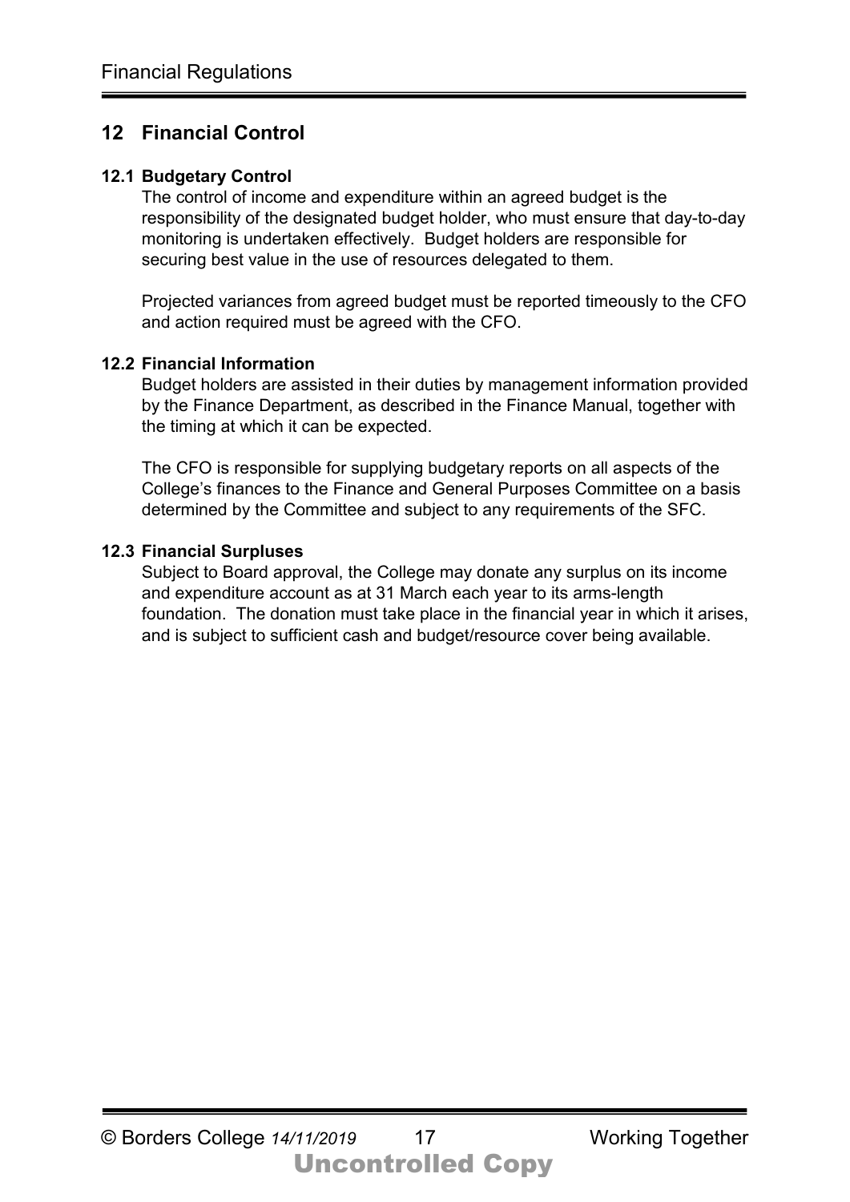## 12 Financial Control

### 12.1 Budgetary Control

The control of income and expenditure within an agreed budget is the responsibility of the designated budget holder, who must ensure that day-to-day monitoring is undertaken effectively. Budget holders are responsible for securing best value in the use of resources delegated to them.

Projected variances from agreed budget must be reported timeously to the CFO and action required must be agreed with the CFO.

### 12.2 Financial Information

Budget holders are assisted in their duties by management information provided by the Finance Department, as described in the Finance Manual, together with the timing at which it can be expected.

The CFO is responsible for supplying budgetary reports on all aspects of the College's finances to the Finance and General Purposes Committee on a basis determined by the Committee and subject to any requirements of the SFC.

### 12.3 Financial Surpluses

Subject to Board approval, the College may donate any surplus on its income and expenditure account as at 31 March each year to its arms-length foundation. The donation must take place in the financial year in which it arises, and is subject to sufficient cash and budget/resource cover being available.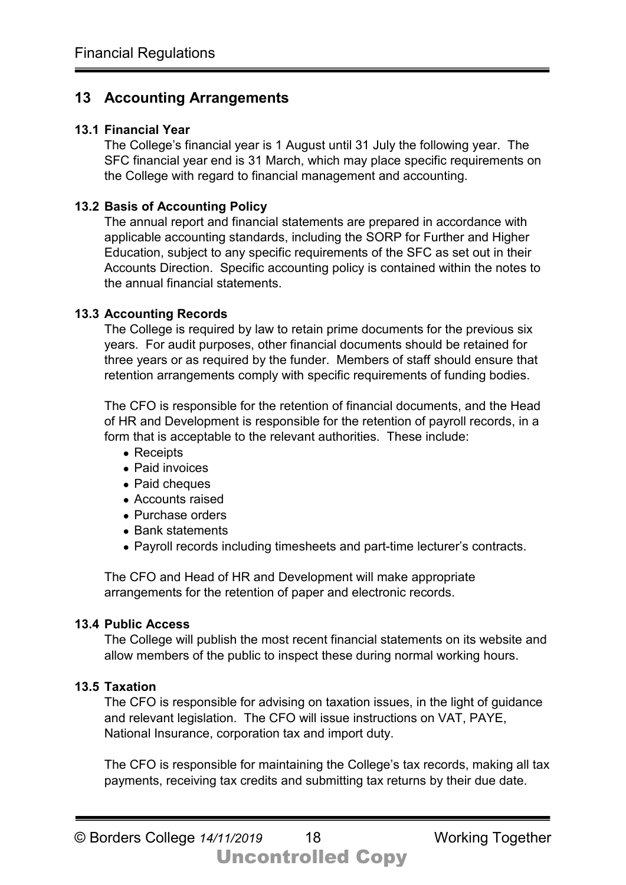## 13 Accounting Arrangements

### 13.1 Financial Year

The College's financial year is 1 August until 31 July the following year. The SFC financial year end is 31 March, which may place specific requirements on the College with regard to financial management and accounting.

### 13.2 Basis of Accounting Policy

The annual report and financial statements are prepared in accordance with applicable accounting standards, including the SORP for Further and Higher Education, subject to any specific requirements of the SFC as set out in their Accounts Direction. Specific accounting policy is contained within the notes to the annual financial statements.

### 13.3 Accounting Records

The College is required by law to retain prime documents for the previous six years. For audit purposes, other financial documents should be retained for three years or as required by the funder. Members of staff should ensure that retention arrangements comply with specific requirements of funding bodies.

The CFO is responsible for the retention of financial documents, and the Head of HR and Development is responsible for the retention of payroll records, in a form that is acceptable to the relevant authorities. These include:

- Receipts
- Paid invoices
- Paid cheques
- Accounts raised
- Purchase orders
- Bank statements
- Payroll records including timesheets and part-time lecturer's contracts.

The CFO and Head of HR and Development will make appropriate arrangements for the retention of paper and electronic records.

### 13.4 Public Access

The College will publish the most recent financial statements on its website and allow members of the public to inspect these during normal working hours.

### 13.5 Taxation

The CFO is responsible for advising on taxation issues, in the light of guidance and relevant legislation. The CFO will issue instructions on VAT, PAYE, National Insurance, corporation tax and import duty.

The CFO is responsible for maintaining the College's tax records, making all tax payments, receiving tax credits and submitting tax returns by their due date.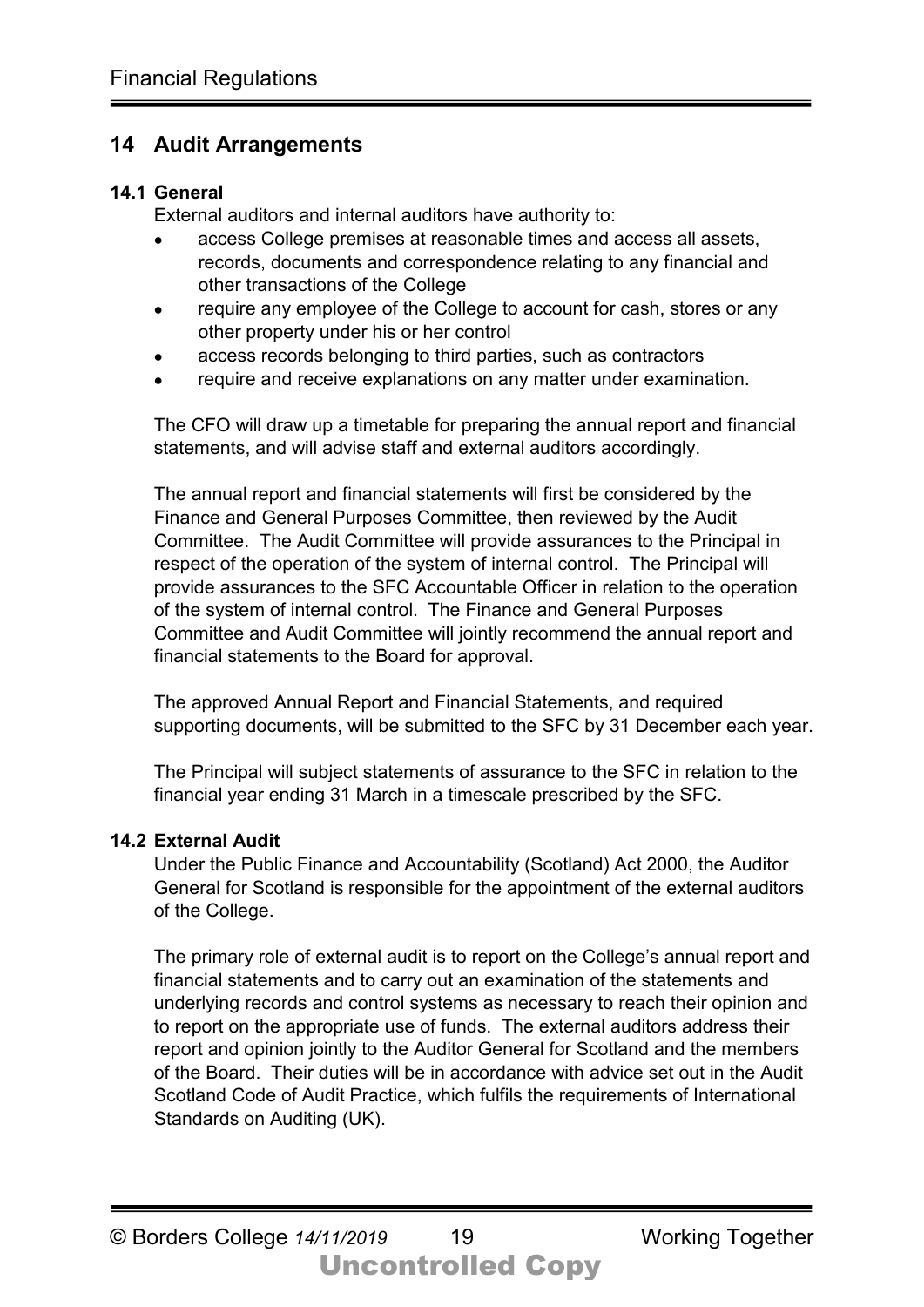## 14 Audit Arrangements

### 14.1 General

External auditors and internal auditors have authority to:

- access College premises at reasonable times and access all assets, records, documents and correspondence relating to any financial and other transactions of the College
- require any employee of the College to account for cash, stores or any other property under his or her control
- access records belonging to third parties, such as contractors
- require and receive explanations on any matter under examination.

The CFO will draw up a timetable for preparing the annual report and financial statements, and will advise staff and external auditors accordingly.

The annual report and financial statements will first be considered by the Finance and General Purposes Committee, then reviewed by the Audit Committee. The Audit Committee will provide assurances to the Principal in respect of the operation of the system of internal control. The Principal will provide assurances to the SFC Accountable Officer in relation to the operation of the system of internal control. The Finance and General Purposes Committee and Audit Committee will jointly recommend the annual report and financial statements to the Board for approval.

The approved Annual Report and Financial Statements, and required supporting documents, will be submitted to the SFC by 31 December each year.

The Principal will subject statements of assurance to the SFC in relation to the financial year ending 31 March in a timescale prescribed by the SFC.

### 14.2 External Audit

Under the Public Finance and Accountability (Scotland) Act 2000, the Auditor General for Scotland is responsible for the appointment of the external auditors of the College.

The primary role of external audit is to report on the College's annual report and financial statements and to carry out an examination of the statements and underlying records and control systems as necessary to reach their opinion and to report on the appropriate use of funds. The external auditors address their report and opinion jointly to the Auditor General for Scotland and the members of the Board. Their duties will be in accordance with advice set out in the Audit Scotland Code of Audit Practice, which fulfils the requirements of International Standards on Auditing (UK).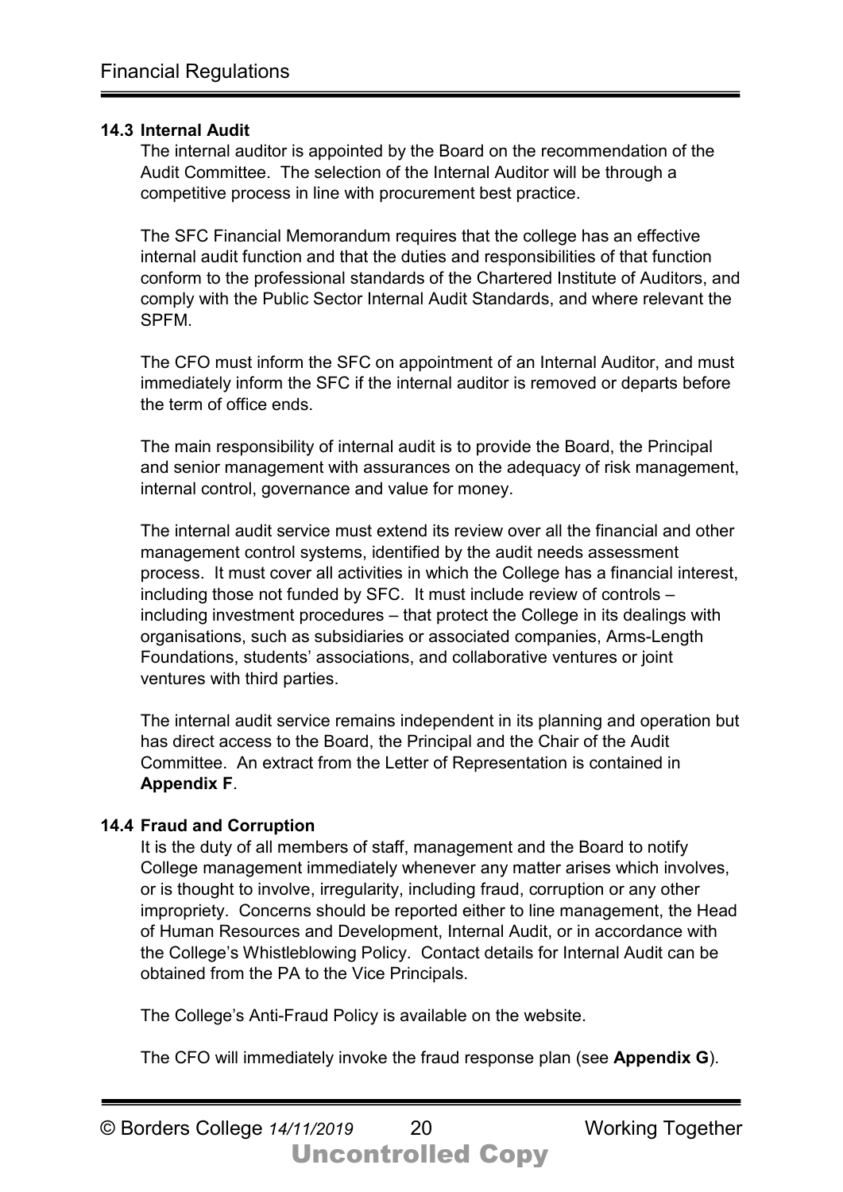### 14.3 Internal Audit

The internal auditor is appointed by the Board on the recommendation of the Audit Committee. The selection of the Internal Auditor will be through a competitive process in line with procurement best practice.

The SFC Financial Memorandum requires that the college has an effective internal audit function and that the duties and responsibilities of that function conform to the professional standards of the Chartered Institute of Auditors, and comply with the Public Sector Internal Audit Standards, and where relevant the SPFM.

The CFO must inform the SFC on appointment of an Internal Auditor, and must immediately inform the SFC if the internal auditor is removed or departs before the term of office ends.

The main responsibility of internal audit is to provide the Board, the Principal and senior management with assurances on the adequacy of risk management, internal control, governance and value for money.

The internal audit service must extend its review over all the financial and other management control systems, identified by the audit needs assessment process. It must cover all activities in which the College has a financial interest, including those not funded by SFC. It must include review of controls – including investment procedures – that protect the College in its dealings with organisations, such as subsidiaries or associated companies, Arms-Length Foundations, students' associations, and collaborative ventures or joint ventures with third parties.

The internal audit service remains independent in its planning and operation but has direct access to the Board, the Principal and the Chair of the Audit Committee. An extract from the Letter of Representation is contained in **Appendix F**.

### 14.4 Fraud and Corruption

It is the duty of all members of staff, management and the Board to notify College management immediately whenever any matter arises which involves, or is thought to involve, irregularity, including fraud, corruption or any other impropriety. Concerns should be reported either to line management, the Head of Human Resources and Development, Internal Audit, or in accordance with the College's Whistleblowing Policy. Contact details for Internal Audit can be obtained from the PA to the Vice Principals.

The College's Anti-Fraud Policy is available on the website.

The CFO will immediately invoke the fraud response plan (see **Appendix G**).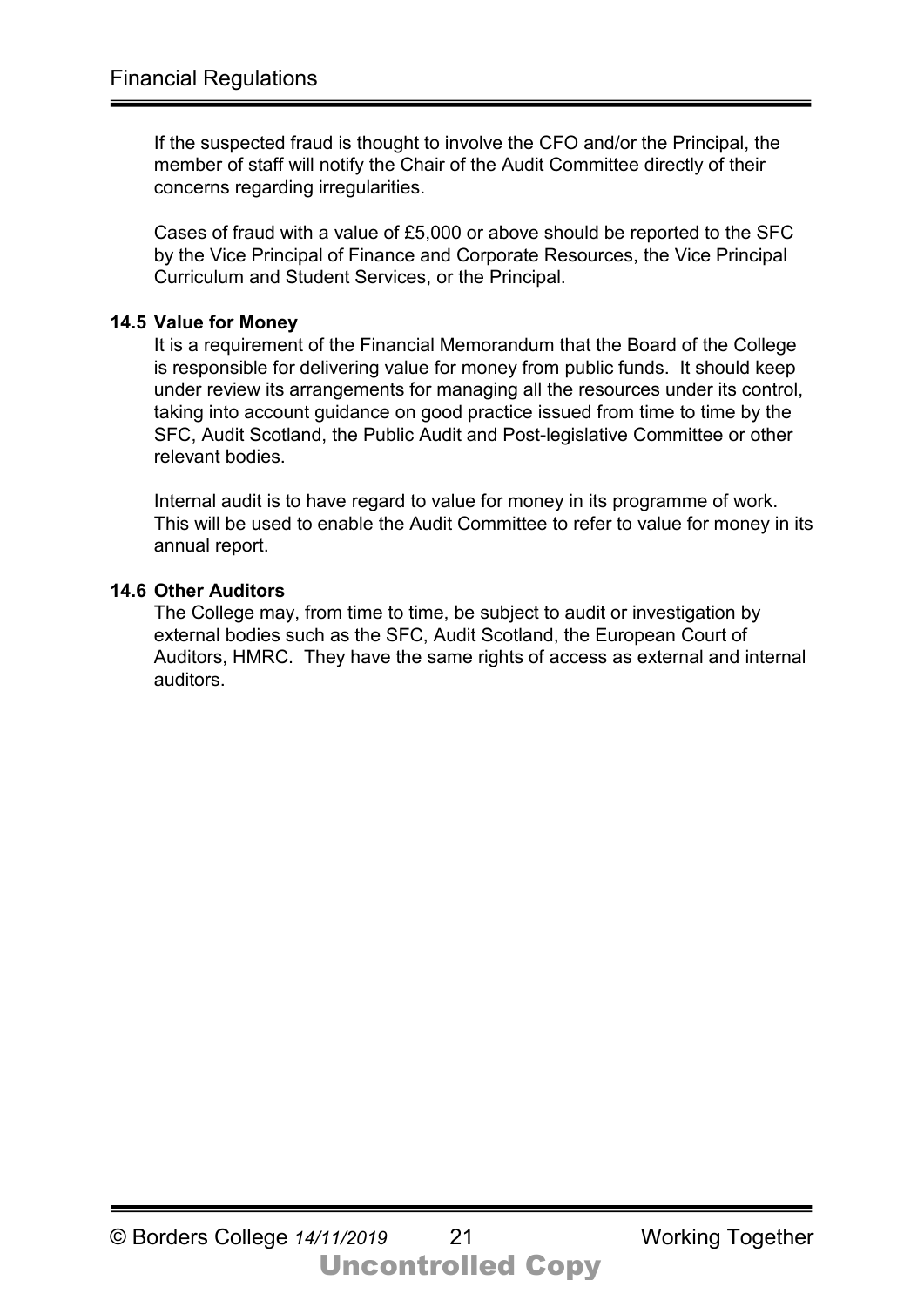If the suspected fraud is thought to involve the CFO and/or the Principal, the member of staff will notify the Chair of the Audit Committee directly of their concerns regarding irregularities.

Cases of fraud with a value of £5,000 or above should be reported to the SFC by the Vice Principal of Finance and Corporate Resources, the Vice Principal Curriculum and Student Services, or the Principal.

### 14.5 Value for Money

It is a requirement of the Financial Memorandum that the Board of the College is responsible for delivering value for money from public funds. It should keep under review its arrangements for managing all the resources under its control, taking into account guidance on good practice issued from time to time by the SFC, Audit Scotland, the Public Audit and Post-legislative Committee or other relevant bodies.

Internal audit is to have regard to value for money in its programme of work. This will be used to enable the Audit Committee to refer to value for money in its annual report.

### 14.6 Other Auditors

The College may, from time to time, be subject to audit or investigation by external bodies such as the SFC, Audit Scotland, the European Court of Auditors, HMRC. They have the same rights of access as external and internal auditors.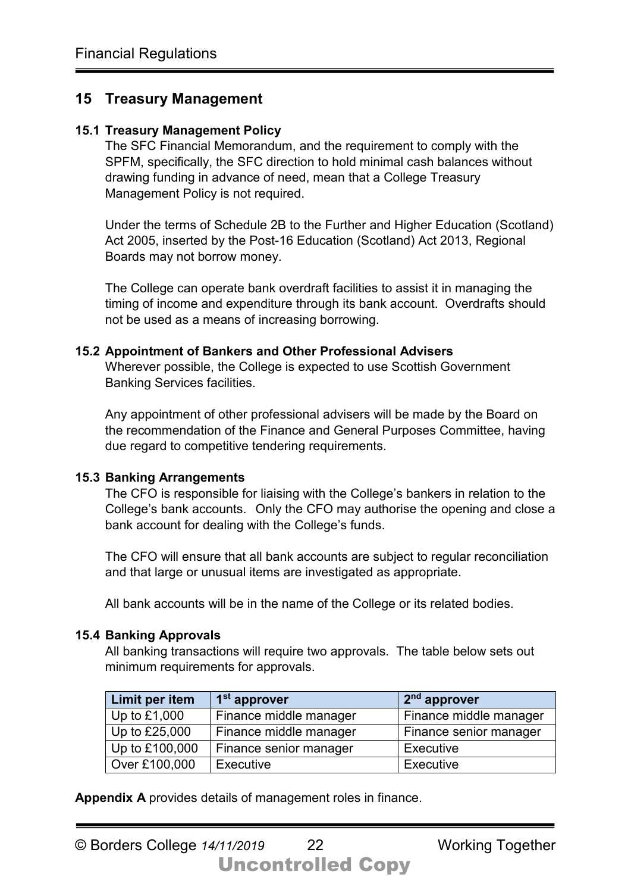## 15 Treasury Management

### 15.1 Treasury Management Policy

The SFC Financial Memorandum, and the requirement to comply with the SPFM, specifically, the SFC direction to hold minimal cash balances without drawing funding in advance of need, mean that a College Treasury Management Policy is not required.

Under the terms of Schedule 2B to the Further and Higher Education (Scotland) Act 2005, inserted by the Post-16 Education (Scotland) Act 2013, Regional Boards may not borrow money.

The College can operate bank overdraft facilities to assist it in managing the timing of income and expenditure through its bank account. Overdrafts should not be used as a means of increasing borrowing.

### 15.2 Appointment of Bankers and Other Professional Advisers

Wherever possible, the College is expected to use Scottish Government Banking Services facilities.

Any appointment of other professional advisers will be made by the Board on the recommendation of the Finance and General Purposes Committee, having due regard to competitive tendering requirements.

### 15.3 Banking Arrangements

The CFO is responsible for liaising with the College's bankers in relation to the College's bank accounts. Only the CFO may authorise the opening and close a bank account for dealing with the College's funds.

The CFO will ensure that all bank accounts are subject to regular reconciliation and that large or unusual items are investigated as appropriate.

All bank accounts will be in the name of the College or its related bodies.

### 15.4 Banking Approvals

All banking transactions will require two approvals. The table below sets out minimum requirements for approvals.

| Limit per item | 1st approver | 2nd approver |
|---|---|---|
| Up to £1,000 | Finance middle manager | Finance middle manager |
| Up to £25,000 | Finance middle manager | Finance senior manager |
| Up to £100,000 | Finance senior manager | Executive |
| Over £100,000 | Executive | Executive |

**Appendix A** provides details of management roles in finance.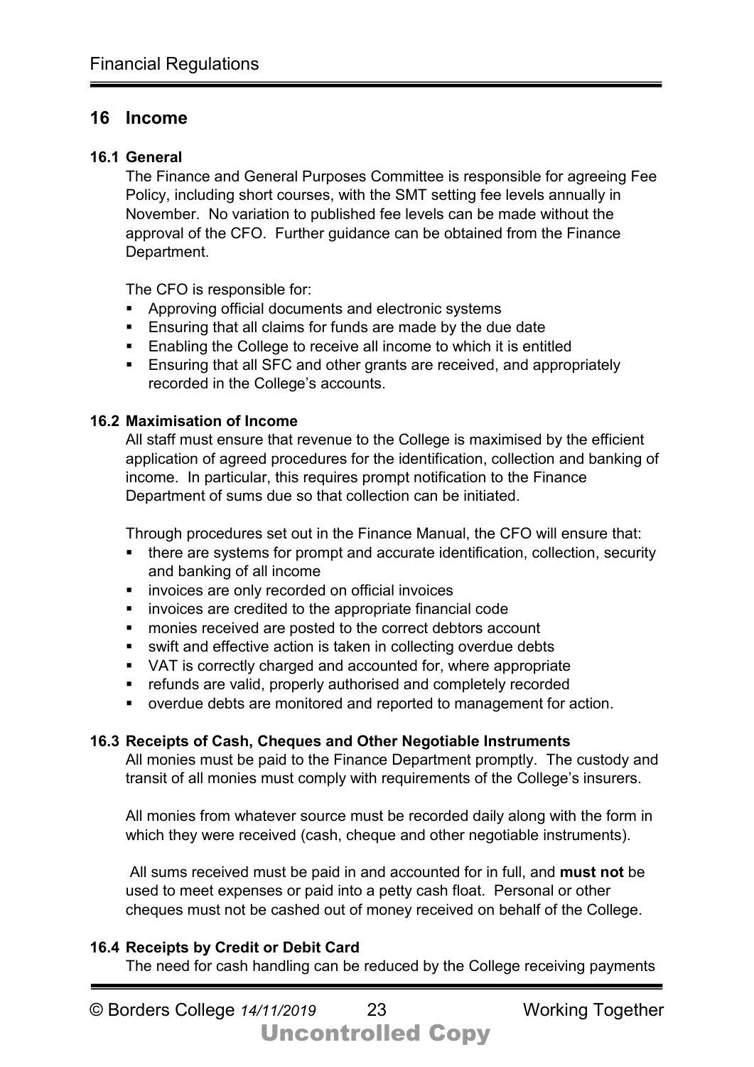## 16 Income

### 16.1 General

The Finance and General Purposes Committee is responsible for agreeing Fee Policy, including short courses, with the SMT setting fee levels annually in November. No variation to published fee levels can be made without the approval of the CFO. Further guidance can be obtained from the Finance Department.

The CFO is responsible for:

- Approving official documents and electronic systems
- Ensuring that all claims for funds are made by the due date
- Enabling the College to receive all income to which it is entitled
- Ensuring that all SFC and other grants are received, and appropriately recorded in the College's accounts.

### 16.2 Maximisation of Income

All staff must ensure that revenue to the College is maximised by the efficient application of agreed procedures for the identification, collection and banking of income. In particular, this requires prompt notification to the Finance Department of sums due so that collection can be initiated.

Through procedures set out in the Finance Manual, the CFO will ensure that:

- there are systems for prompt and accurate identification, collection, security and banking of all income
- invoices are only recorded on official invoices
- invoices are credited to the appropriate financial code
- monies received are posted to the correct debtors account
- swift and effective action is taken in collecting overdue debts
- VAT is correctly charged and accounted for, where appropriate
- refunds are valid, properly authorised and completely recorded
- overdue debts are monitored and reported to management for action.

### 16.3 Receipts of Cash, Cheques and Other Negotiable Instruments

All monies must be paid to the Finance Department promptly. The custody and transit of all monies must comply with requirements of the College's insurers.

All monies from whatever source must be recorded daily along with the form in which they were received (cash, cheque and other negotiable instruments).

All sums received must be paid in and accounted for in full, and **must not** be used to meet expenses or paid into a petty cash float. Personal or other cheques must not be cashed out of money received on behalf of the College.

### 16.4 Receipts by Credit or Debit Card

The need for cash handling can be reduced by the College receiving payments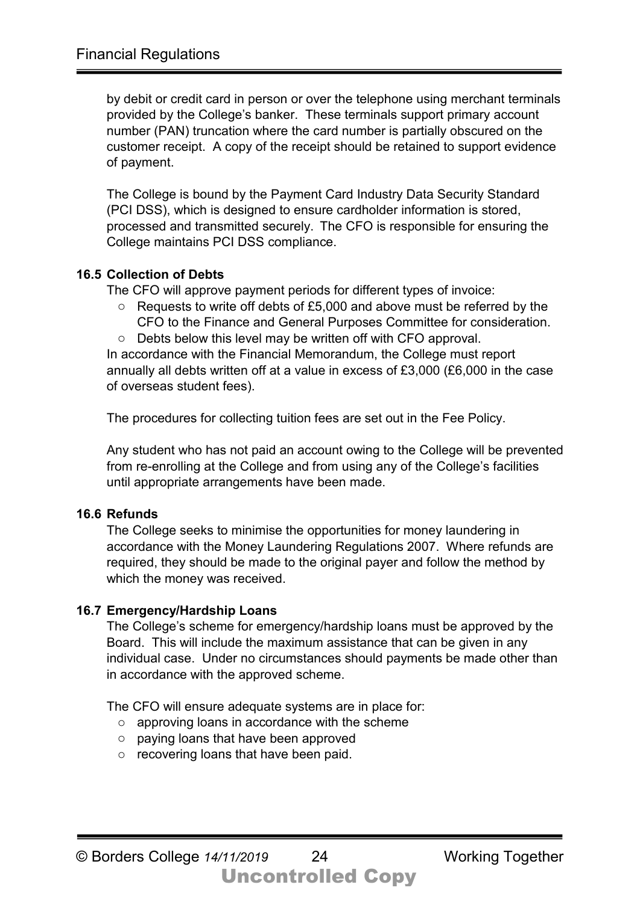by debit or credit card in person or over the telephone using merchant terminals provided by the College's banker. These terminals support primary account number (PAN) truncation where the card number is partially obscured on the customer receipt. A copy of the receipt should be retained to support evidence of payment.

The College is bound by the Payment Card Industry Data Security Standard (PCI DSS), which is designed to ensure cardholder information is stored, processed and transmitted securely. The CFO is responsible for ensuring the College maintains PCI DSS compliance.

### 16.5 Collection of Debts

The CFO will approve payment periods for different types of invoice:

- Requests to write off debts of £5,000 and above must be referred by the CFO to the Finance and General Purposes Committee for consideration.
- Debts below this level may be written off with CFO approval.

In accordance with the Financial Memorandum, the College must report annually all debts written off at a value in excess of £3,000 (£6,000 in the case of overseas student fees).

The procedures for collecting tuition fees are set out in the Fee Policy.

Any student who has not paid an account owing to the College will be prevented from re-enrolling at the College and from using any of the College's facilities until appropriate arrangements have been made.

### 16.6 Refunds

The College seeks to minimise the opportunities for money laundering in accordance with the Money Laundering Regulations 2007. Where refunds are required, they should be made to the original payer and follow the method by which the money was received.

### 16.7 Emergency/Hardship Loans

The College's scheme for emergency/hardship loans must be approved by the Board. This will include the maximum assistance that can be given in any individual case. Under no circumstances should payments be made other than in accordance with the approved scheme.

The CFO will ensure adequate systems are in place for:

- approving loans in accordance with the scheme
- paying loans that have been approved
- recovering loans that have been paid.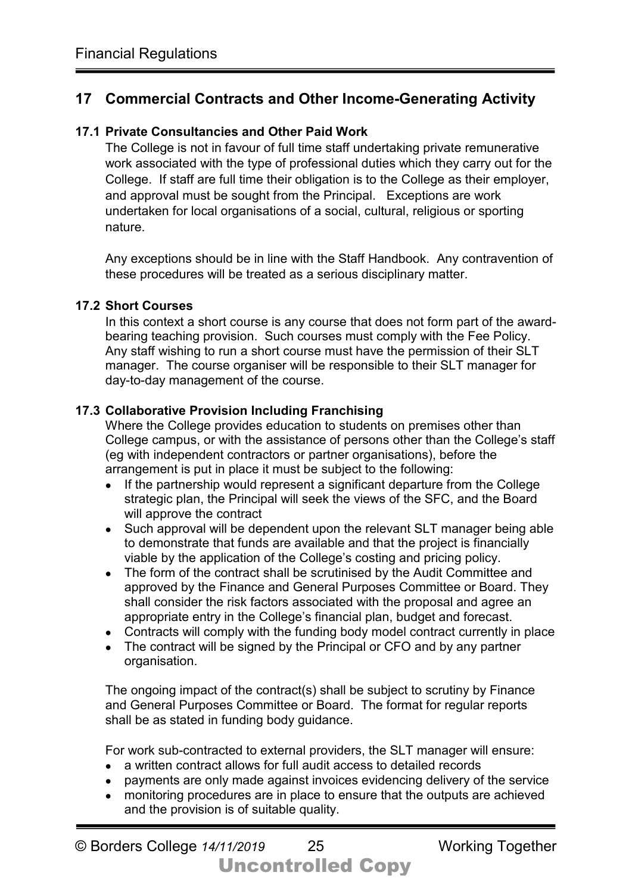## 17 Commercial Contracts and Other Income-Generating Activity

### 17.1 Private Consultancies and Other Paid Work

The College is not in favour of full time staff undertaking private remunerative work associated with the type of professional duties which they carry out for the College. If staff are full time their obligation is to the College as their employer, and approval must be sought from the Principal. Exceptions are work undertaken for local organisations of a social, cultural, religious or sporting nature.

Any exceptions should be in line with the Staff Handbook. Any contravention of these procedures will be treated as a serious disciplinary matter.

### 17.2 Short Courses

In this context a short course is any course that does not form part of the award-bearing teaching provision. Such courses must comply with the Fee Policy. Any staff wishing to run a short course must have the permission of their SLT manager. The course organiser will be responsible to their SLT manager for day-to-day management of the course.

### 17.3 Collaborative Provision Including Franchising

Where the College provides education to students on premises other than College campus, or with the assistance of persons other than the College's staff (eg with independent contractors or partner organisations), before the arrangement is put in place it must be subject to the following:

- If the partnership would represent a significant departure from the College strategic plan, the Principal will seek the views of the SFC, and the Board will approve the contract
- Such approval will be dependent upon the relevant SLT manager being able to demonstrate that funds are available and that the project is financially viable by the application of the College's costing and pricing policy.
- The form of the contract shall be scrutinised by the Audit Committee and approved by the Finance and General Purposes Committee or Board. They shall consider the risk factors associated with the proposal and agree an appropriate entry in the College's financial plan, budget and forecast.
- Contracts will comply with the funding body model contract currently in place
- The contract will be signed by the Principal or CFO and by any partner organisation.

The ongoing impact of the contract(s) shall be subject to scrutiny by Finance and General Purposes Committee or Board. The format for regular reports shall be as stated in funding body guidance.

For work sub-contracted to external providers, the SLT manager will ensure:

- a written contract allows for full audit access to detailed records
- payments are only made against invoices evidencing delivery of the service
- monitoring procedures are in place to ensure that the outputs are achieved and the provision is of suitable quality.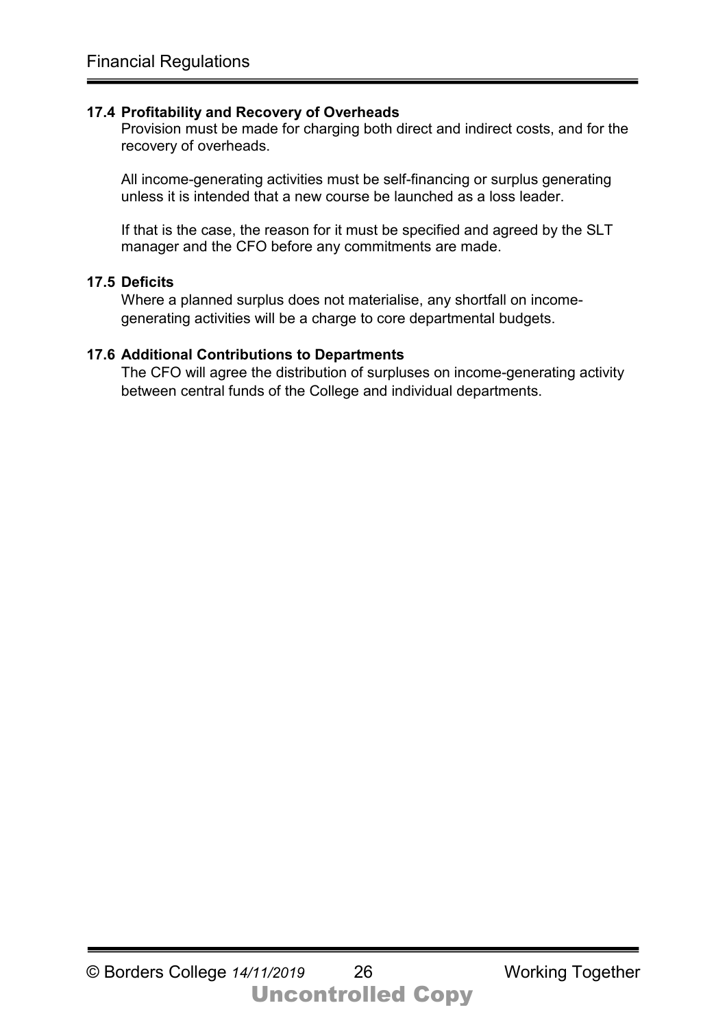### 17.4 Profitability and Recovery of Overheads

Provision must be made for charging both direct and indirect costs, and for the recovery of overheads.

All income-generating activities must be self-financing or surplus generating unless it is intended that a new course be launched as a loss leader.

If that is the case, the reason for it must be specified and agreed by the SLT manager and the CFO before any commitments are made.

### 17.5 Deficits

Where a planned surplus does not materialise, any shortfall on income-generating activities will be a charge to core departmental budgets.

### 17.6 Additional Contributions to Departments

The CFO will agree the distribution of surpluses on income-generating activity between central funds of the College and individual departments.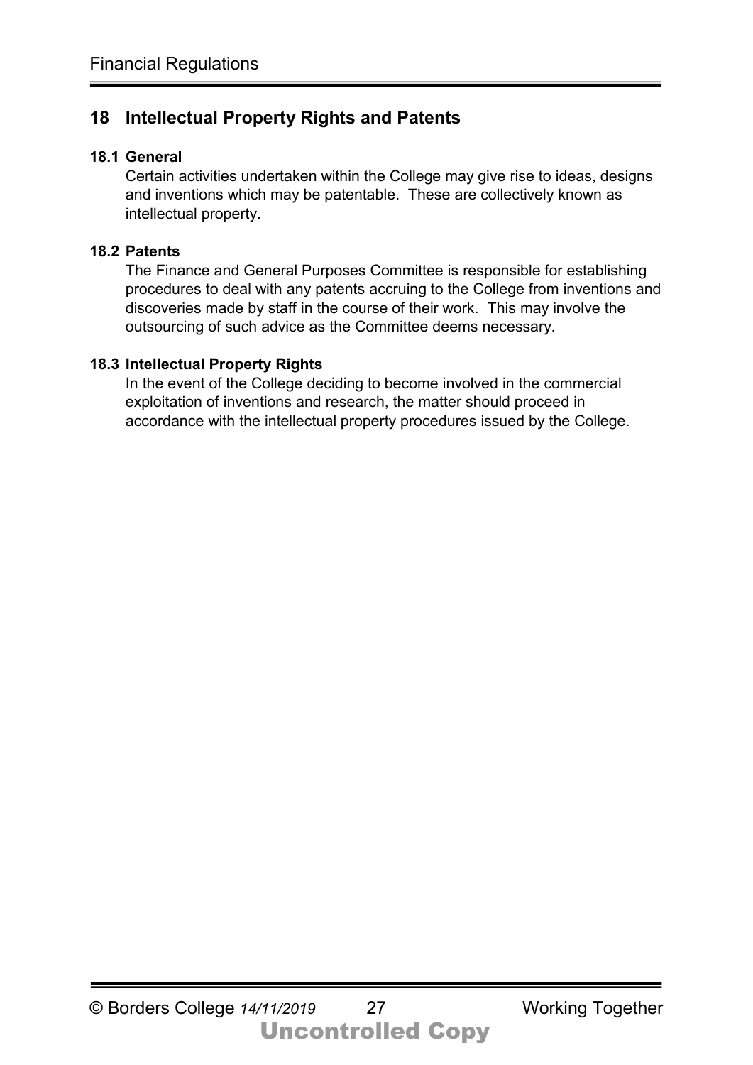## 18 Intellectual Property Rights and Patents

### 18.1 General

Certain activities undertaken within the College may give rise to ideas, designs and inventions which may be patentable. These are collectively known as intellectual property.

### 18.2 Patents

The Finance and General Purposes Committee is responsible for establishing procedures to deal with any patents accruing to the College from inventions and discoveries made by staff in the course of their work. This may involve the outsourcing of such advice as the Committee deems necessary.

### 18.3 Intellectual Property Rights

In the event of the College deciding to become involved in the commercial exploitation of inventions and research, the matter should proceed in accordance with the intellectual property procedures issued by the College.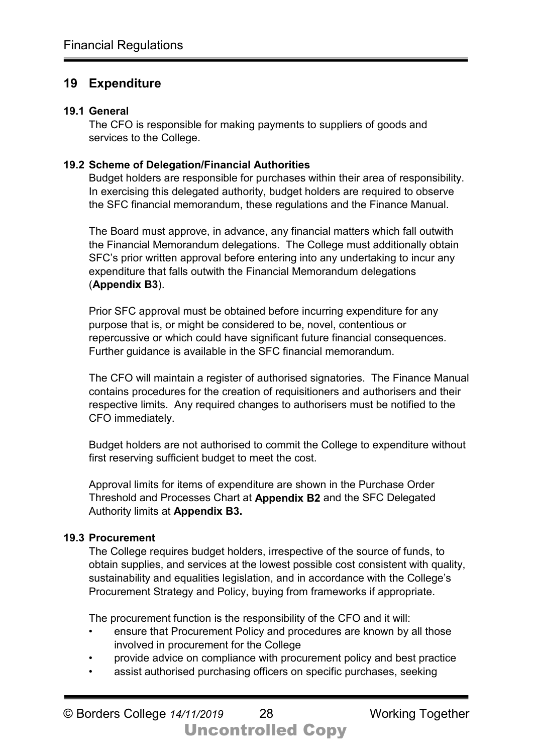## 19 Expenditure

### 19.1 General

The CFO is responsible for making payments to suppliers of goods and services to the College.

### 19.2 Scheme of Delegation/Financial Authorities

Budget holders are responsible for purchases within their area of responsibility. In exercising this delegated authority, budget holders are required to observe the SFC financial memorandum, these regulations and the Finance Manual.

The Board must approve, in advance, any financial matters which fall outwith the Financial Memorandum delegations. The College must additionally obtain SFC's prior written approval before entering into any undertaking to incur any expenditure that falls outwith the Financial Memorandum delegations (**Appendix B3**).

Prior SFC approval must be obtained before incurring expenditure for any purpose that is, or might be considered to be, novel, contentious or repercussive or which could have significant future financial consequences. Further guidance is available in the SFC financial memorandum.

The CFO will maintain a register of authorised signatories. The Finance Manual contains procedures for the creation of requisitioners and authorisers and their respective limits. Any required changes to authorisers must be notified to the CFO immediately.

Budget holders are not authorised to commit the College to expenditure without first reserving sufficient budget to meet the cost.

Approval limits for items of expenditure are shown in the Purchase Order Threshold and Processes Chart at **Appendix B2** and the SFC Delegated Authority limits at **Appendix B3.**

### 19.3 Procurement

The College requires budget holders, irrespective of the source of funds, to obtain supplies, and services at the lowest possible cost consistent with quality, sustainability and equalities legislation, and in accordance with the College's Procurement Strategy and Policy, buying from frameworks if appropriate.

The procurement function is the responsibility of the CFO and it will:

- ensure that Procurement Policy and procedures are known by all those involved in procurement for the College
- provide advice on compliance with procurement policy and best practice
- assist authorised purchasing officers on specific purchases, seeking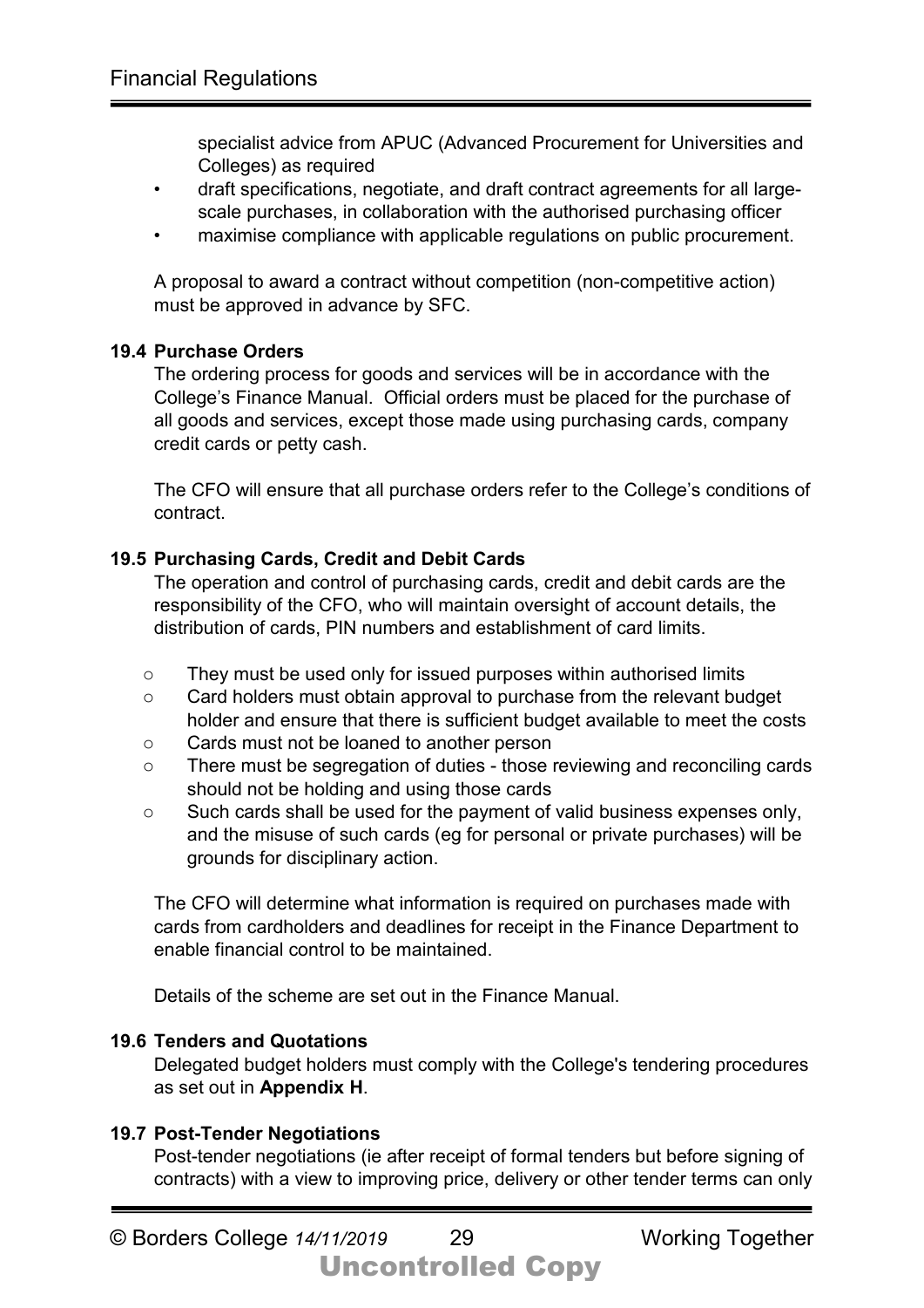specialist advice from APUC (Advanced Procurement for Universities and Colleges) as required

- draft specifications, negotiate, and draft contract agreements for all large-scale purchases, in collaboration with the authorised purchasing officer
- maximise compliance with applicable regulations on public procurement.

A proposal to award a contract without competition (non-competitive action) must be approved in advance by SFC.

### 19.4 Purchase Orders

The ordering process for goods and services will be in accordance with the College's Finance Manual. Official orders must be placed for the purchase of all goods and services, except those made using purchasing cards, company credit cards or petty cash.

The CFO will ensure that all purchase orders refer to the College's conditions of contract.

### 19.5 Purchasing Cards, Credit and Debit Cards

The operation and control of purchasing cards, credit and debit cards are the responsibility of the CFO, who will maintain oversight of account details, the distribution of cards, PIN numbers and establishment of card limits.

- They must be used only for issued purposes within authorised limits
- Card holders must obtain approval to purchase from the relevant budget holder and ensure that there is sufficient budget available to meet the costs
- Cards must not be loaned to another person
- There must be segregation of duties - those reviewing and reconciling cards should not be holding and using those cards
- Such cards shall be used for the payment of valid business expenses only, and the misuse of such cards (eg for personal or private purchases) will be grounds for disciplinary action.

The CFO will determine what information is required on purchases made with cards from cardholders and deadlines for receipt in the Finance Department to enable financial control to be maintained.

Details of the scheme are set out in the Finance Manual.

### 19.6 Tenders and Quotations

Delegated budget holders must comply with the College's tendering procedures as set out in **Appendix H**.

### 19.7 Post-Tender Negotiations

Post-tender negotiations (ie after receipt of formal tenders but before signing of contracts) with a view to improving price, delivery or other tender terms can only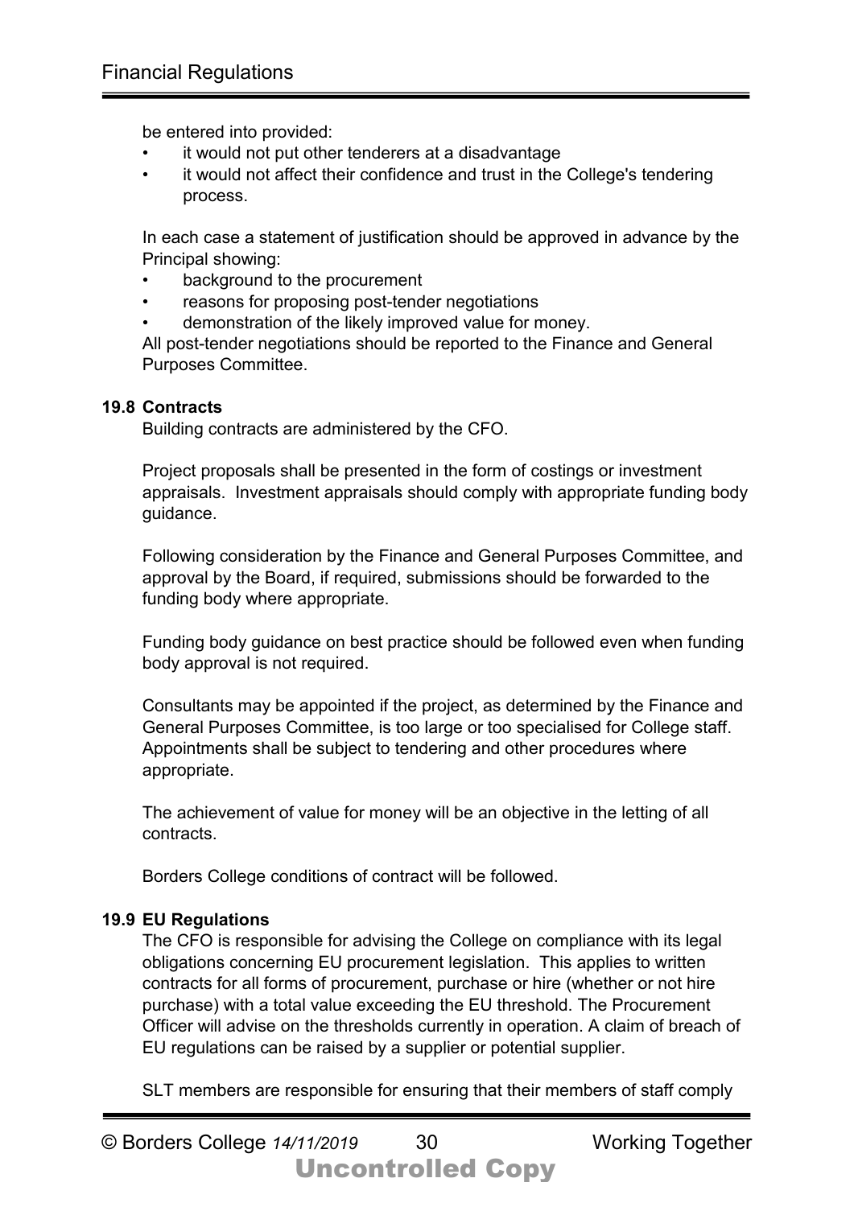be entered into provided:

- it would not put other tenderers at a disadvantage
- it would not affect their confidence and trust in the College's tendering process.

In each case a statement of justification should be approved in advance by the Principal showing:

- background to the procurement
- reasons for proposing post-tender negotiations
- demonstration of the likely improved value for money.

All post-tender negotiations should be reported to the Finance and General Purposes Committee.

### 19.8 Contracts

Building contracts are administered by the CFO.

Project proposals shall be presented in the form of costings or investment appraisals. Investment appraisals should comply with appropriate funding body guidance.

Following consideration by the Finance and General Purposes Committee, and approval by the Board, if required, submissions should be forwarded to the funding body where appropriate.

Funding body guidance on best practice should be followed even when funding body approval is not required.

Consultants may be appointed if the project, as determined by the Finance and General Purposes Committee, is too large or too specialised for College staff. Appointments shall be subject to tendering and other procedures where appropriate.

The achievement of value for money will be an objective in the letting of all contracts.

Borders College conditions of contract will be followed.

### 19.9 EU Regulations

The CFO is responsible for advising the College on compliance with its legal obligations concerning EU procurement legislation. This applies to written contracts for all forms of procurement, purchase or hire (whether or not hire purchase) with a total value exceeding the EU threshold. The Procurement Officer will advise on the thresholds currently in operation. A claim of breach of EU regulations can be raised by a supplier or potential supplier.

SLT members are responsible for ensuring that their members of staff comply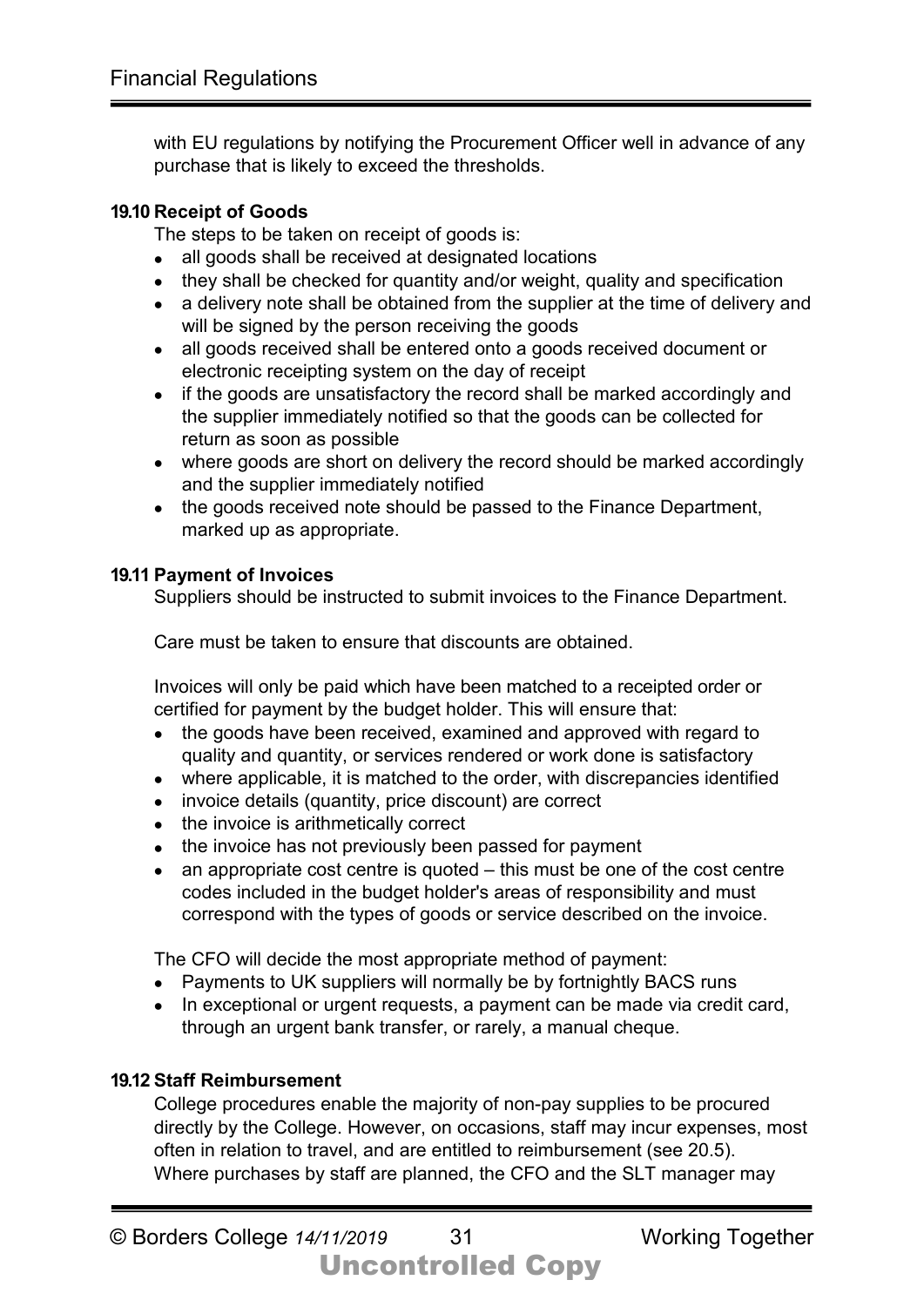with EU regulations by notifying the Procurement Officer well in advance of any purchase that is likely to exceed the thresholds.

### 19.10 Receipt of Goods

The steps to be taken on receipt of goods is:

- all goods shall be received at designated locations
- they shall be checked for quantity and/or weight, quality and specification
- a delivery note shall be obtained from the supplier at the time of delivery and will be signed by the person receiving the goods
- all goods received shall be entered onto a goods received document or electronic receipting system on the day of receipt
- if the goods are unsatisfactory the record shall be marked accordingly and the supplier immediately notified so that the goods can be collected for return as soon as possible
- where goods are short on delivery the record should be marked accordingly and the supplier immediately notified
- the goods received note should be passed to the Finance Department, marked up as appropriate.

### 19.11 Payment of Invoices

Suppliers should be instructed to submit invoices to the Finance Department.

Care must be taken to ensure that discounts are obtained.

Invoices will only be paid which have been matched to a receipted order or certified for payment by the budget holder. This will ensure that:

- the goods have been received, examined and approved with regard to quality and quantity, or services rendered or work done is satisfactory
- where applicable, it is matched to the order, with discrepancies identified
- invoice details (quantity, price discount) are correct
- the invoice is arithmetically correct
- the invoice has not previously been passed for payment
- an appropriate cost centre is quoted – this must be one of the cost centre codes included in the budget holder's areas of responsibility and must correspond with the types of goods or service described on the invoice.

The CFO will decide the most appropriate method of payment:

- Payments to UK suppliers will normally be by fortnightly BACS runs
- In exceptional or urgent requests, a payment can be made via credit card, through an urgent bank transfer, or rarely, a manual cheque.

### 19.12 Staff Reimbursement

College procedures enable the majority of non-pay supplies to be procured directly by the College. However, on occasions, staff may incur expenses, most often in relation to travel, and are entitled to reimbursement (see 20.5). Where purchases by staff are planned, the CFO and the SLT manager may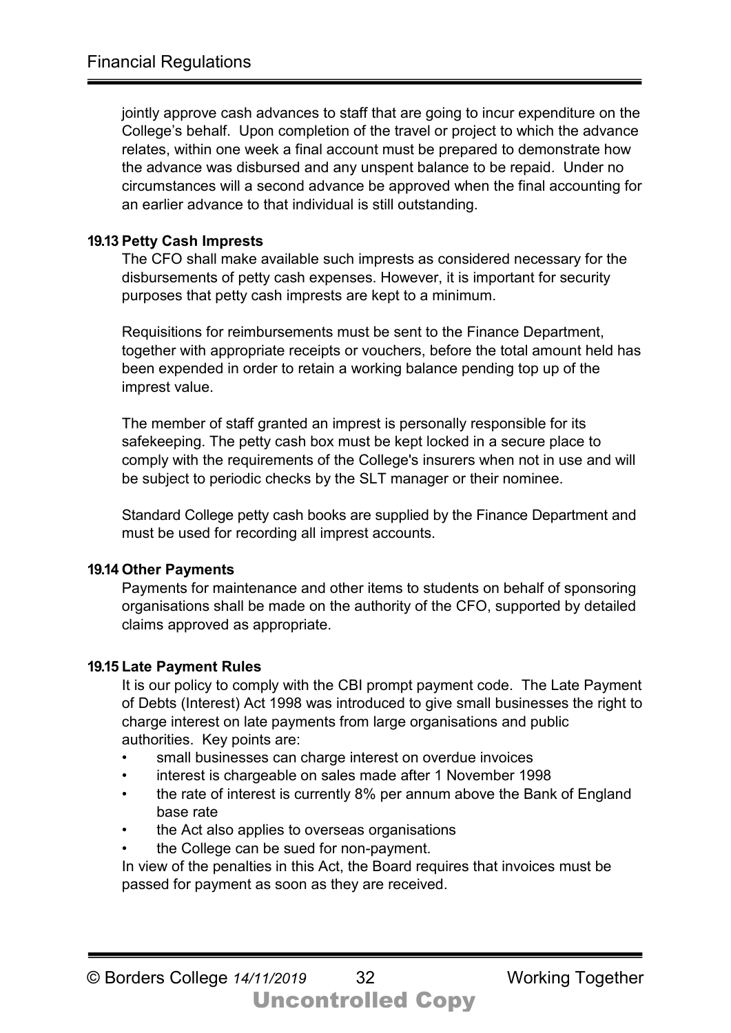jointly approve cash advances to staff that are going to incur expenditure on the College's behalf. Upon completion of the travel or project to which the advance relates, within one week a final account must be prepared to demonstrate how the advance was disbursed and any unspent balance to be repaid. Under no circumstances will a second advance be approved when the final accounting for an earlier advance to that individual is still outstanding.

**19.13 Petty Cash Imprests**

The CFO shall make available such imprests as considered necessary for the disbursements of petty cash expenses. However, it is important for security purposes that petty cash imprests are kept to a minimum.

Requisitions for reimbursements must be sent to the Finance Department, together with appropriate receipts or vouchers, before the total amount held has been expended in order to retain a working balance pending top up of the imprest value.

The member of staff granted an imprest is personally responsible for its safekeeping. The petty cash box must be kept locked in a secure place to comply with the requirements of the College's insurers when not in use and will be subject to periodic checks by the SLT manager or their nominee.

Standard College petty cash books are supplied by the Finance Department and must be used for recording all imprest accounts.

**19.14 Other Payments**

Payments for maintenance and other items to students on behalf of sponsoring organisations shall be made on the authority of the CFO, supported by detailed claims approved as appropriate.

**19.15 Late Payment Rules**

It is our policy to comply with the CBI prompt payment code. The Late Payment of Debts (Interest) Act 1998 was introduced to give small businesses the right to charge interest on late payments from large organisations and public authorities. Key points are:

- small businesses can charge interest on overdue invoices
- interest is chargeable on sales made after 1 November 1998
- the rate of interest is currently 8% per annum above the Bank of England base rate
- the Act also applies to overseas organisations
- the College can be sued for non-payment.

In view of the penalties in this Act, the Board requires that invoices must be passed for payment as soon as they are received.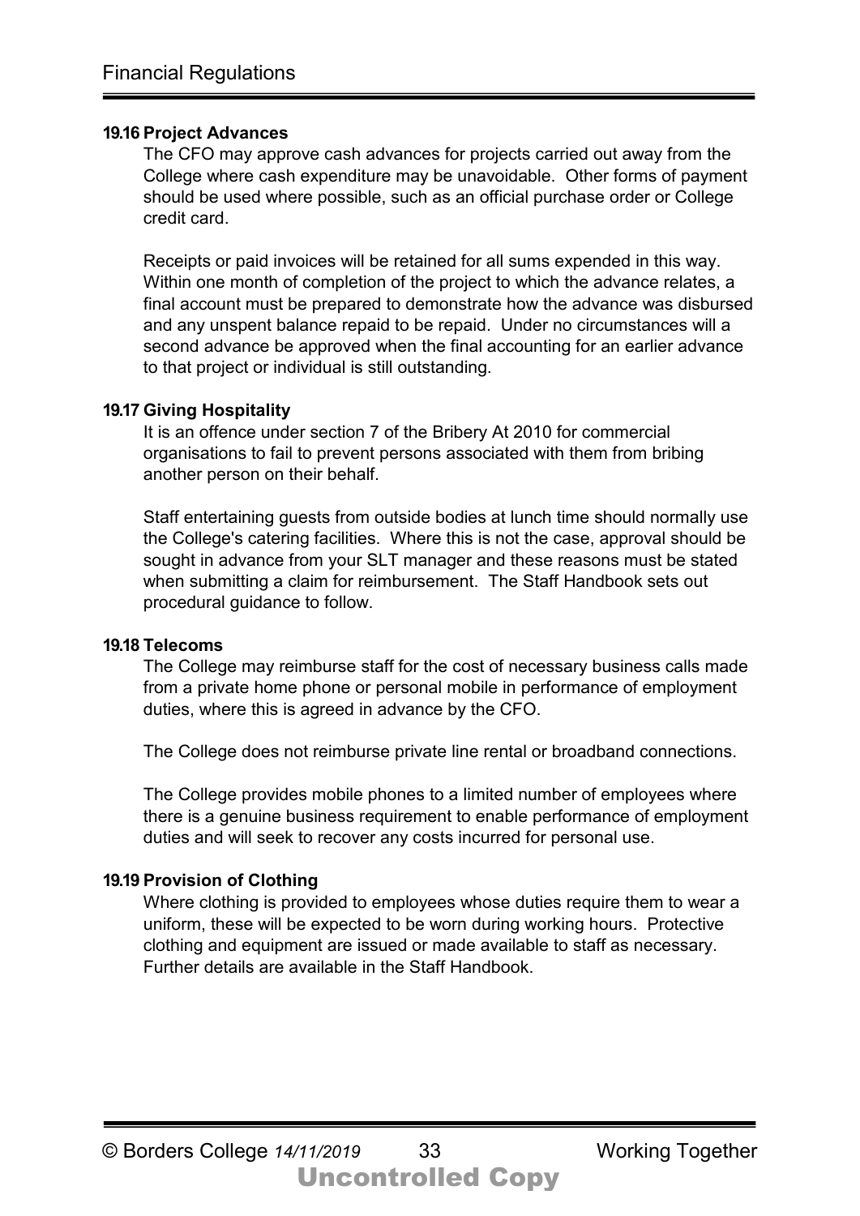#### 19.16 Project Advances

The CFO may approve cash advances for projects carried out away from the College where cash expenditure may be unavoidable. Other forms of payment should be used where possible, such as an official purchase order or College credit card.

Receipts or paid invoices will be retained for all sums expended in this way. Within one month of completion of the project to which the advance relates, a final account must be prepared to demonstrate how the advance was disbursed and any unspent balance repaid to be repaid. Under no circumstances will a second advance be approved when the final accounting for an earlier advance to that project or individual is still outstanding.

#### 19.17 Giving Hospitality

It is an offence under section 7 of the Bribery At 2010 for commercial organisations to fail to prevent persons associated with them from bribing another person on their behalf.

Staff entertaining guests from outside bodies at lunch time should normally use the College's catering facilities. Where this is not the case, approval should be sought in advance from your SLT manager and these reasons must be stated when submitting a claim for reimbursement. The Staff Handbook sets out procedural guidance to follow.

#### 19.18 Telecoms

The College may reimburse staff for the cost of necessary business calls made from a private home phone or personal mobile in performance of employment duties, where this is agreed in advance by the CFO.

The College does not reimburse private line rental or broadband connections.

The College provides mobile phones to a limited number of employees where there is a genuine business requirement to enable performance of employment duties and will seek to recover any costs incurred for personal use.

#### 19.19 Provision of Clothing

Where clothing is provided to employees whose duties require them to wear a uniform, these will be expected to be worn during working hours. Protective clothing and equipment are issued or made available to staff as necessary. Further details are available in the Staff Handbook.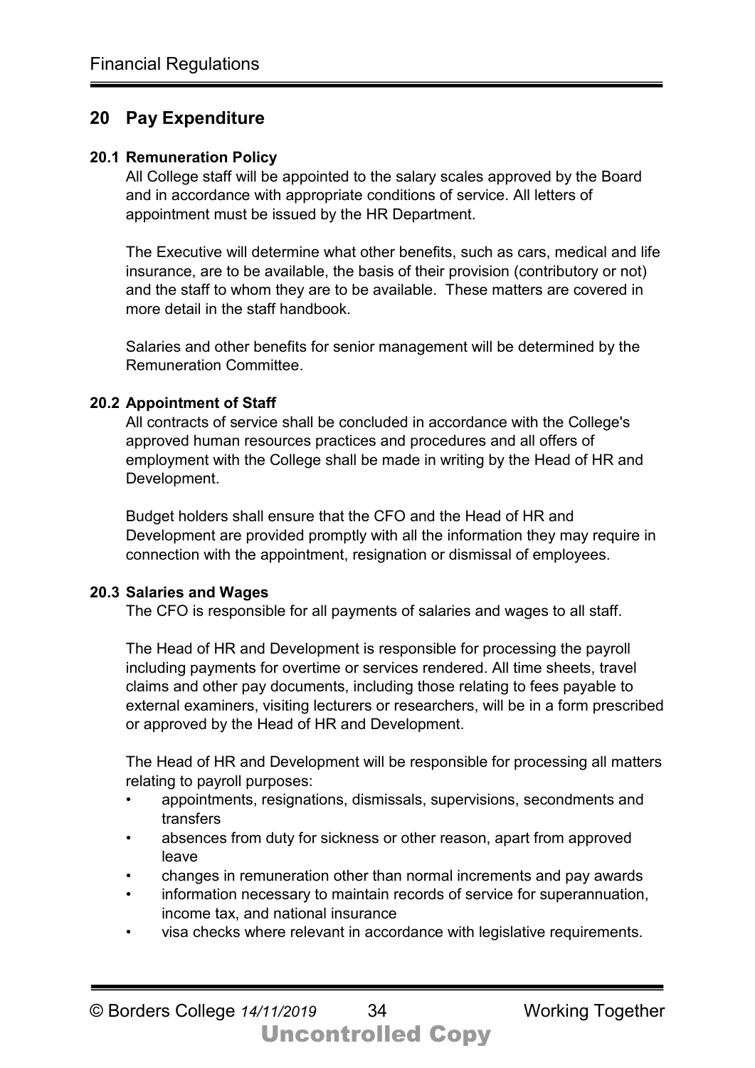## 20 Pay Expenditure

### 20.1 Remuneration Policy

All College staff will be appointed to the salary scales approved by the Board and in accordance with appropriate conditions of service. All letters of appointment must be issued by the HR Department.

The Executive will determine what other benefits, such as cars, medical and life insurance, are to be available, the basis of their provision (contributory or not) and the staff to whom they are to be available. These matters are covered in more detail in the staff handbook.

Salaries and other benefits for senior management will be determined by the Remuneration Committee.

### 20.2 Appointment of Staff

All contracts of service shall be concluded in accordance with the College's approved human resources practices and procedures and all offers of employment with the College shall be made in writing by the Head of HR and Development.

Budget holders shall ensure that the CFO and the Head of HR and Development are provided promptly with all the information they may require in connection with the appointment, resignation or dismissal of employees.

### 20.3 Salaries and Wages

The CFO is responsible for all payments of salaries and wages to all staff.

The Head of HR and Development is responsible for processing the payroll including payments for overtime or services rendered. All time sheets, travel claims and other pay documents, including those relating to fees payable to external examiners, visiting lecturers or researchers, will be in a form prescribed or approved by the Head of HR and Development.

The Head of HR and Development will be responsible for processing all matters relating to payroll purposes:

- appointments, resignations, dismissals, supervisions, secondments and transfers
- absences from duty for sickness or other reason, apart from approved leave
- changes in remuneration other than normal increments and pay awards
- information necessary to maintain records of service for superannuation, income tax, and national insurance
- visa checks where relevant in accordance with legislative requirements.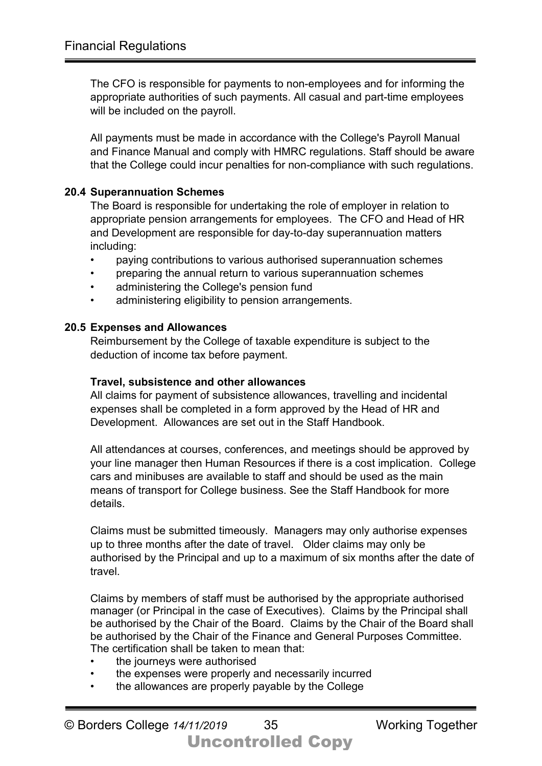The CFO is responsible for payments to non-employees and for informing the appropriate authorities of such payments. All casual and part-time employees will be included on the payroll.

All payments must be made in accordance with the College's Payroll Manual and Finance Manual and comply with HMRC regulations. Staff should be aware that the College could incur penalties for non-compliance with such regulations.

### 20.4 Superannuation Schemes

The Board is responsible for undertaking the role of employer in relation to appropriate pension arrangements for employees. The CFO and Head of HR and Development are responsible for day-to-day superannuation matters including:

- paying contributions to various authorised superannuation schemes
- preparing the annual return to various superannuation schemes
- administering the College's pension fund
- administering eligibility to pension arrangements.

### 20.5 Expenses and Allowances

Reimbursement by the College of taxable expenditure is subject to the deduction of income tax before payment.

**Travel, subsistence and other allowances**

All claims for payment of subsistence allowances, travelling and incidental expenses shall be completed in a form approved by the Head of HR and Development. Allowances are set out in the Staff Handbook.

All attendances at courses, conferences, and meetings should be approved by your line manager then Human Resources if there is a cost implication. College cars and minibuses are available to staff and should be used as the main means of transport for College business. See the Staff Handbook for more details.

Claims must be submitted timeously. Managers may only authorise expenses up to three months after the date of travel. Older claims may only be authorised by the Principal and up to a maximum of six months after the date of travel.

Claims by members of staff must be authorised by the appropriate authorised manager (or Principal in the case of Executives). Claims by the Principal shall be authorised by the Chair of the Board. Claims by the Chair of the Board shall be authorised by the Chair of the Finance and General Purposes Committee. The certification shall be taken to mean that:

- the journeys were authorised
- the expenses were properly and necessarily incurred
- the allowances are properly payable by the College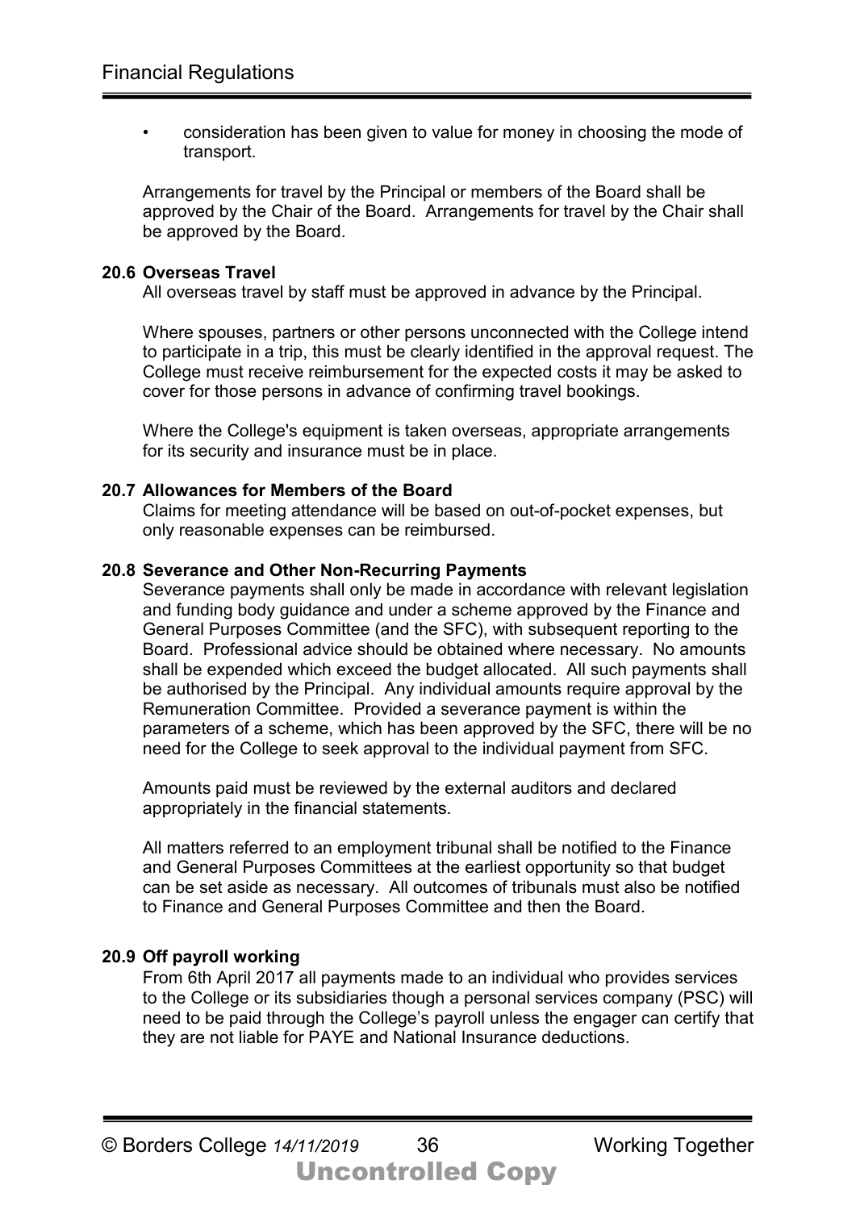- consideration has been given to value for money in choosing the mode of transport.

Arrangements for travel by the Principal or members of the Board shall be approved by the Chair of the Board. Arrangements for travel by the Chair shall be approved by the Board.

**20.6 Overseas Travel**

All overseas travel by staff must be approved in advance by the Principal.

Where spouses, partners or other persons unconnected with the College intend to participate in a trip, this must be clearly identified in the approval request. The College must receive reimbursement for the expected costs it may be asked to cover for those persons in advance of confirming travel bookings.

Where the College's equipment is taken overseas, appropriate arrangements for its security and insurance must be in place.

**20.7 Allowances for Members of the Board**

Claims for meeting attendance will be based on out-of-pocket expenses, but only reasonable expenses can be reimbursed.

**20.8 Severance and Other Non-Recurring Payments**

Severance payments shall only be made in accordance with relevant legislation and funding body guidance and under a scheme approved by the Finance and General Purposes Committee (and the SFC), with subsequent reporting to the Board. Professional advice should be obtained where necessary. No amounts shall be expended which exceed the budget allocated. All such payments shall be authorised by the Principal. Any individual amounts require approval by the Remuneration Committee. Provided a severance payment is within the parameters of a scheme, which has been approved by the SFC, there will be no need for the College to seek approval to the individual payment from SFC.

Amounts paid must be reviewed by the external auditors and declared appropriately in the financial statements.

All matters referred to an employment tribunal shall be notified to the Finance and General Purposes Committees at the earliest opportunity so that budget can be set aside as necessary. All outcomes of tribunals must also be notified to Finance and General Purposes Committee and then the Board.

**20.9 Off payroll working**

From 6th April 2017 all payments made to an individual who provides services to the College or its subsidiaries though a personal services company (PSC) will need to be paid through the College's payroll unless the engager can certify that they are not liable for PAYE and National Insurance deductions.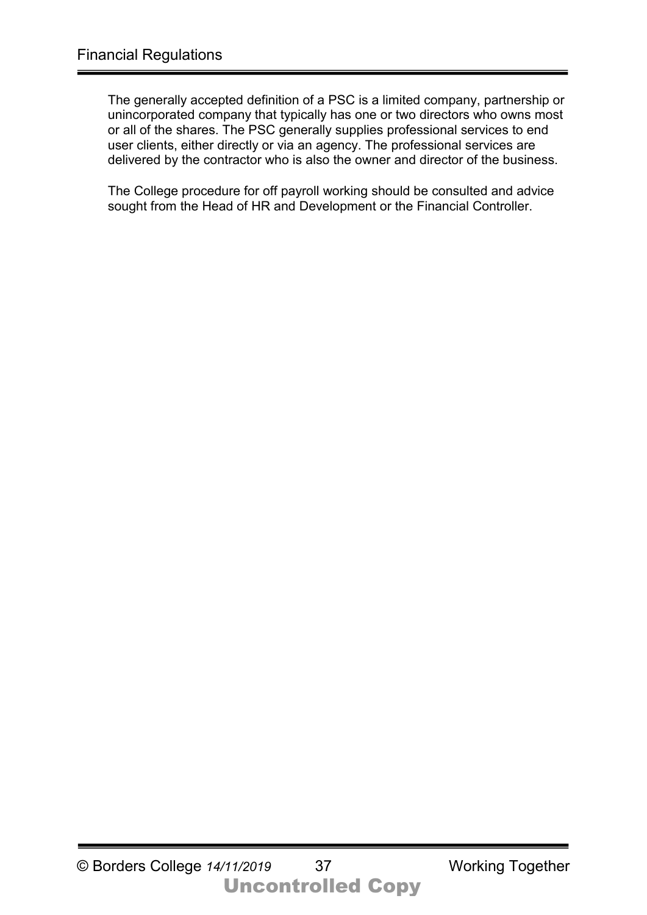The generally accepted definition of a PSC is a limited company, partnership or unincorporated company that typically has one or two directors who owns most or all of the shares. The PSC generally supplies professional services to end user clients, either directly or via an agency. The professional services are delivered by the contractor who is also the owner and director of the business.

The College procedure for off payroll working should be consulted and advice sought from the Head of HR and Development or the Financial Controller.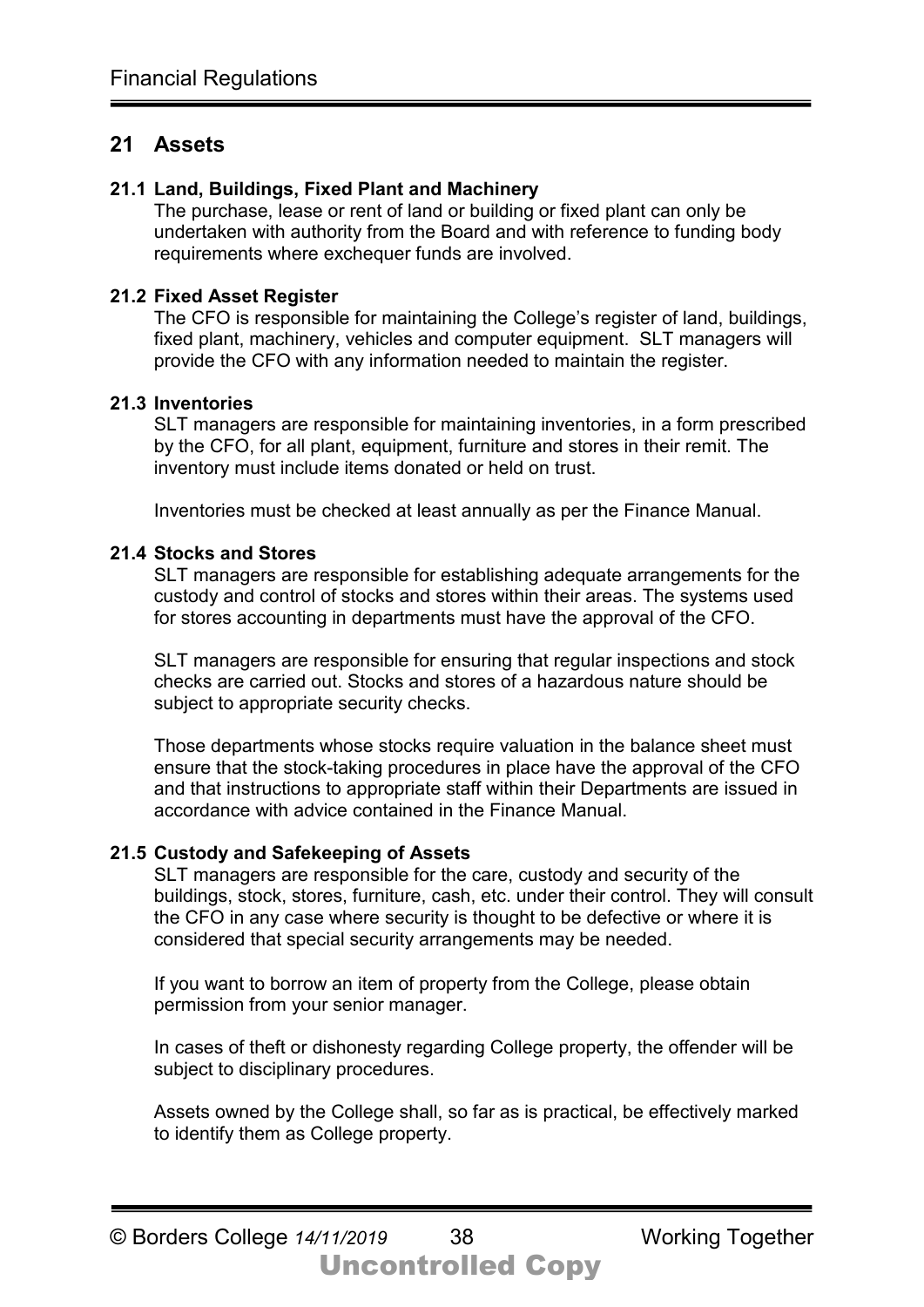## 21 Assets

### 21.1 Land, Buildings, Fixed Plant and Machinery

The purchase, lease or rent of land or building or fixed plant can only be undertaken with authority from the Board and with reference to funding body requirements where exchequer funds are involved.

### 21.2 Fixed Asset Register

The CFO is responsible for maintaining the College's register of land, buildings, fixed plant, machinery, vehicles and computer equipment. SLT managers will provide the CFO with any information needed to maintain the register.

### 21.3 Inventories

SLT managers are responsible for maintaining inventories, in a form prescribed by the CFO, for all plant, equipment, furniture and stores in their remit. The inventory must include items donated or held on trust.

Inventories must be checked at least annually as per the Finance Manual.

### 21.4 Stocks and Stores

SLT managers are responsible for establishing adequate arrangements for the custody and control of stocks and stores within their areas. The systems used for stores accounting in departments must have the approval of the CFO.

SLT managers are responsible for ensuring that regular inspections and stock checks are carried out. Stocks and stores of a hazardous nature should be subject to appropriate security checks.

Those departments whose stocks require valuation in the balance sheet must ensure that the stock-taking procedures in place have the approval of the CFO and that instructions to appropriate staff within their Departments are issued in accordance with advice contained in the Finance Manual.

### 21.5 Custody and Safekeeping of Assets

SLT managers are responsible for the care, custody and security of the buildings, stock, stores, furniture, cash, etc. under their control. They will consult the CFO in any case where security is thought to be defective or where it is considered that special security arrangements may be needed.

If you want to borrow an item of property from the College, please obtain permission from your senior manager.

In cases of theft or dishonesty regarding College property, the offender will be subject to disciplinary procedures.

Assets owned by the College shall, so far as is practical, be effectively marked to identify them as College property.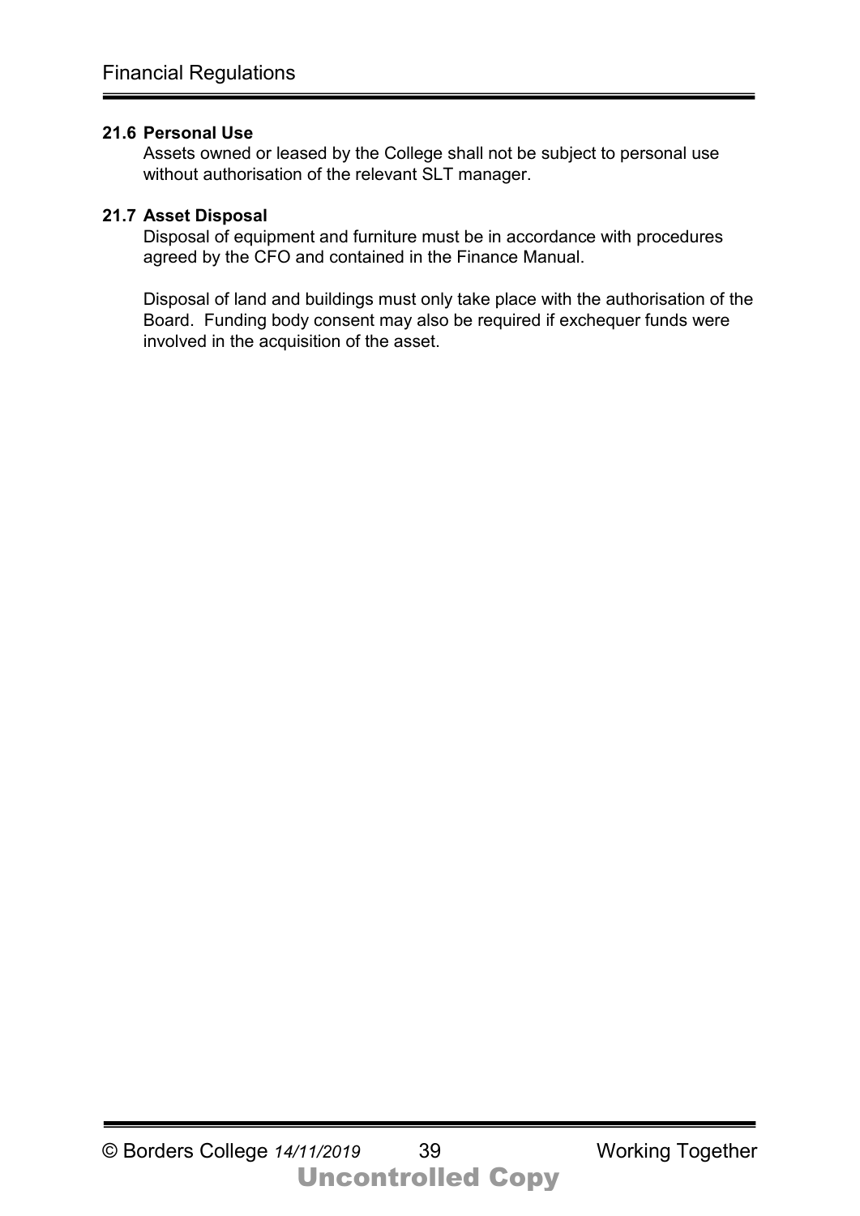### 21.6 Personal Use

Assets owned or leased by the College shall not be subject to personal use without authorisation of the relevant SLT manager.

### 21.7 Asset Disposal

Disposal of equipment and furniture must be in accordance with procedures agreed by the CFO and contained in the Finance Manual.

Disposal of land and buildings must only take place with the authorisation of the Board. Funding body consent may also be required if exchequer funds were involved in the acquisition of the asset.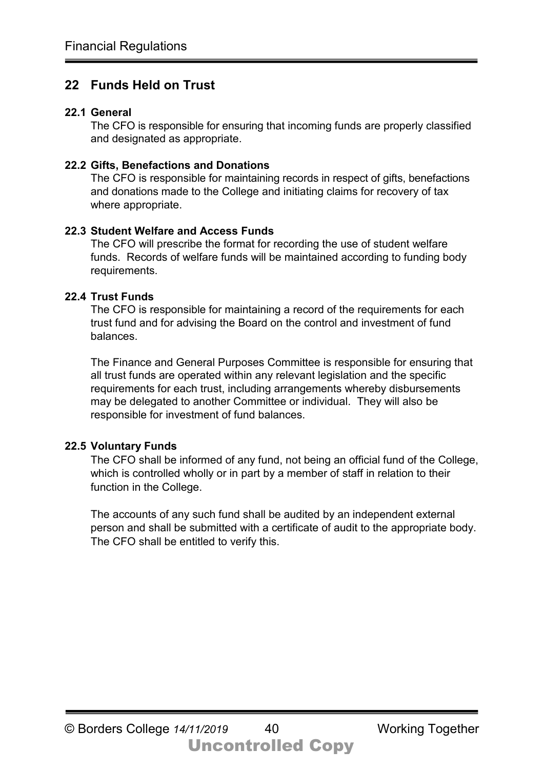## 22 Funds Held on Trust

### 22.1 General

The CFO is responsible for ensuring that incoming funds are properly classified and designated as appropriate.

### 22.2 Gifts, Benefactions and Donations

The CFO is responsible for maintaining records in respect of gifts, benefactions and donations made to the College and initiating claims for recovery of tax where appropriate.

### 22.3 Student Welfare and Access Funds

The CFO will prescribe the format for recording the use of student welfare funds. Records of welfare funds will be maintained according to funding body requirements.

### 22.4 Trust Funds

The CFO is responsible for maintaining a record of the requirements for each trust fund and for advising the Board on the control and investment of fund balances.

The Finance and General Purposes Committee is responsible for ensuring that all trust funds are operated within any relevant legislation and the specific requirements for each trust, including arrangements whereby disbursements may be delegated to another Committee or individual. They will also be responsible for investment of fund balances.

### 22.5 Voluntary Funds

The CFO shall be informed of any fund, not being an official fund of the College, which is controlled wholly or in part by a member of staff in relation to their function in the College.

The accounts of any such fund shall be audited by an independent external person and shall be submitted with a certificate of audit to the appropriate body. The CFO shall be entitled to verify this.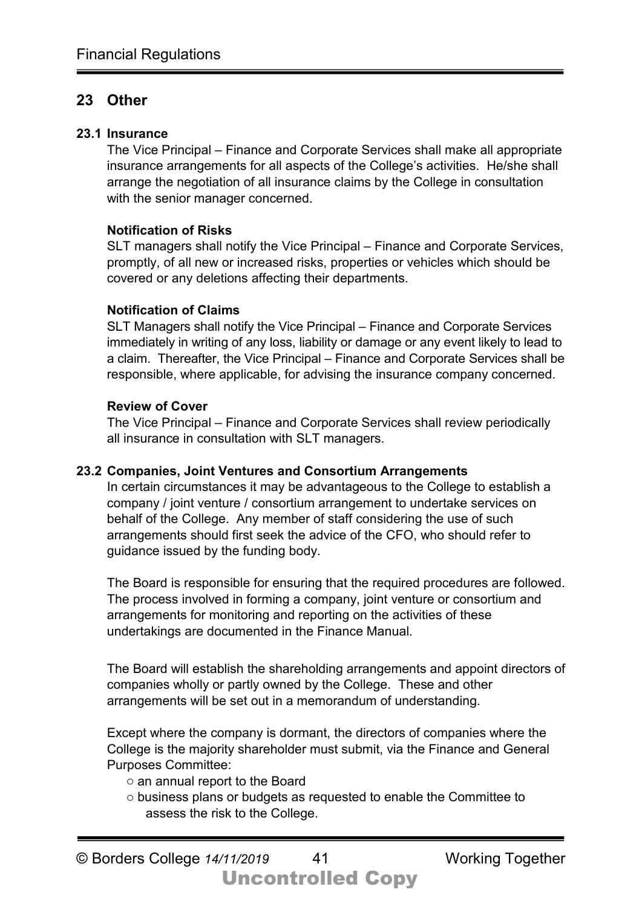## 23 Other

### 23.1 Insurance

The Vice Principal – Finance and Corporate Services shall make all appropriate insurance arrangements for all aspects of the College's activities. He/she shall arrange the negotiation of all insurance claims by the College in consultation with the senior manager concerned.

**Notification of Risks**

SLT managers shall notify the Vice Principal – Finance and Corporate Services, promptly, of all new or increased risks, properties or vehicles which should be covered or any deletions affecting their departments.

**Notification of Claims**

SLT Managers shall notify the Vice Principal – Finance and Corporate Services immediately in writing of any loss, liability or damage or any event likely to lead to a claim. Thereafter, the Vice Principal – Finance and Corporate Services shall be responsible, where applicable, for advising the insurance company concerned.

**Review of Cover**

The Vice Principal – Finance and Corporate Services shall review periodically all insurance in consultation with SLT managers.

### 23.2 Companies, Joint Ventures and Consortium Arrangements

In certain circumstances it may be advantageous to the College to establish a company / joint venture / consortium arrangement to undertake services on behalf of the College. Any member of staff considering the use of such arrangements should first seek the advice of the CFO, who should refer to guidance issued by the funding body.

The Board is responsible for ensuring that the required procedures are followed. The process involved in forming a company, joint venture or consortium and arrangements for monitoring and reporting on the activities of these undertakings are documented in the Finance Manual.

The Board will establish the shareholding arrangements and appoint directors of companies wholly or partly owned by the College. These and other arrangements will be set out in a memorandum of understanding.

Except where the company is dormant, the directors of companies where the College is the majority shareholder must submit, via the Finance and General Purposes Committee:

- an annual report to the Board
- business plans or budgets as requested to enable the Committee to assess the risk to the College.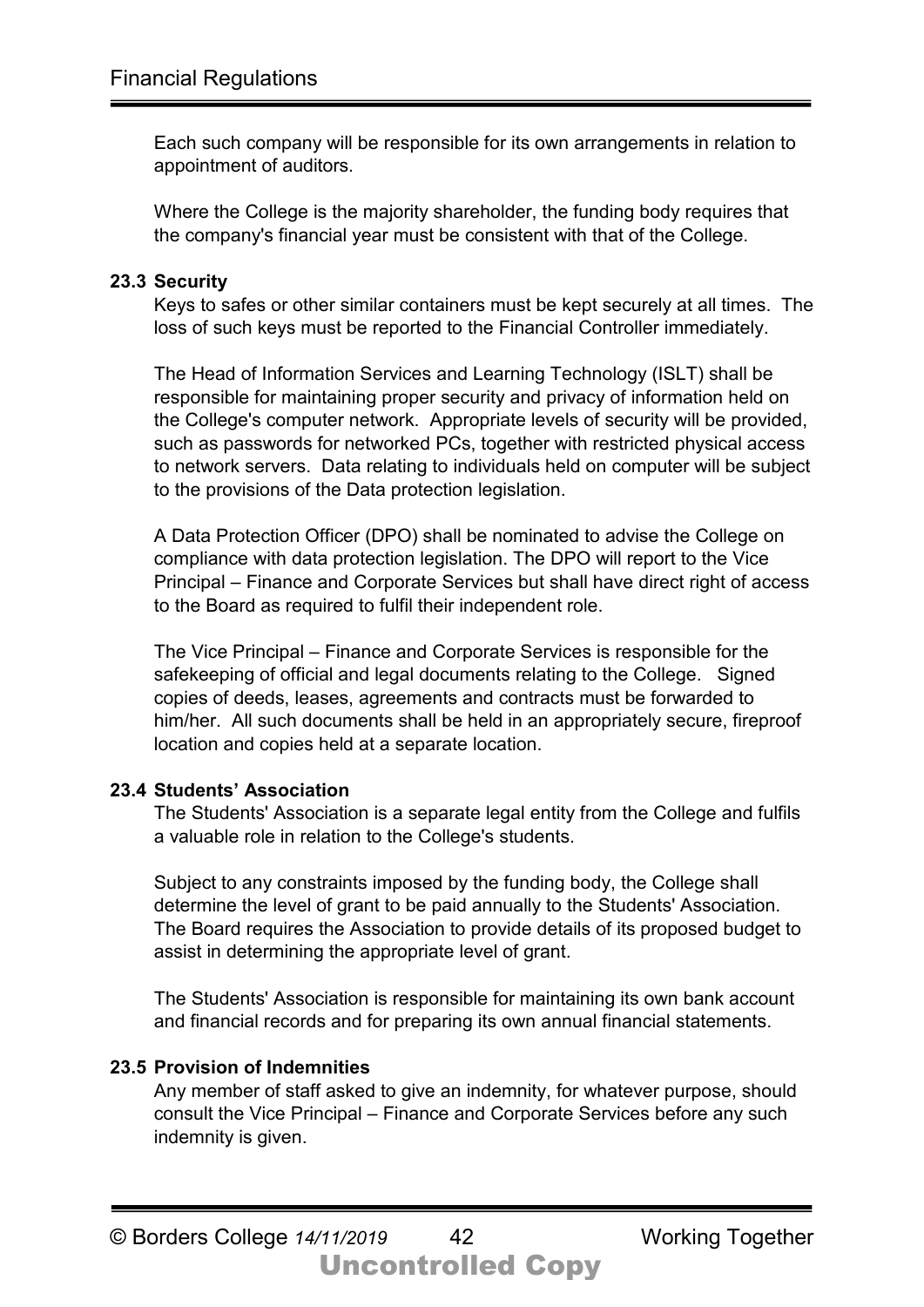Each such company will be responsible for its own arrangements in relation to appointment of auditors.

Where the College is the majority shareholder, the funding body requires that the company's financial year must be consistent with that of the College.

### 23.3 Security

Keys to safes or other similar containers must be kept securely at all times. The loss of such keys must be reported to the Financial Controller immediately.

The Head of Information Services and Learning Technology (ISLT) shall be responsible for maintaining proper security and privacy of information held on the College's computer network. Appropriate levels of security will be provided, such as passwords for networked PCs, together with restricted physical access to network servers. Data relating to individuals held on computer will be subject to the provisions of the Data protection legislation.

A Data Protection Officer (DPO) shall be nominated to advise the College on compliance with data protection legislation. The DPO will report to the Vice Principal – Finance and Corporate Services but shall have direct right of access to the Board as required to fulfil their independent role.

The Vice Principal – Finance and Corporate Services is responsible for the safekeeping of official and legal documents relating to the College. Signed copies of deeds, leases, agreements and contracts must be forwarded to him/her. All such documents shall be held in an appropriately secure, fireproof location and copies held at a separate location.

### 23.4 Students' Association

The Students' Association is a separate legal entity from the College and fulfils a valuable role in relation to the College's students.

Subject to any constraints imposed by the funding body, the College shall determine the level of grant to be paid annually to the Students' Association. The Board requires the Association to provide details of its proposed budget to assist in determining the appropriate level of grant.

The Students' Association is responsible for maintaining its own bank account and financial records and for preparing its own annual financial statements.

### 23.5 Provision of Indemnities

Any member of staff asked to give an indemnity, for whatever purpose, should consult the Vice Principal – Finance and Corporate Services before any such indemnity is given.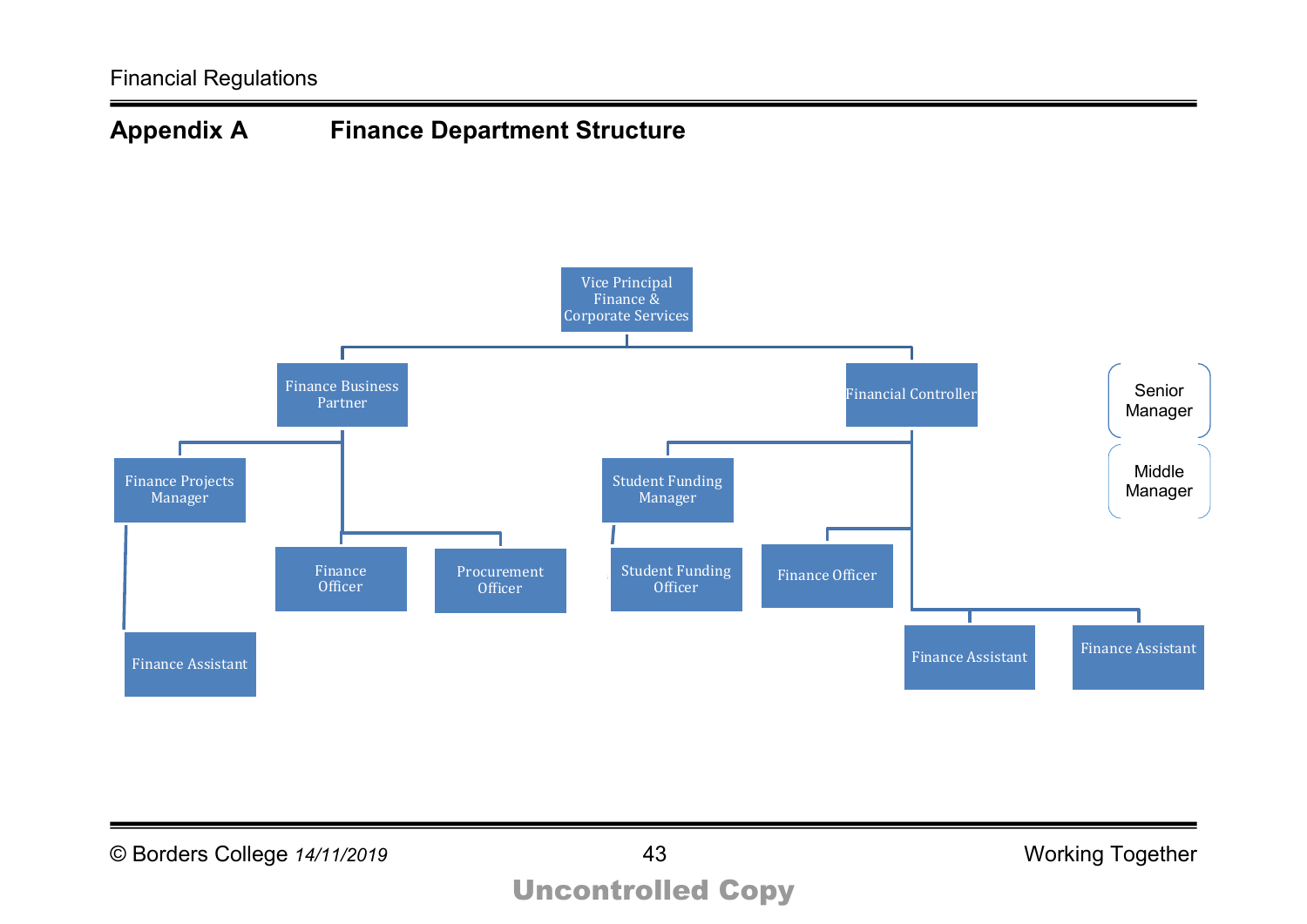## Appendix A Finance Department Structure

- Vice Principal Finance & Corporate Services
  - Finance Business Partner
    - Finance Projects Manager
      - Finance Assistant
    - Finance Officer
    - Procurement Officer
  - Financial Controller
    - Student Funding Manager
      - Student Funding Officer
    - Finance Officer
    - Finance Assistant
    - Finance Assistant

Senior Manager

Middle Manager

© Borders College *14/11/2019* Working Together

**Uncontrolled Copy**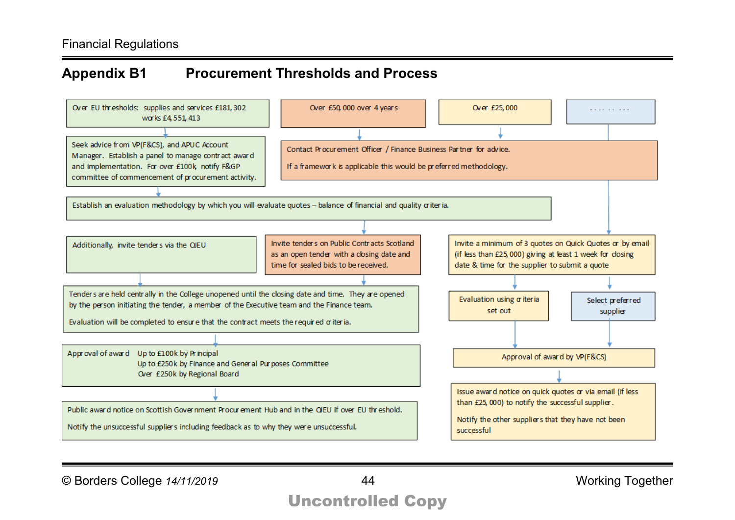## Appendix B1 Procurement Thresholds and Process

**Over EU thresholds: supplies and services £181,302 works £4,551,413**

Seek advice from VP(F&CS), and APUC Account Manager. Establish a panel to manage contract award and implementation. For over £100k, notify F&GP committee of commencement of procurement activity.

**Over £50,000 over 4 years**

**Over £25,000**

**. . . . . . . . .**

Contact Procurement Officer / Finance Business Partner for advice.

If a framework is applicable this would be preferred methodology.

Establish an evaluation methodology by which you will evaluate quotes – balance of financial and quality criteria.

Additionally, invite tenders via the OJEU

Invite tenders on Public Contracts Scotland as an open tender with a closing date and time for sealed bids to be received.

Tenders are held centrally in the College unopened until the closing date and time. They are opened by the person initiating the tender, a member of the Executive team and the Finance team.

Evaluation will be completed to ensure that the contract meets the required criteria.

Approval of award
- Up to £100k by Principal
- Up to £250k by Finance and General Purposes Committee
- Over £250k by Regional Board

Public award notice on Scottish Government Procurement Hub and in the OJEU if over EU threshold.

Notify the unsuccessful suppliers including feedback as to why they were unsuccessful.

Invite a minimum of 3 quotes on Quick Quotes or by email (if less than £25,000) giving at least 1 week for closing date & time for the supplier to submit a quote

Evaluation using criteria set out

Select preferred supplier

Approval of award by VP(F&CS)

Issue award notice on quick quotes or via email (if less than £25,000) to notify the successful supplier.

Notify the other suppliers that they have not been successful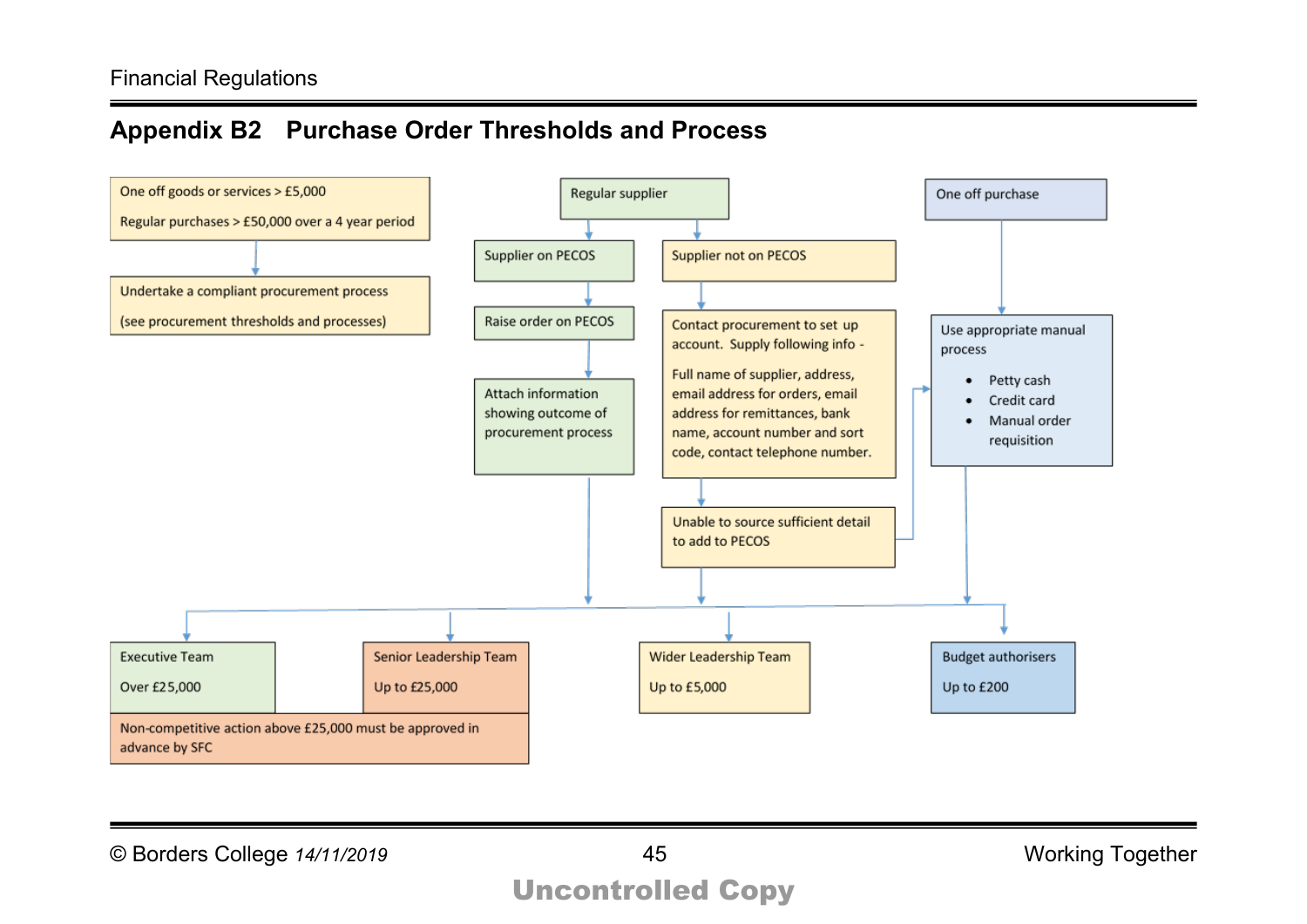## Appendix B2 Purchase Order Thresholds and Process

One off goods or services > £5,000

Regular purchases > £50,000 over a 4 year period

→ Undertake a compliant procurement process

(see procurement thresholds and processes)

**Regular supplier**

- Supplier on PECOS
  - → Raise order on PECOS
  - → Attach information showing outcome of procurement process
- Supplier not on PECOS
  - → Contact procurement to set up account. Supply following info -

    Full name of supplier, address, email address for orders, email address for remittances, bank name, account number and sort code, contact telephone number.
  - → Unable to source sufficient detail to add to PECOS (→ Use appropriate manual process)

**One off purchase**

→ Use appropriate manual process

- Petty cash
- Credit card
- Manual order requisition

**Authorisation levels**

| Executive Team | Senior Leadership Team | Wider Leadership Team | Budget authorisers |
|---|---|---|---|
| Over £25,000 | Up to £25,000 | Up to £5,000 | Up to £200 |

Non-competitive action above £25,000 must be approved in advance by SFC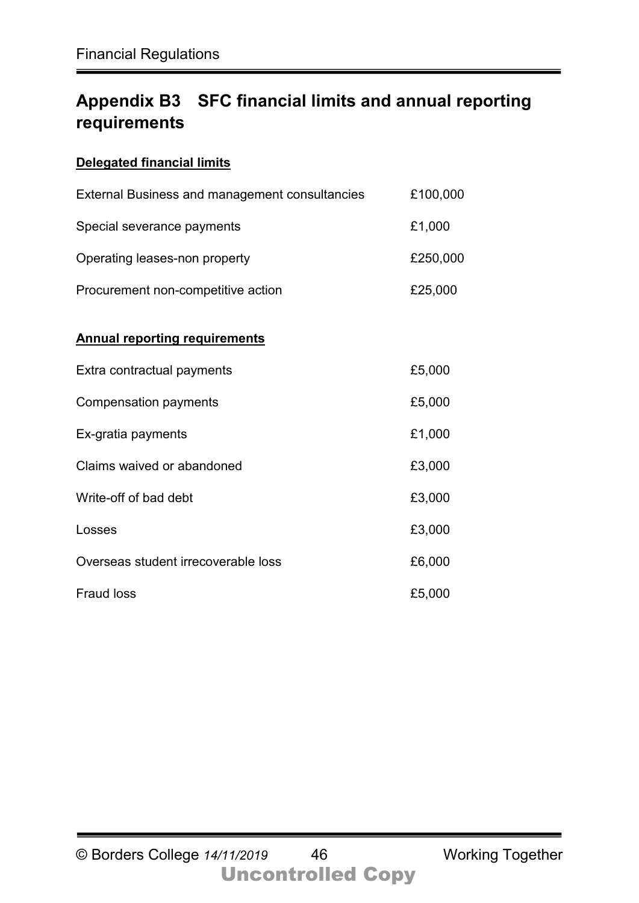## Appendix B3 SFC financial limits and annual reporting requirements

**Delegated financial limits**

| | |
|---|---|
| External Business and management consultancies | £100,000 |
| Special severance payments | £1,000 |
| Operating leases-non property | £250,000 |
| Procurement non-competitive action | £25,000 |

**Annual reporting requirements**

| | |
|---|---|
| Extra contractual payments | £5,000 |
| Compensation payments | £5,000 |
| Ex-gratia payments | £1,000 |
| Claims waived or abandoned | £3,000 |
| Write-off of bad debt | £3,000 |
| Losses | £3,000 |
| Overseas student irrecoverable loss | £6,000 |
| Fraud loss | £5,000 |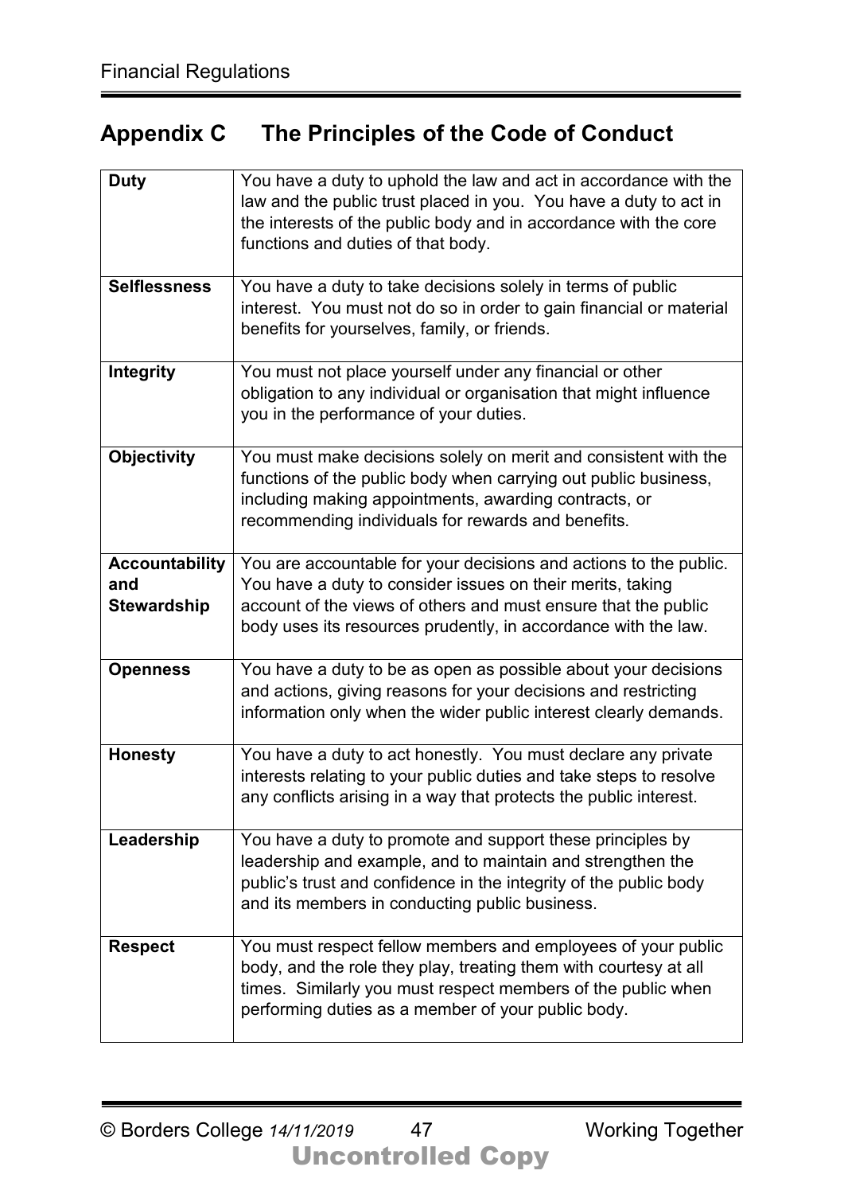## Appendix C The Principles of the Code of Conduct

| | |
|---|---|
| **Duty** | You have a duty to uphold the law and act in accordance with the law and the public trust placed in you. You have a duty to act in the interests of the public body and in accordance with the core functions and duties of that body. |
| **Selflessness** | You have a duty to take decisions solely in terms of public interest. You must not do so in order to gain financial or material benefits for yourselves, family, or friends. |
| **Integrity** | You must not place yourself under any financial or other obligation to any individual or organisation that might influence you in the performance of your duties. |
| **Objectivity** | You must make decisions solely on merit and consistent with the functions of the public body when carrying out public business, including making appointments, awarding contracts, or recommending individuals for rewards and benefits. |
| **Accountability and Stewardship** | You are accountable for your decisions and actions to the public. You have a duty to consider issues on their merits, taking account of the views of others and must ensure that the public body uses its resources prudently, in accordance with the law. |
| **Openness** | You have a duty to be as open as possible about your decisions and actions, giving reasons for your decisions and restricting information only when the wider public interest clearly demands. |
| **Honesty** | You have a duty to act honestly. You must declare any private interests relating to your public duties and take steps to resolve any conflicts arising in a way that protects the public interest. |
| **Leadership** | You have a duty to promote and support these principles by leadership and example, and to maintain and strengthen the public's trust and confidence in the integrity of the public body and its members in conducting public business. |
| **Respect** | You must respect fellow members and employees of your public body, and the role they play, treating them with courtesy at all times. Similarly you must respect members of the public when performing duties as a member of your public body. |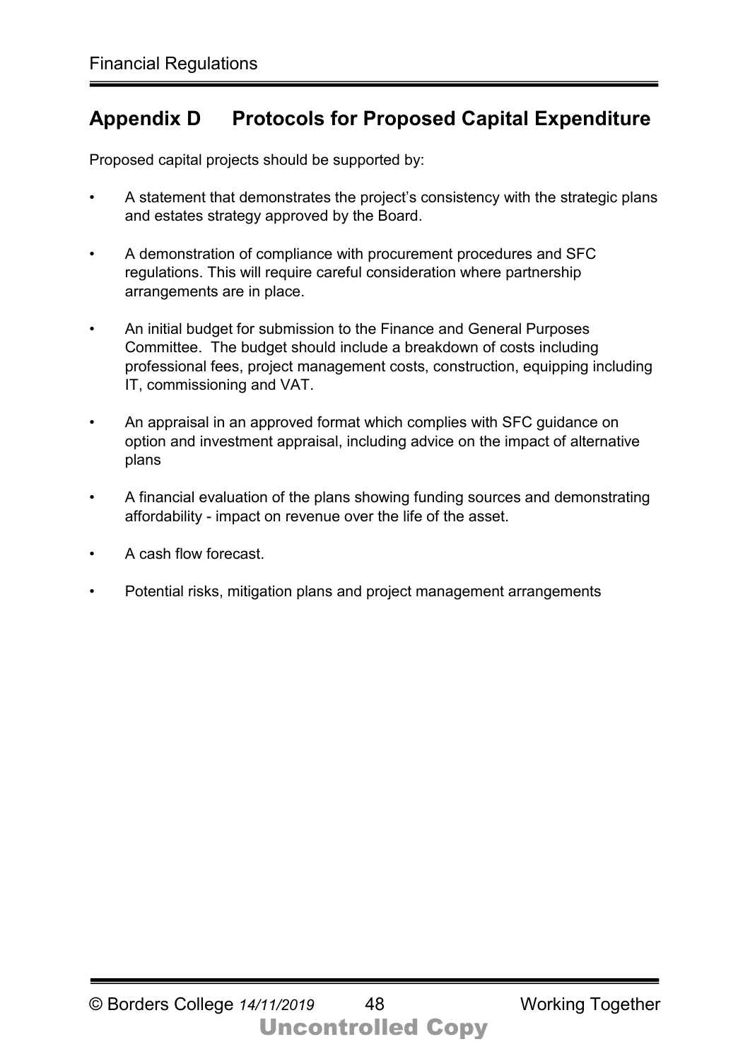## Appendix D Protocols for Proposed Capital Expenditure

Proposed capital projects should be supported by:

- A statement that demonstrates the project's consistency with the strategic plans and estates strategy approved by the Board.

- A demonstration of compliance with procurement procedures and SFC regulations. This will require careful consideration where partnership arrangements are in place.

- An initial budget for submission to the Finance and General Purposes Committee. The budget should include a breakdown of costs including professional fees, project management costs, construction, equipping including IT, commissioning and VAT.

- An appraisal in an approved format which complies with SFC guidance on option and investment appraisal, including advice on the impact of alternative plans

- A financial evaluation of the plans showing funding sources and demonstrating affordability - impact on revenue over the life of the asset.

- A cash flow forecast.

- Potential risks, mitigation plans and project management arrangements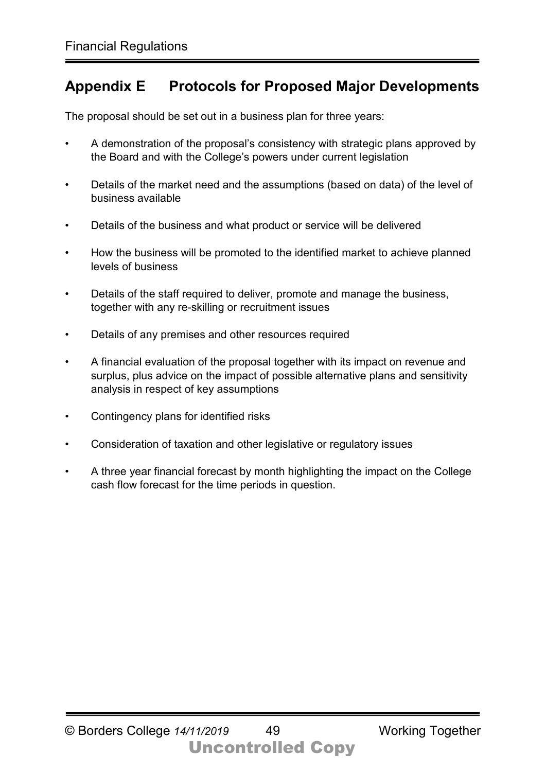## Appendix E Protocols for Proposed Major Developments

The proposal should be set out in a business plan for three years:

- A demonstration of the proposal's consistency with strategic plans approved by the Board and with the College's powers under current legislation
- Details of the market need and the assumptions (based on data) of the level of business available
- Details of the business and what product or service will be delivered
- How the business will be promoted to the identified market to achieve planned levels of business
- Details of the staff required to deliver, promote and manage the business, together with any re-skilling or recruitment issues
- Details of any premises and other resources required
- A financial evaluation of the proposal together with its impact on revenue and surplus, plus advice on the impact of possible alternative plans and sensitivity analysis in respect of key assumptions
- Contingency plans for identified risks
- Consideration of taxation and other legislative or regulatory issues
- A three year financial forecast by month highlighting the impact on the College cash flow forecast for the time periods in question.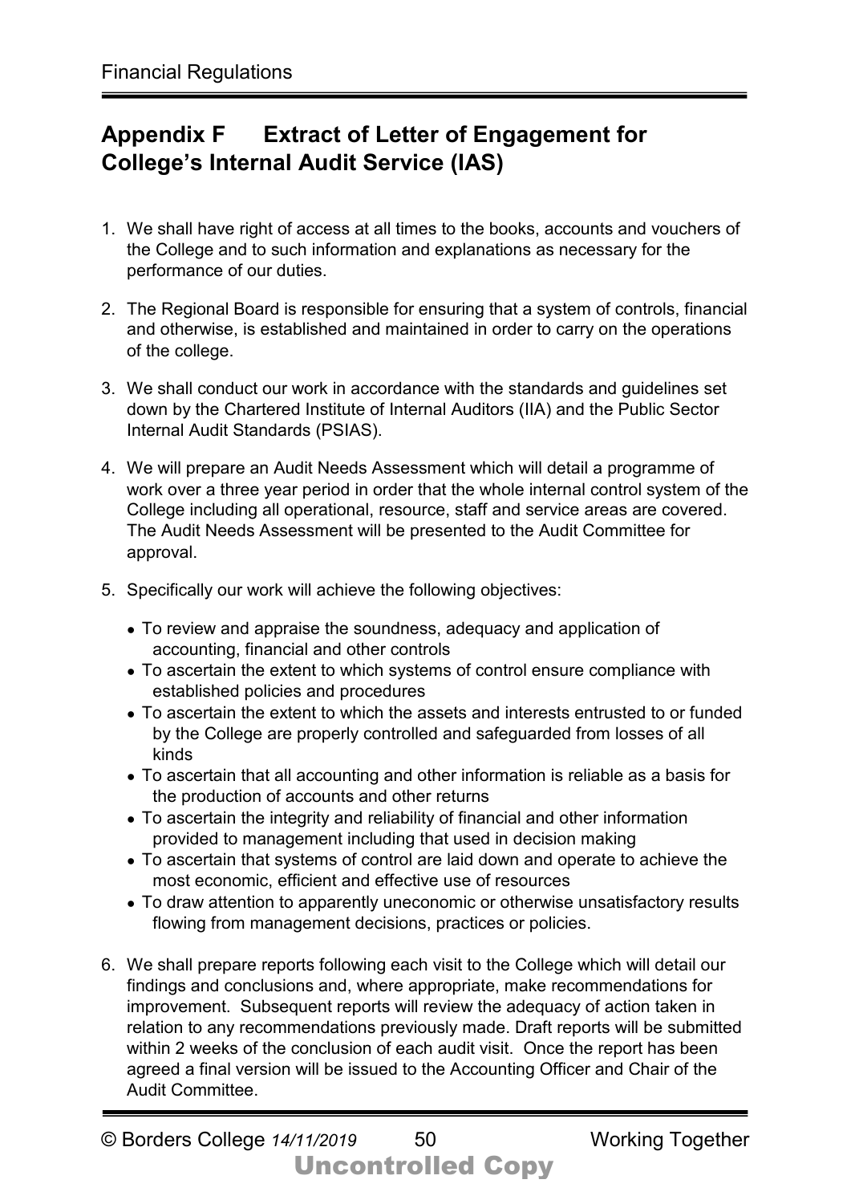## Appendix F Extract of Letter of Engagement for College's Internal Audit Service (IAS)

1. We shall have right of access at all times to the books, accounts and vouchers of the College and to such information and explanations as necessary for the performance of our duties.

2. The Regional Board is responsible for ensuring that a system of controls, financial and otherwise, is established and maintained in order to carry on the operations of the college.

3. We shall conduct our work in accordance with the standards and guidelines set down by the Chartered Institute of Internal Auditors (IIA) and the Public Sector Internal Audit Standards (PSIAS).

4. We will prepare an Audit Needs Assessment which will detail a programme of work over a three year period in order that the whole internal control system of the College including all operational, resource, staff and service areas are covered. The Audit Needs Assessment will be presented to the Audit Committee for approval.

5. Specifically our work will achieve the following objectives:

   - To review and appraise the soundness, adequacy and application of accounting, financial and other controls
   - To ascertain the extent to which systems of control ensure compliance with established policies and procedures
   - To ascertain the extent to which the assets and interests entrusted to or funded by the College are properly controlled and safeguarded from losses of all kinds
   - To ascertain that all accounting and other information is reliable as a basis for the production of accounts and other returns
   - To ascertain the integrity and reliability of financial and other information provided to management including that used in decision making
   - To ascertain that systems of control are laid down and operate to achieve the most economic, efficient and effective use of resources
   - To draw attention to apparently uneconomic or otherwise unsatisfactory results flowing from management decisions, practices or policies.

6. We shall prepare reports following each visit to the College which will detail our findings and conclusions and, where appropriate, make recommendations for improvement. Subsequent reports will review the adequacy of action taken in relation to any recommendations previously made. Draft reports will be submitted within 2 weeks of the conclusion of each audit visit. Once the report has been agreed a final version will be issued to the Accounting Officer and Chair of the Audit Committee.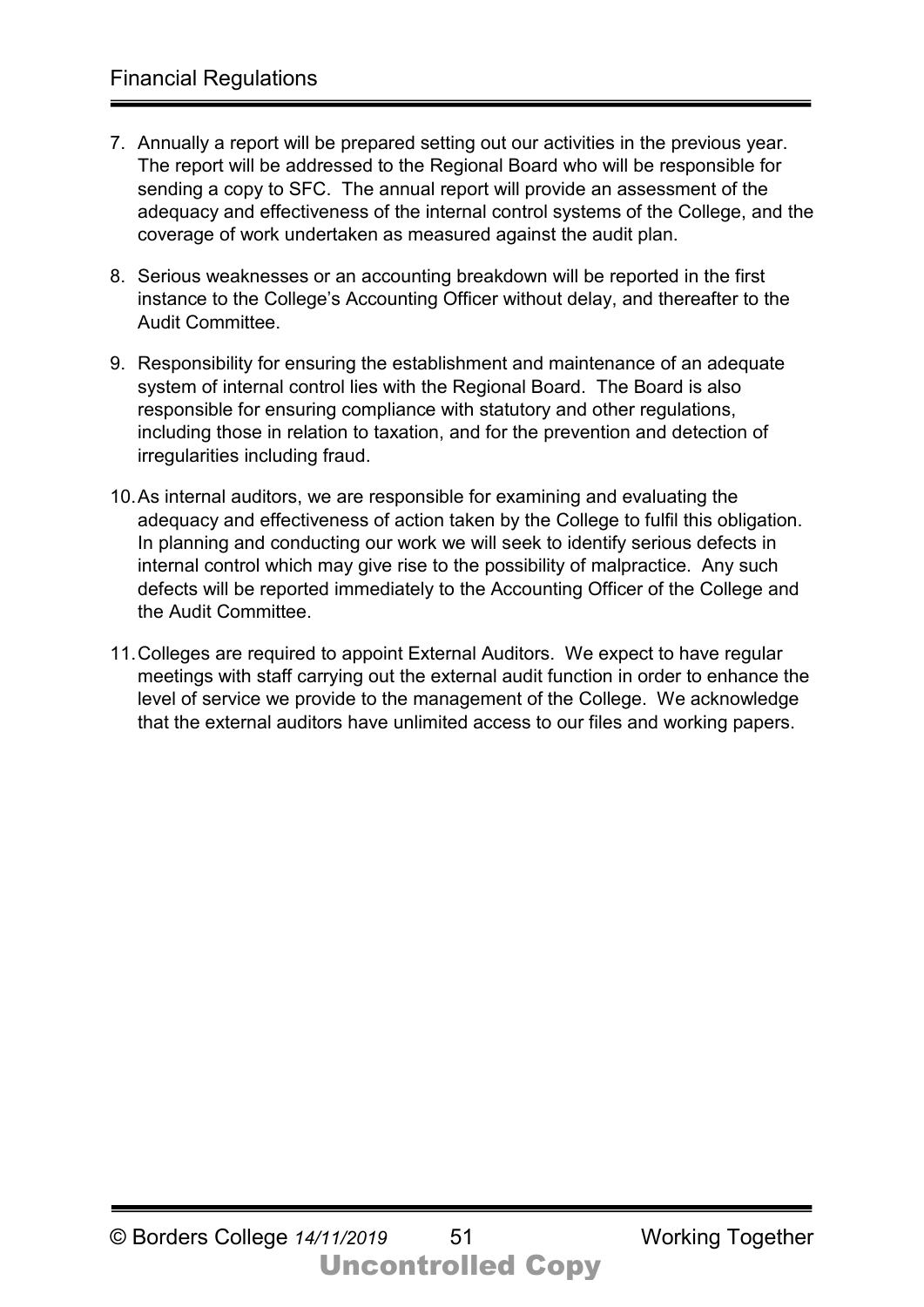7. Annually a report will be prepared setting out our activities in the previous year. The report will be addressed to the Regional Board who will be responsible for sending a copy to SFC. The annual report will provide an assessment of the adequacy and effectiveness of the internal control systems of the College, and the coverage of work undertaken as measured against the audit plan.

8. Serious weaknesses or an accounting breakdown will be reported in the first instance to the College's Accounting Officer without delay, and thereafter to the Audit Committee.

9. Responsibility for ensuring the establishment and maintenance of an adequate system of internal control lies with the Regional Board. The Board is also responsible for ensuring compliance with statutory and other regulations, including those in relation to taxation, and for the prevention and detection of irregularities including fraud.

10. As internal auditors, we are responsible for examining and evaluating the adequacy and effectiveness of action taken by the College to fulfil this obligation. In planning and conducting our work we will seek to identify serious defects in internal control which may give rise to the possibility of malpractice. Any such defects will be reported immediately to the Accounting Officer of the College and the Audit Committee.

11. Colleges are required to appoint External Auditors. We expect to have regular meetings with staff carrying out the external audit function in order to enhance the level of service we provide to the management of the College. We acknowledge that the external auditors have unlimited access to our files and working papers.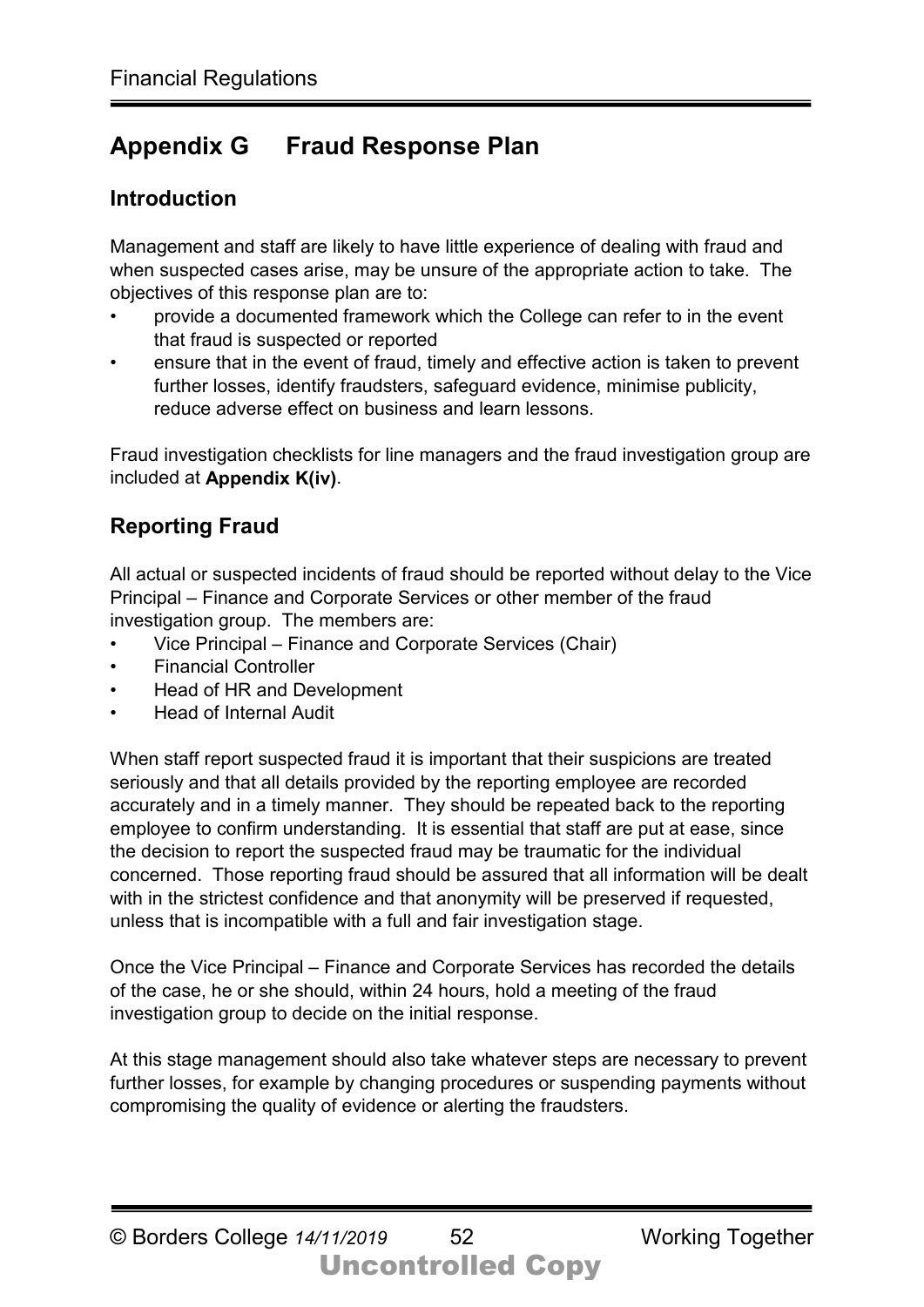# Appendix G Fraud Response Plan

## Introduction

Management and staff are likely to have little experience of dealing with fraud and when suspected cases arise, may be unsure of the appropriate action to take. The objectives of this response plan are to:

- provide a documented framework which the College can refer to in the event that fraud is suspected or reported
- ensure that in the event of fraud, timely and effective action is taken to prevent further losses, identify fraudsters, safeguard evidence, minimise publicity, reduce adverse effect on business and learn lessons.

Fraud investigation checklists for line managers and the fraud investigation group are included at **Appendix K(iv)**.

## Reporting Fraud

All actual or suspected incidents of fraud should be reported without delay to the Vice Principal – Finance and Corporate Services or other member of the fraud investigation group. The members are:

- Vice Principal – Finance and Corporate Services (Chair)
- Financial Controller
- Head of HR and Development
- Head of Internal Audit

When staff report suspected fraud it is important that their suspicions are treated seriously and that all details provided by the reporting employee are recorded accurately and in a timely manner. They should be repeated back to the reporting employee to confirm understanding. It is essential that staff are put at ease, since the decision to report the suspected fraud may be traumatic for the individual concerned. Those reporting fraud should be assured that all information will be dealt with in the strictest confidence and that anonymity will be preserved if requested, unless that is incompatible with a full and fair investigation stage.

Once the Vice Principal – Finance and Corporate Services has recorded the details of the case, he or she should, within 24 hours, hold a meeting of the fraud investigation group to decide on the initial response.

At this stage management should also take whatever steps are necessary to prevent further losses, for example by changing procedures or suspending payments without compromising the quality of evidence or alerting the fraudsters.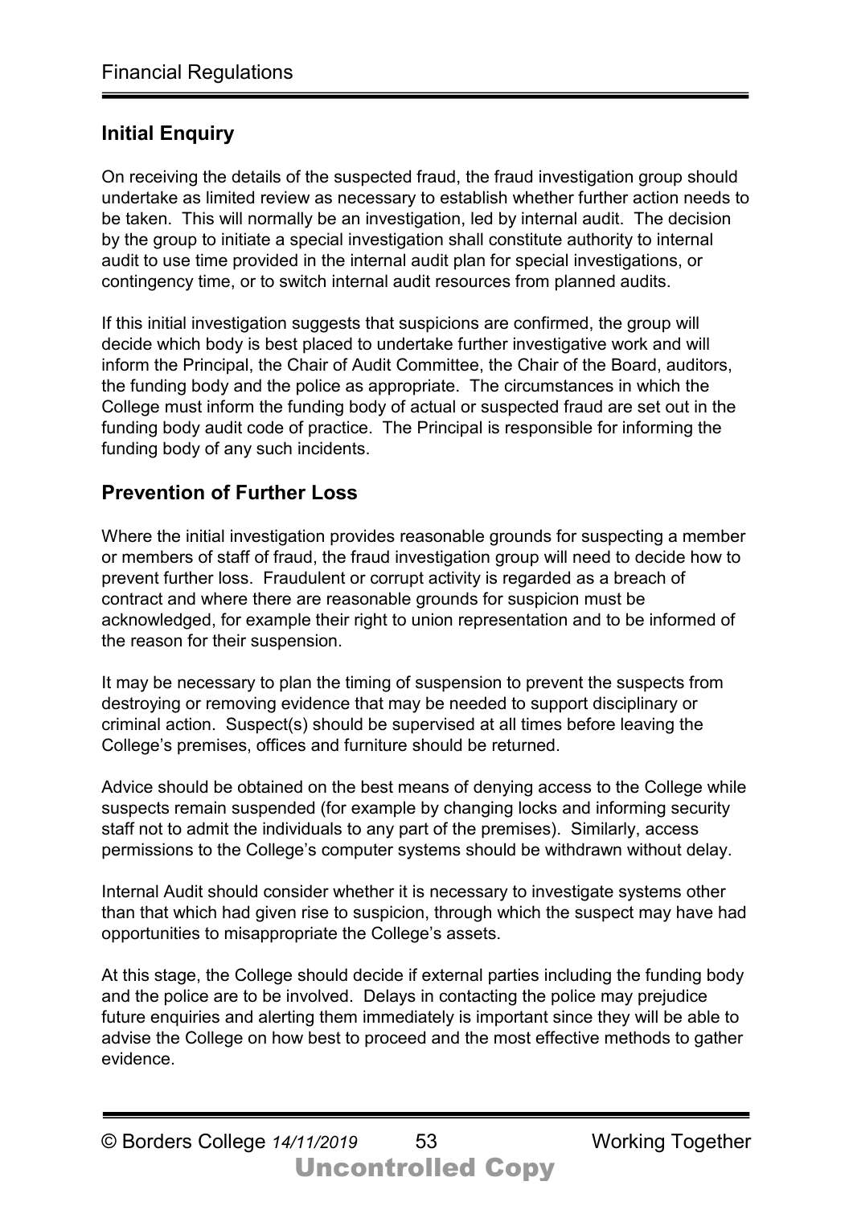## Initial Enquiry

On receiving the details of the suspected fraud, the fraud investigation group should undertake as limited review as necessary to establish whether further action needs to be taken. This will normally be an investigation, led by internal audit. The decision by the group to initiate a special investigation shall constitute authority to internal audit to use time provided in the internal audit plan for special investigations, or contingency time, or to switch internal audit resources from planned audits.

If this initial investigation suggests that suspicions are confirmed, the group will decide which body is best placed to undertake further investigative work and will inform the Principal, the Chair of Audit Committee, the Chair of the Board, auditors, the funding body and the police as appropriate. The circumstances in which the College must inform the funding body of actual or suspected fraud are set out in the funding body audit code of practice. The Principal is responsible for informing the funding body of any such incidents.

## Prevention of Further Loss

Where the initial investigation provides reasonable grounds for suspecting a member or members of staff of fraud, the fraud investigation group will need to decide how to prevent further loss. Fraudulent or corrupt activity is regarded as a breach of contract and where there are reasonable grounds for suspicion must be acknowledged, for example their right to union representation and to be informed of the reason for their suspension.

It may be necessary to plan the timing of suspension to prevent the suspects from destroying or removing evidence that may be needed to support disciplinary or criminal action. Suspect(s) should be supervised at all times before leaving the College's premises, offices and furniture should be returned.

Advice should be obtained on the best means of denying access to the College while suspects remain suspended (for example by changing locks and informing security staff not to admit the individuals to any part of the premises). Similarly, access permissions to the College's computer systems should be withdrawn without delay.

Internal Audit should consider whether it is necessary to investigate systems other than that which had given rise to suspicion, through which the suspect may have had opportunities to misappropriate the College's assets.

At this stage, the College should decide if external parties including the funding body and the police are to be involved. Delays in contacting the police may prejudice future enquiries and alerting them immediately is important since they will be able to advise the College on how best to proceed and the most effective methods to gather evidence.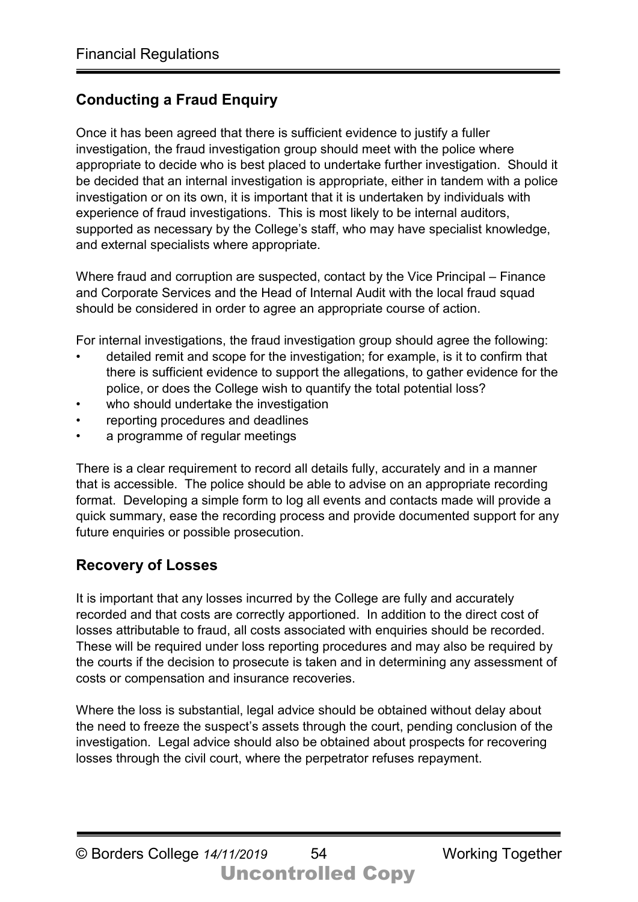## Conducting a Fraud Enquiry

Once it has been agreed that there is sufficient evidence to justify a fuller investigation, the fraud investigation group should meet with the police where appropriate to decide who is best placed to undertake further investigation. Should it be decided that an internal investigation is appropriate, either in tandem with a police investigation or on its own, it is important that it is undertaken by individuals with experience of fraud investigations. This is most likely to be internal auditors, supported as necessary by the College's staff, who may have specialist knowledge, and external specialists where appropriate.

Where fraud and corruption are suspected, contact by the Vice Principal – Finance and Corporate Services and the Head of Internal Audit with the local fraud squad should be considered in order to agree an appropriate course of action.

For internal investigations, the fraud investigation group should agree the following:

- detailed remit and scope for the investigation; for example, is it to confirm that there is sufficient evidence to support the allegations, to gather evidence for the police, or does the College wish to quantify the total potential loss?
- who should undertake the investigation
- reporting procedures and deadlines
- a programme of regular meetings

There is a clear requirement to record all details fully, accurately and in a manner that is accessible. The police should be able to advise on an appropriate recording format. Developing a simple form to log all events and contacts made will provide a quick summary, ease the recording process and provide documented support for any future enquiries or possible prosecution.

## Recovery of Losses

It is important that any losses incurred by the College are fully and accurately recorded and that costs are correctly apportioned. In addition to the direct cost of losses attributable to fraud, all costs associated with enquiries should be recorded. These will be required under loss reporting procedures and may also be required by the courts if the decision to prosecute is taken and in determining any assessment of costs or compensation and insurance recoveries.

Where the loss is substantial, legal advice should be obtained without delay about the need to freeze the suspect's assets through the court, pending conclusion of the investigation. Legal advice should also be obtained about prospects for recovering losses through the civil court, where the perpetrator refuses repayment.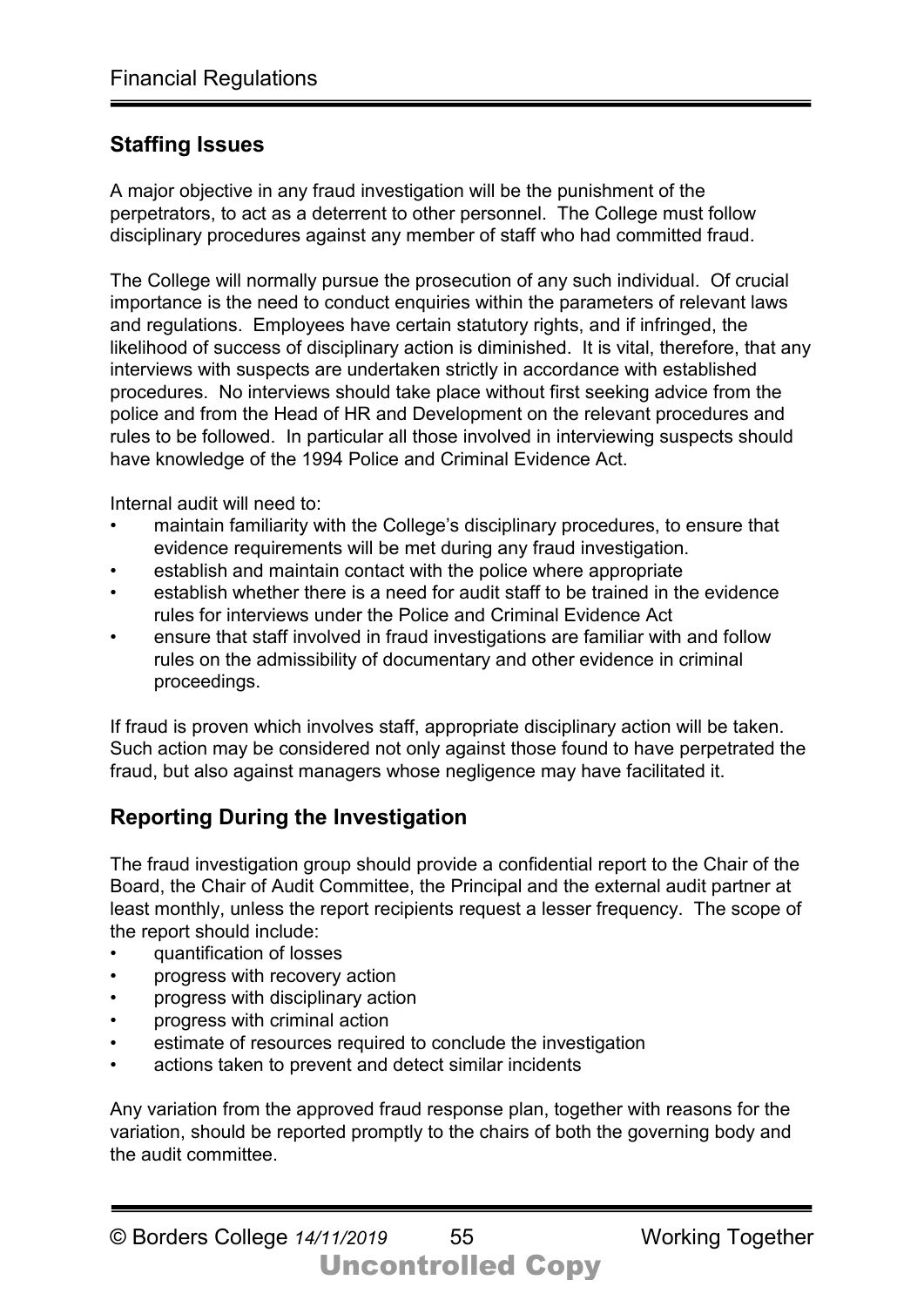## Staffing Issues

A major objective in any fraud investigation will be the punishment of the perpetrators, to act as a deterrent to other personnel. The College must follow disciplinary procedures against any member of staff who had committed fraud.

The College will normally pursue the prosecution of any such individual. Of crucial importance is the need to conduct enquiries within the parameters of relevant laws and regulations. Employees have certain statutory rights, and if infringed, the likelihood of success of disciplinary action is diminished. It is vital, therefore, that any interviews with suspects are undertaken strictly in accordance with established procedures. No interviews should take place without first seeking advice from the police and from the Head of HR and Development on the relevant procedures and rules to be followed. In particular all those involved in interviewing suspects should have knowledge of the 1994 Police and Criminal Evidence Act.

Internal audit will need to:

- maintain familiarity with the College's disciplinary procedures, to ensure that evidence requirements will be met during any fraud investigation.
- establish and maintain contact with the police where appropriate
- establish whether there is a need for audit staff to be trained in the evidence rules for interviews under the Police and Criminal Evidence Act
- ensure that staff involved in fraud investigations are familiar with and follow rules on the admissibility of documentary and other evidence in criminal proceedings.

If fraud is proven which involves staff, appropriate disciplinary action will be taken. Such action may be considered not only against those found to have perpetrated the fraud, but also against managers whose negligence may have facilitated it.

## Reporting During the Investigation

The fraud investigation group should provide a confidential report to the Chair of the Board, the Chair of Audit Committee, the Principal and the external audit partner at least monthly, unless the report recipients request a lesser frequency. The scope of the report should include:

- quantification of losses
- progress with recovery action
- progress with disciplinary action
- progress with criminal action
- estimate of resources required to conclude the investigation
- actions taken to prevent and detect similar incidents

Any variation from the approved fraud response plan, together with reasons for the variation, should be reported promptly to the chairs of both the governing body and the audit committee.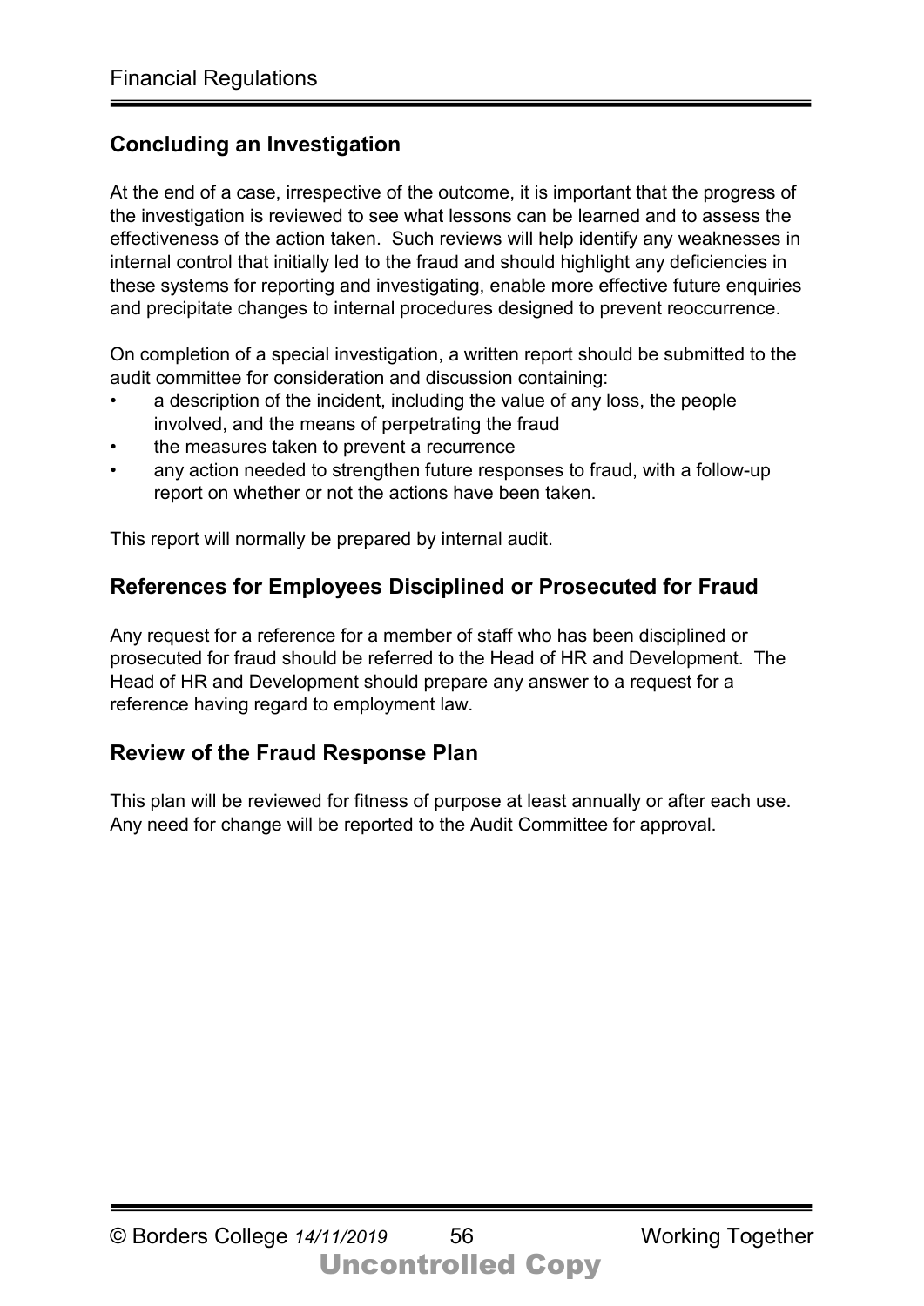## Concluding an Investigation

At the end of a case, irrespective of the outcome, it is important that the progress of the investigation is reviewed to see what lessons can be learned and to assess the effectiveness of the action taken. Such reviews will help identify any weaknesses in internal control that initially led to the fraud and should highlight any deficiencies in these systems for reporting and investigating, enable more effective future enquiries and precipitate changes to internal procedures designed to prevent reoccurrence.

On completion of a special investigation, a written report should be submitted to the audit committee for consideration and discussion containing:

- a description of the incident, including the value of any loss, the people involved, and the means of perpetrating the fraud
- the measures taken to prevent a recurrence
- any action needed to strengthen future responses to fraud, with a follow-up report on whether or not the actions have been taken.

This report will normally be prepared by internal audit.

## References for Employees Disciplined or Prosecuted for Fraud

Any request for a reference for a member of staff who has been disciplined or prosecuted for fraud should be referred to the Head of HR and Development. The Head of HR and Development should prepare any answer to a request for a reference having regard to employment law.

## Review of the Fraud Response Plan

This plan will be reviewed for fitness of purpose at least annually or after each use. Any need for change will be reported to the Audit Committee for approval.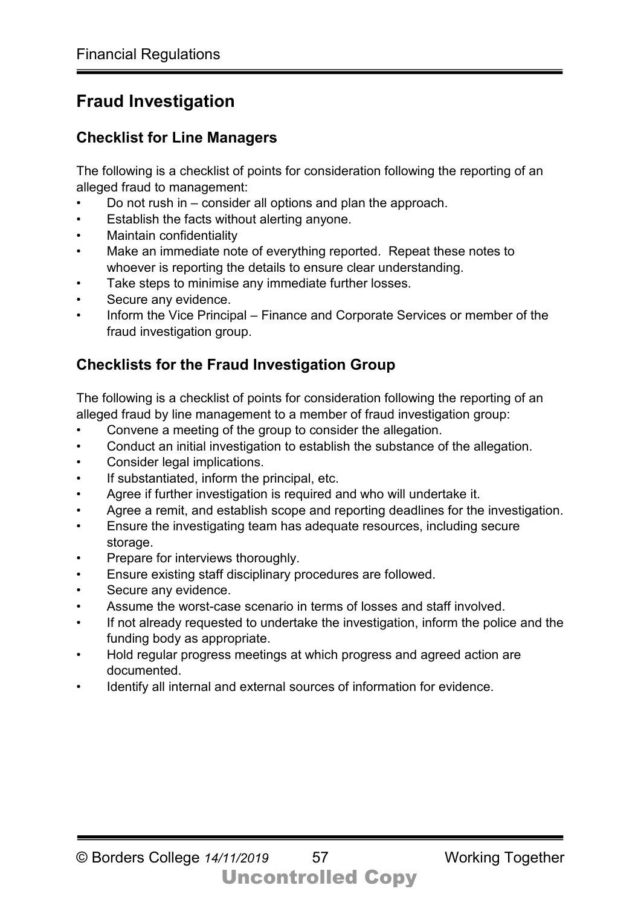## Fraud Investigation

### Checklist for Line Managers

The following is a checklist of points for consideration following the reporting of an alleged fraud to management:

- Do not rush in – consider all options and plan the approach.
- Establish the facts without alerting anyone.
- Maintain confidentiality
- Make an immediate note of everything reported. Repeat these notes to whoever is reporting the details to ensure clear understanding.
- Take steps to minimise any immediate further losses.
- Secure any evidence.
- Inform the Vice Principal – Finance and Corporate Services or member of the fraud investigation group.

### Checklists for the Fraud Investigation Group

The following is a checklist of points for consideration following the reporting of an alleged fraud by line management to a member of fraud investigation group:

- Convene a meeting of the group to consider the allegation.
- Conduct an initial investigation to establish the substance of the allegation.
- Consider legal implications.
- If substantiated, inform the principal, etc.
- Agree if further investigation is required and who will undertake it.
- Agree a remit, and establish scope and reporting deadlines for the investigation.
- Ensure the investigating team has adequate resources, including secure storage.
- Prepare for interviews thoroughly.
- Ensure existing staff disciplinary procedures are followed.
- Secure any evidence.
- Assume the worst-case scenario in terms of losses and staff involved.
- If not already requested to undertake the investigation, inform the police and the funding body as appropriate.
- Hold regular progress meetings at which progress and agreed action are documented.
- Identify all internal and external sources of information for evidence.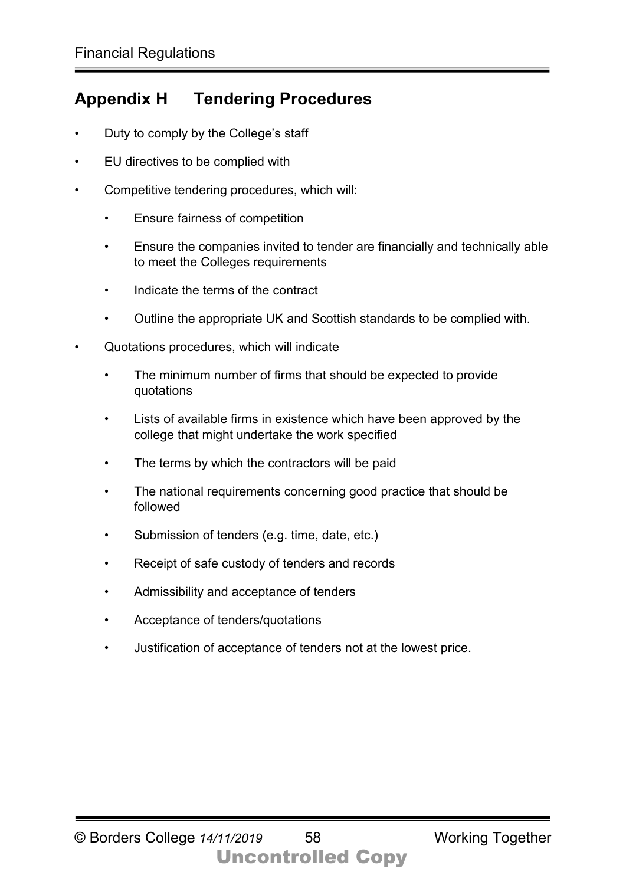## Appendix H Tendering Procedures

- Duty to comply by the College's staff
- EU directives to be complied with
- Competitive tendering procedures, which will:
  - Ensure fairness of competition
  - Ensure the companies invited to tender are financially and technically able to meet the Colleges requirements
  - Indicate the terms of the contract
  - Outline the appropriate UK and Scottish standards to be complied with.
- Quotations procedures, which will indicate
  - The minimum number of firms that should be expected to provide quotations
  - Lists of available firms in existence which have been approved by the college that might undertake the work specified
  - The terms by which the contractors will be paid
  - The national requirements concerning good practice that should be followed
  - Submission of tenders (e.g. time, date, etc.)
  - Receipt of safe custody of tenders and records
  - Admissibility and acceptance of tenders
  - Acceptance of tenders/quotations
  - Justification of acceptance of tenders not at the lowest price.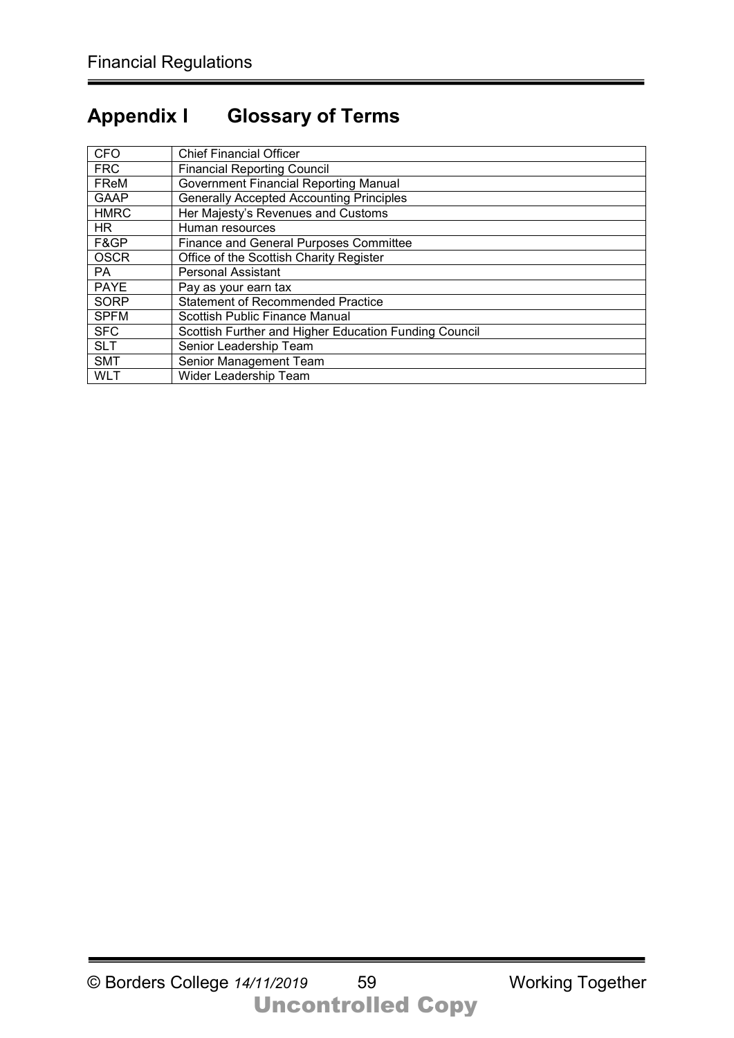# Appendix I Glossary of Terms

| | |
|---|---|
| CFO | Chief Financial Officer |
| FRC | Financial Reporting Council |
| FReM | Government Financial Reporting Manual |
| GAAP | Generally Accepted Accounting Principles |
| HMRC | Her Majesty's Revenues and Customs |
| HR | Human resources |
| F&GP | Finance and General Purposes Committee |
| OSCR | Office of the Scottish Charity Register |
| PA | Personal Assistant |
| PAYE | Pay as your earn tax |
| SORP | Statement of Recommended Practice |
| SPFM | Scottish Public Finance Manual |
| SFC | Scottish Further and Higher Education Funding Council |
| SLT | Senior Leadership Team |
| SMT | Senior Management Team |
| WLT | Wider Leadership Team |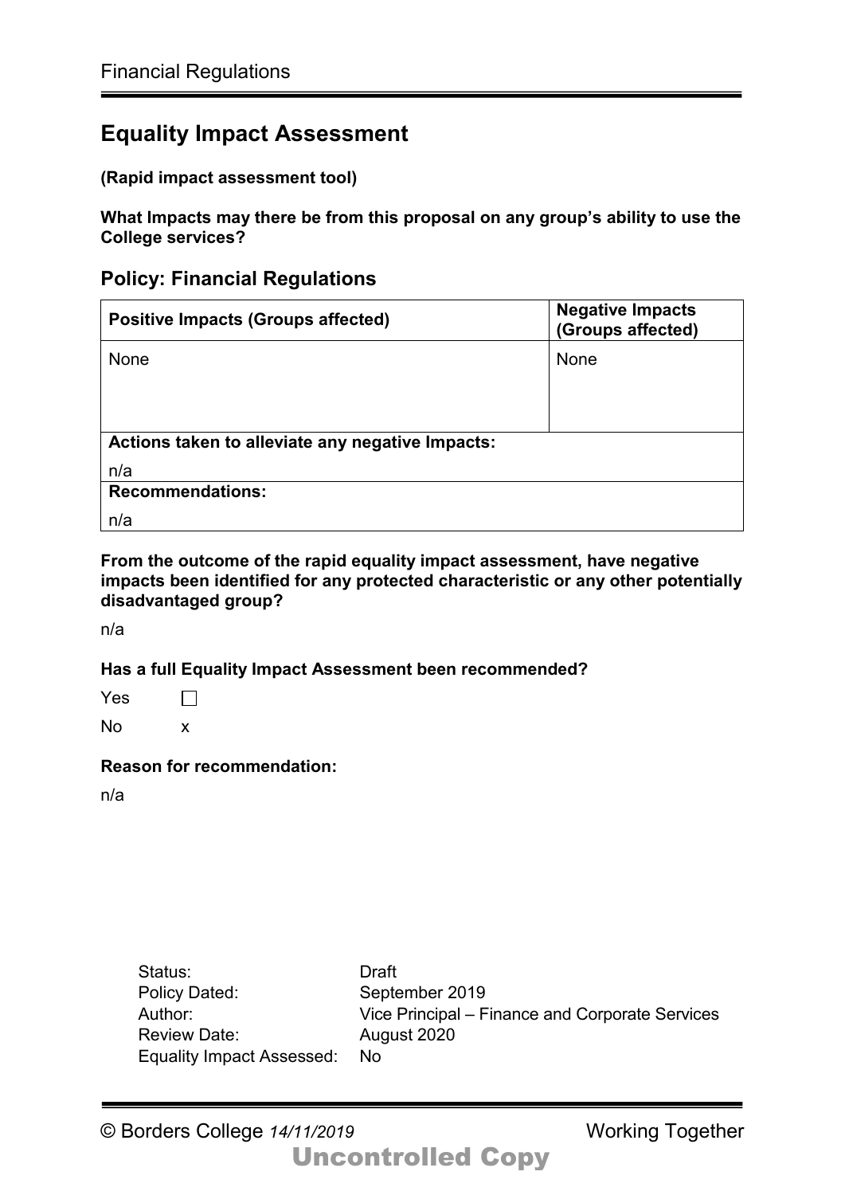## Equality Impact Assessment

**(Rapid impact assessment tool)**

**What Impacts may there be from this proposal on any group's ability to use the College services?**

### Policy: Financial Regulations

| Positive Impacts (Groups affected) | Negative Impacts (Groups affected) |
|---|---|
| None | None |
| **Actions taken to alleviate any negative Impacts:** n/a | |
| **Recommendations:** n/a | |

**From the outcome of the rapid equality impact assessment, have negative impacts been identified for any protected characteristic or any other potentially disadvantaged group?**

n/a

**Has a full Equality Impact Assessment been recommended?**

Yes ☐

No x

**Reason for recommendation:**

n/a

| | |
|---|---|
| Status: | Draft |
| Policy Dated: | September 2019 |
| Author: | Vice Principal – Finance and Corporate Services |
| Review Date: | August 2020 |
| Equality Impact Assessed: | No |